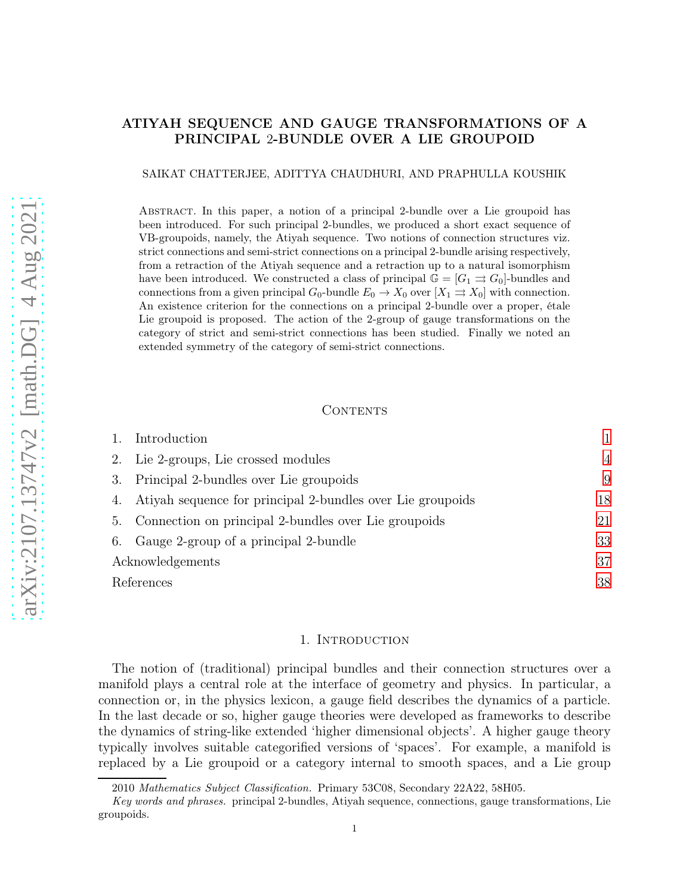# ATIYAH SEQUENCE AND GAUGE TRANSFORMATIONS OF A PRINCIPAL 2-BUNDLE OVER A LIE GROUPOID

SAIKAT CHATTERJEE, ADITTYA CHAUDHURI, AND PRAPHULLA KOUSHIK

Abstract. In this paper, a notion of a principal 2-bundle over a Lie groupoid has been introduced. For such principal 2-bundles, we produced a short exact sequence of VB-groupoids, namely, the Atiyah sequence. Two notions of connection structures viz. strict connections and semi-strict connections on a principal 2-bundle arising respectively, from a retraction of the Atiyah sequence and a retraction up to a natural isomorphism have been introduced. We constructed a class of principal $\mathbb{G} = [G_1 \rightrightarrows G_0]$-bundles and connections from a given principal $G_0$-bundle $E_0 \to X_0$ over $[X_1 \rightrightarrows X_0]$ with connection. An existence criterion for the connections on a principal 2-bundle over a proper, étale Lie groupoid is proposed. The action of the 2-group of gauge transformations on the category of strict and semi-strict connections has been studied. Finally we noted an extended symmetry of the category of semi-strict connections.

## Contents

1. Introduction — 1
2. Lie 2-groups, Lie crossed modules — 4
3. Principal 2-bundles over Lie groupoids — 9
4. Atiyah sequence for principal 2-bundles over Lie groupoids — 18
5. Connection on principal 2-bundles over Lie groupoids — 21
6. Gauge 2-group of a principal 2-bundle — 33

Acknowledgements — 37

References — 38

## 1. Introduction

The notion of (traditional) principal bundles and their connection structures over a manifold plays a central role at the interface of geometry and physics. In particular, a connection or, in the physics lexicon, a gauge field describes the dynamics of a particle. In the last decade or so, higher gauge theories were developed as frameworks to describe the dynamics of string-like extended 'higher dimensional objects'. A higher gauge theory typically involves suitable categorified versions of 'spaces'. For example, a manifold is replaced by a Lie groupoid or a category internal to smooth spaces, and a Lie group

2010 *Mathematics Subject Classification.* Primary 53C08, Secondary 22A22, 58H05.

*Key words and phrases.* principal 2-bundles, Atiyah sequence, connections, gauge transformations, Lie groupoids.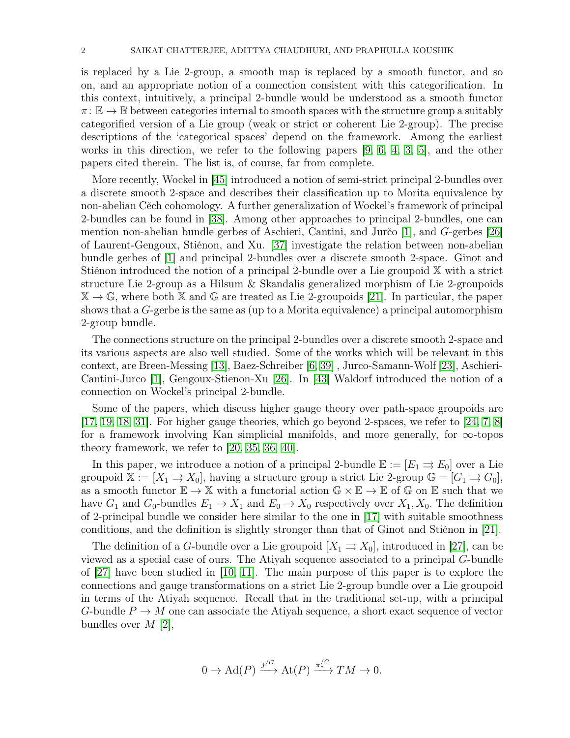is replaced by a Lie 2-group, a smooth map is replaced by a smooth functor, and so on, and an appropriate notion of a connection consistent with this categorification. In this context, intuitively, a principal 2-bundle would be understood as a smooth functor $\pi\colon \mathbb{E} \to \mathbb{B}$ between categories internal to smooth spaces with the structure group a suitably categorified version of a Lie group (weak or strict or coherent Lie 2-group). The precise descriptions of the 'categorical spaces' depend on the framework. Among the earliest works in this direction, we refer to the following papers [9, 6, 4, 3, 5], and the other papers cited therein. The list is, of course, far from complete.

More recently, Wockel in [45] introduced a notion of semi-strict principal 2-bundles over a discrete smooth 2-space and describes their classification up to Morita equivalence by non-abelian Cěch cohomology. A further generalization of Wockel's framework of principal 2-bundles can be found in [38]. Among other approaches to principal 2-bundles, one can mention non-abelian bundle gerbes of Aschieri, Cantini, and Jurčo [1], and $G$-gerbes [26] of Laurent-Gengoux, Stiénon, and Xu. [37] investigate the relation between non-abelian bundle gerbes of [1] and principal 2-bundles over a discrete smooth 2-space. Ginot and Stiénon introduced the notion of a principal 2-bundle over a Lie groupoid $\mathbb{X}$ with a strict structure Lie 2-group as a Hilsum & Skandalis generalized morphism of Lie 2-groupoids $\mathbb{X} \to \mathbb{G}$, where both $\mathbb{X}$ and $\mathbb{G}$ are treated as Lie 2-groupoids [21]. In particular, the paper shows that a $G$-gerbe is the same as (up to a Morita equivalence) a principal automorphism 2-group bundle.

The connections structure on the principal 2-bundles over a discrete smooth 2-space and its various aspects are also well studied. Some of the works which will be relevant in this context, are Breen-Messing [13], Baez-Schreiber [6, 39] , Jurco-Samann-Wolf [23], Aschieri-Cantini-Jurco [1], Gengoux-Stienon-Xu [26]. In [43] Waldorf introduced the notion of a connection on Wockel's principal 2-bundle.

Some of the papers, which discuss higher gauge theory over path-space groupoids are [17, 19, 18, 31]. For higher gauge theories, which go beyond 2-spaces, we refer to [24, 7, 8] for a framework involving Kan simplicial manifolds, and more generally, for $\infty$-topos theory framework, we refer to [20, 35, 36, 40].

In this paper, we introduce a notion of a principal 2-bundle $\mathbb{E} := [E_1 \rightrightarrows E_0]$ over a Lie groupoid $\mathbb{X} := [X_1 \rightrightarrows X_0]$, having a structure group a strict Lie 2-group $\mathbb{G} = [G_1 \rightrightarrows G_0]$, as a smooth functor $\mathbb{E} \to \mathbb{X}$ with a functorial action $\mathbb{G} \times \mathbb{E} \to \mathbb{E}$ of $\mathbb{G}$ on $\mathbb{E}$ such that we have $G_1$ and $G_0$-bundles $E_1 \to X_1$ and $E_0 \to X_0$ respectively over $X_1, X_0$. The definition of 2-principal bundle we consider here similar to the one in [17] with suitable smoothness conditions, and the definition is slightly stronger than that of Ginot and Stiénon in [21].

The definition of a $G$-bundle over a Lie groupoid $[X_1 \rightrightarrows X_0]$, introduced in [27], can be viewed as a special case of ours. The Atiyah sequence associated to a principal $G$-bundle of [27] have been studied in [10, 11]. The main purpose of this paper is to explore the connections and gauge transformations on a strict Lie 2-group bundle over a Lie groupoid in terms of the Atiyah sequence. Recall that in the traditional set-up, with a principal $G$-bundle $P \to M$ one can associate the Atiyah sequence, a short exact sequence of vector bundles over $M$ [2],

$$0 \to \mathrm{Ad}(P) \xrightarrow{j^{/G}} \mathrm{At}(P) \xrightarrow{\pi_*^{/G}} TM \to 0.$$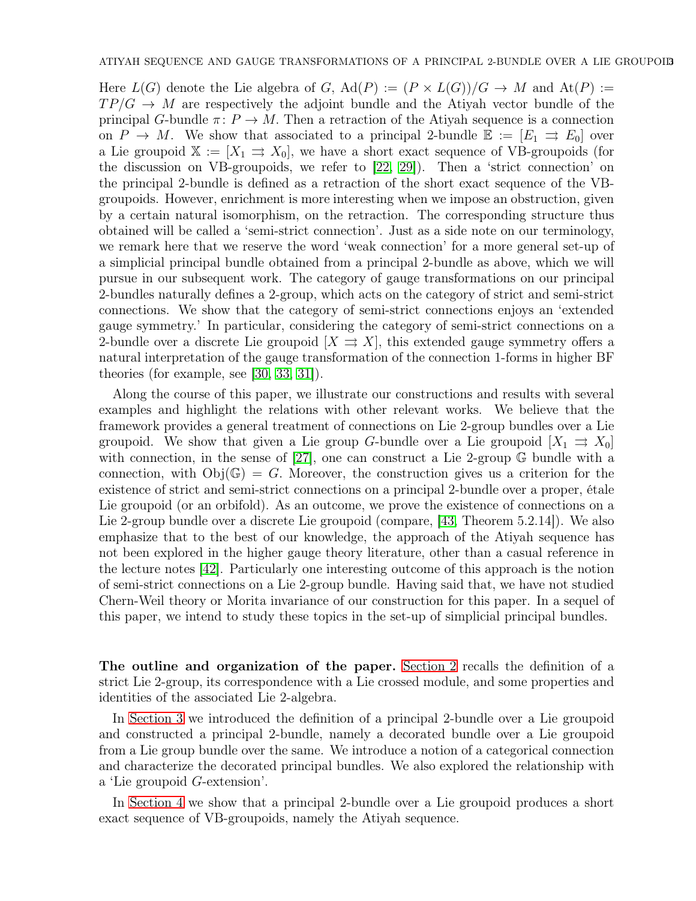Here $L(G)$ denote the Lie algebra of $G$, $\mathrm{Ad}(P) := (P \times L(G))/G \to M$ and $\mathrm{At}(P) := TP/G \to M$ are respectively the adjoint bundle and the Atiyah vector bundle of the principal $G$-bundle $\pi \colon P \to M$. Then a retraction of the Atiyah sequence is a connection on $P \to M$. We show that associated to a principal 2-bundle $\mathbb{E} := [E_1 \rightrightarrows E_0]$ over a Lie groupoid $\mathbb{X} := [X_1 \rightrightarrows X_0]$, we have a short exact sequence of VB-groupoids (for the discussion on VB-groupoids, we refer to [22, 29]). Then a 'strict connection' on the principal 2-bundle is defined as a retraction of the short exact sequence of the VB-groupoids. However, enrichment is more interesting when we impose an obstruction, given by a certain natural isomorphism, on the retraction. The corresponding structure thus obtained will be called a 'semi-strict connection'. Just as a side note on our terminology, we remark here that we reserve the word 'weak connection' for a more general set-up of a simplicial principal bundle obtained from a principal 2-bundle as above, which we will pursue in our subsequent work. The category of gauge transformations on our principal 2-bundles naturally defines a 2-group, which acts on the category of strict and semi-strict connections. We show that the category of semi-strict connections enjoys an 'extended gauge symmetry.' In particular, considering the category of semi-strict connections on a 2-bundle over a discrete Lie groupoid $[X \rightrightarrows X]$, this extended gauge symmetry offers a natural interpretation of the gauge transformation of the connection 1-forms in higher BF theories (for example, see [30, 33, 31]).

Along the course of this paper, we illustrate our constructions and results with several examples and highlight the relations with other relevant works. We believe that the framework provides a general treatment of connections on Lie 2-group bundles over a Lie groupoid. We show that given a Lie group $G$-bundle over a Lie groupoid $[X_1 \rightrightarrows X_0]$ with connection, in the sense of [27], one can construct a Lie 2-group $\mathbb{G}$ bundle with a connection, with $\mathrm{Obj}(\mathbb{G}) = G$. Moreover, the construction gives us a criterion for the existence of strict and semi-strict connections on a principal 2-bundle over a proper, étale Lie groupoid (or an orbifold). As an outcome, we prove the existence of connections on a Lie 2-group bundle over a discrete Lie groupoid (compare, [43, Theorem 5.2.14]). We also emphasize that to the best of our knowledge, the approach of the Atiyah sequence has not been explored in the higher gauge theory literature, other than a casual reference in the lecture notes [42]. Particularly one interesting outcome of this approach is the notion of semi-strict connections on a Lie 2-group bundle. Having said that, we have not studied Chern-Weil theory or Morita invariance of our construction for this paper. In a sequel of this paper, we intend to study these topics in the set-up of simplicial principal bundles.

**The outline and organization of the paper.** Section 2 recalls the definition of a strict Lie 2-group, its correspondence with a Lie crossed module, and some properties and identities of the associated Lie 2-algebra.

In Section 3 we introduced the definition of a principal 2-bundle over a Lie groupoid and constructed a principal 2-bundle, namely a decorated bundle over a Lie groupoid from a Lie group bundle over the same. We introduce a notion of a categorical connection and characterize the decorated principal bundles. We also explored the relationship with a 'Lie groupoid $G$-extension'.

In Section 4 we show that a principal 2-bundle over a Lie groupoid produces a short exact sequence of VB-groupoids, namely the Atiyah sequence.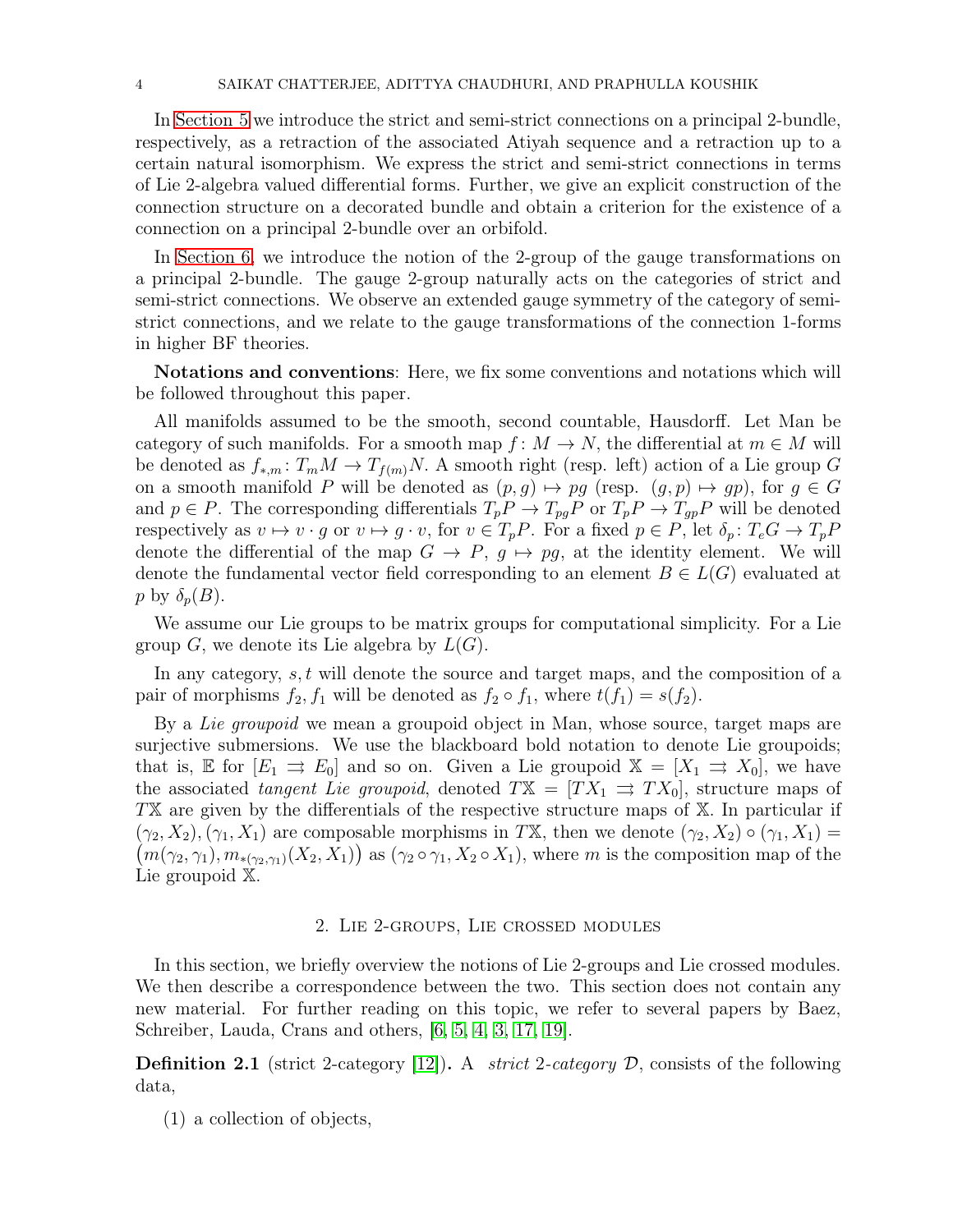In Section 5 we introduce the strict and semi-strict connections on a principal 2-bundle, respectively, as a retraction of the associated Atiyah sequence and a retraction up to a certain natural isomorphism. We express the strict and semi-strict connections in terms of Lie 2-algebra valued differential forms. Further, we give an explicit construction of the connection structure on a decorated bundle and obtain a criterion for the existence of a connection on a principal 2-bundle over an orbifold.

In Section 6, we introduce the notion of the 2-group of the gauge transformations on a principal 2-bundle. The gauge 2-group naturally acts on the categories of strict and semi-strict connections. We observe an extended gauge symmetry of the category of semi-strict connections, and we relate to the gauge transformations of the connection 1-forms in higher BF theories.

**Notations and conventions**: Here, we fix some conventions and notations which will be followed throughout this paper.

All manifolds assumed to be the smooth, second countable, Hausdorff. Let Man be category of such manifolds. For a smooth map $f\colon M \to N$, the differential at $m \in M$ will be denoted as $f_{*,m}\colon T_mM \to T_{f(m)}N$. A smooth right (resp. left) action of a Lie group $G$ on a smooth manifold $P$ will be denoted as $(p, g) \mapsto pg$ (resp. $(g, p) \mapsto gp$), for $g \in G$ and $p \in P$. The corresponding differentials $T_pP \to T_{pg}P$ or $T_pP \to T_{gp}P$ will be denoted respectively as $v \mapsto v \cdot g$ or $v \mapsto g \cdot v$, for $v \in T_pP$. For a fixed $p \in P$, let $\delta_p\colon T_eG \to T_pP$ denote the differential of the map $G \to P$, $g \mapsto pg$, at the identity element. We will denote the fundamental vector field corresponding to an element $B \in L(G)$ evaluated at $p$ by $\delta_p(B)$.

We assume our Lie groups to be matrix groups for computational simplicity. For a Lie group $G$, we denote its Lie algebra by $L(G)$.

In any category, $s, t$ will denote the source and target maps, and the composition of a pair of morphisms $f_2, f_1$ will be denoted as $f_2 \circ f_1$, where $t(f_1) = s(f_2)$.

By a *Lie groupoid* we mean a groupoid object in Man, whose source, target maps are surjective submersions. We use the blackboard bold notation to denote Lie groupoids; that is, $\mathbb{E}$ for $[E_1 \rightrightarrows E_0]$ and so on. Given a Lie groupoid $\mathbb{X} = [X_1 \rightrightarrows X_0]$, we have the associated *tangent Lie groupoid*, denoted $T\mathbb{X} = [TX_1 \rightrightarrows TX_0]$, structure maps of $T\mathbb{X}$ are given by the differentials of the respective structure maps of $\mathbb{X}$. In particular if $(\gamma_2, X_2), (\gamma_1, X_1)$ are composable morphisms in $T\mathbb{X}$, then we denote $(\gamma_2, X_2) \circ (\gamma_1, X_1) = \big(m(\gamma_2, \gamma_1), m_{*(\gamma_2,\gamma_1)}(X_2, X_1)\big)$ as $(\gamma_2 \circ \gamma_1, X_2 \circ X_1)$, where $m$ is the composition map of the Lie groupoid $\mathbb{X}$.

## 2. Lie 2-groups, Lie crossed modules

In this section, we briefly overview the notions of Lie 2-groups and Lie crossed modules. We then describe a correspondence between the two. This section does not contain any new material. For further reading on this topic, we refer to several papers by Baez, Schreiber, Lauda, Crans and others, [6, 5, 4, 3, 17, 19].

**Definition 2.1** (strict 2-category [12])**.** A *strict* 2*-category* $\mathcal{D}$, consists of the following data,

(1) a collection of objects,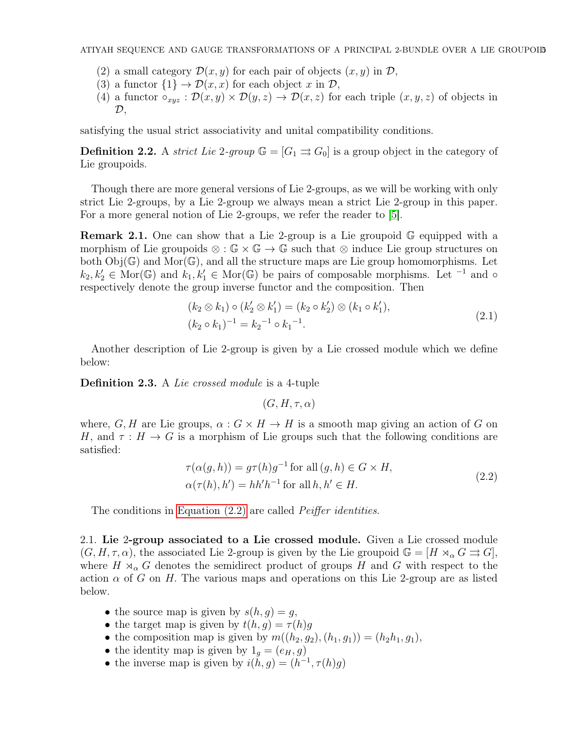(2) a small category $\mathcal{D}(x, y)$ for each pair of objects $(x, y)$ in $\mathcal{D}$,
(3) a functor $\{1\} \to \mathcal{D}(x, x)$ for each object $x$ in $\mathcal{D}$,
(4) a functor $\circ_{xyz} : \mathcal{D}(x, y) \times \mathcal{D}(y, z) \to \mathcal{D}(x, z)$ for each triple $(x, y, z)$ of objects in $\mathcal{D}$,

satisfying the usual strict associativity and unital compatibility conditions.

**Definition 2.2.** A *strict Lie 2-group* $\mathbb{G} = [G_1 \rightrightarrows G_0]$ is a group object in the category of Lie groupoids.

Though there are more general versions of Lie 2-groups, as we will be working with only strict Lie 2-groups, by a Lie 2-group we always mean a strict Lie 2-group in this paper. For a more general notion of Lie 2-groups, we refer the reader to [5].

**Remark 2.1.** One can show that a Lie 2-group is a Lie groupoid $\mathbb{G}$ equipped with a morphism of Lie groupoids $\otimes : \mathbb{G} \times \mathbb{G} \to \mathbb{G}$ such that $\otimes$ induce Lie group structures on both $\mathrm{Obj}(\mathbb{G})$ and $\mathrm{Mor}(\mathbb{G})$, and all the structure maps are Lie group homomorphisms. Let $k_2, k_2' \in \mathrm{Mor}(\mathbb{G})$ and $k_1, k_1' \in \mathrm{Mor}(\mathbb{G})$ be pairs of composable morphisms. Let $^{-1}$ and $\circ$ respectively denote the group inverse functor and the composition. Then

$$
\begin{aligned}
&(k_2 \otimes k_1) \circ (k_2' \otimes k_1') = (k_2 \circ k_2') \otimes (k_1 \circ k_1'),\\
&(k_2 \circ k_1)^{-1} = {k_2}^{-1} \circ {k_1}^{-1}.
\end{aligned}
\tag{2.1}
$$

Another description of Lie 2-group is given by a Lie crossed module which we define below:

**Definition 2.3.** A *Lie crossed module* is a 4-tuple

$$(G, H, \tau, \alpha)$$

where, $G, H$ are Lie groups, $\alpha : G \times H \to H$ is a smooth map giving an action of $G$ on $H$, and $\tau : H \to G$ is a morphism of Lie groups such that the following conditions are satisfied:

$$
\begin{aligned}
&\tau(\alpha(g, h)) = g\tau(h)g^{-1} \text{ for all } (g, h) \in G \times H,\\
&\alpha(\tau(h), h') = hh'h^{-1} \text{ for all } h, h' \in H.
\end{aligned}
\tag{2.2}
$$

The conditions in Equation (2.2) are called *Peiffer identities*.

2.1. **Lie 2-group associated to a Lie crossed module.** Given a Lie crossed module $(G, H, \tau, \alpha)$, the associated Lie 2-group is given by the Lie groupoid $\mathbb{G} = [H \rtimes_\alpha G \rightrightarrows G]$, where $H \rtimes_\alpha G$ denotes the semidirect product of groups $H$ and $G$ with respect to the action $\alpha$ of $G$ on $H$. The various maps and operations on this Lie 2-group are as listed below.

- the source map is given by $s(h, g) = g$,
- the target map is given by $t(h, g) = \tau(h)g$
- the composition map is given by $m((h_2, g_2), (h_1, g_1)) = (h_2h_1, g_1)$,
- the identity map is given by $1_g = (e_H, g)$
- the inverse map is given by $i(h, g) = (h^{-1}, \tau(h)g)$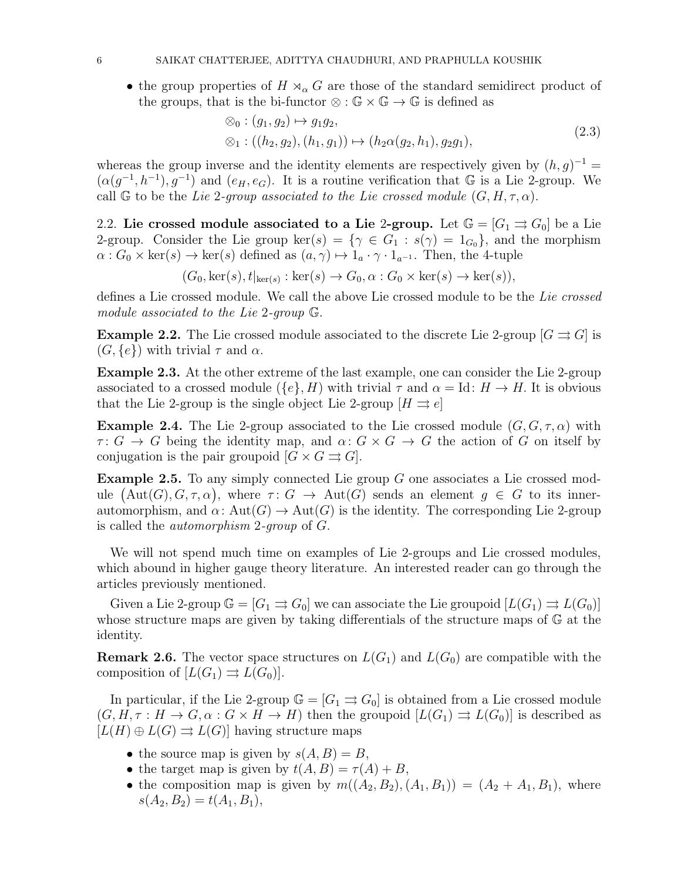- the group properties of $H \rtimes_\alpha G$ are those of the standard semidirect product of the groups, that is the bi-functor $\otimes : \mathbb{G} \times \mathbb{G} \to \mathbb{G}$ is defined as

$$
\begin{aligned}
&\otimes_0 : (g_1, g_2) \mapsto g_1 g_2, \\
&\otimes_1 : ((h_2, g_2), (h_1, g_1)) \mapsto (h_2 \alpha(g_2, h_1), g_2 g_1),
\end{aligned}
\tag{2.3}
$$

whereas the group inverse and the identity elements are respectively given by $(h, g)^{-1} = (\alpha(g^{-1}, h^{-1}), g^{-1})$ and $(e_H, e_G)$. It is a routine verification that $\mathbb{G}$ is a Lie 2-group. We call $\mathbb{G}$ to be the *Lie 2-group associated to the Lie crossed module* $(G, H, \tau, \alpha)$.

2.2. **Lie crossed module associated to a Lie 2-group.** Let $\mathbb{G} = [G_1 \rightrightarrows G_0]$ be a Lie 2-group. Consider the Lie group $\ker(s) = \{\gamma \in G_1 : s(\gamma) = 1_{G_0}\}$, and the morphism $\alpha : G_0 \times \ker(s) \to \ker(s)$ defined as $(a, \gamma) \mapsto 1_a \cdot \gamma \cdot 1_{a^{-1}}$. Then, the 4-tuple

$$
(G_0, \ker(s), t|_{\ker(s)} : \ker(s) \to G_0, \alpha : G_0 \times \ker(s) \to \ker(s)),
$$

defines a Lie crossed module. We call the above Lie crossed module to be the *Lie crossed module associated to the Lie 2-group* $\mathbb{G}$.

**Example 2.2.** The Lie crossed module associated to the discrete Lie 2-group $[G \rightrightarrows G]$ is $(G, \{e\})$ with trivial $\tau$ and $\alpha$.

**Example 2.3.** At the other extreme of the last example, one can consider the Lie 2-group associated to a crossed module $(\{e\}, H)$ with trivial $\tau$ and $\alpha = \mathrm{Id} \colon H \to H$. It is obvious that the Lie 2-group is the single object Lie 2-group $[H \rightrightarrows e]$

**Example 2.4.** The Lie 2-group associated to the Lie crossed module $(G, G, \tau, \alpha)$ with $\tau \colon G \to G$ being the identity map, and $\alpha \colon G \times G \to G$ the action of $G$ on itself by conjugation is the pair groupoid $[G \times G \rightrightarrows G]$.

**Example 2.5.** To any simply connected Lie group $G$ one associates a Lie crossed module $\big(\mathrm{Aut}(G), G, \tau, \alpha\big)$, where $\tau \colon G \to \mathrm{Aut}(G)$ sends an element $g \in G$ to its inner-automorphism, and $\alpha \colon \mathrm{Aut}(G) \to \mathrm{Aut}(G)$ is the identity. The corresponding Lie 2-group is called the *automorphism 2-group* of $G$.

We will not spend much time on examples of Lie 2-groups and Lie crossed modules, which abound in higher gauge theory literature. An interested reader can go through the articles previously mentioned.

Given a Lie 2-group $\mathbb{G} = [G_1 \rightrightarrows G_0]$ we can associate the Lie groupoid $[L(G_1) \rightrightarrows L(G_0)]$ whose structure maps are given by taking differentials of the structure maps of $\mathbb{G}$ at the identity.

**Remark 2.6.** The vector space structures on $L(G_1)$ and $L(G_0)$ are compatible with the composition of $[L(G_1) \rightrightarrows L(G_0)]$.

In particular, if the Lie 2-group $\mathbb{G} = [G_1 \rightrightarrows G_0]$ is obtained from a Lie crossed module $(G, H, \tau : H \to G, \alpha : G \times H \to H)$ then the groupoid $[L(G_1) \rightrightarrows L(G_0)]$ is described as $[L(H) \oplus L(G) \rightrightarrows L(G)]$ having structure maps

- the source map is given by $s(A, B) = B$,
- the target map is given by $t(A, B) = \tau(A) + B$,
- the composition map is given by $m((A_2, B_2), (A_1, B_1)) = (A_2 + A_1, B_1)$, where $s(A_2, B_2) = t(A_1, B_1)$,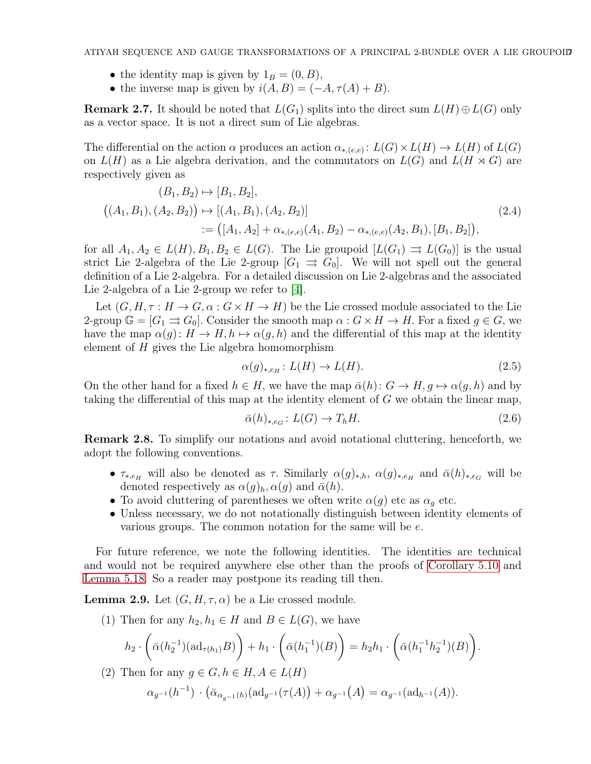- the identity map is given by $1_B = (0, B)$,
- the inverse map is given by $i(A, B) = (-A, \tau(A) + B)$.

**Remark 2.7.** It should be noted that $L(G_1)$ splits into the direct sum $L(H) \oplus L(G)$ only as a vector space. It is not a direct sum of Lie algebras.

The differential on the action $\alpha$ produces an action $\alpha_{*,(e,e)} \colon L(G) \times L(H) \to L(H)$ of $L(G)$ on $L(H)$ as a Lie algebra derivation, and the commutators on $L(G)$ and $L(H \rtimes G)$ are respectively given as

$$\begin{aligned}
(B_1, B_2) &\mapsto [B_1, B_2], \\
\big((A_1, B_1), (A_2, B_2)\big) &\mapsto [(A_1, B_1), (A_2, B_2)] \\
&:= \big([A_1, A_2] + \alpha_{*,(e,e)}(A_1, B_2) - \alpha_{*,(e,e)}(A_2, B_1), [B_1, B_2]\big),
\end{aligned} \tag{2.4}$$

for all $A_1, A_2 \in L(H), B_1, B_2 \in L(G)$. The Lie groupoid $[L(G_1) \rightrightarrows L(G_0)]$ is the usual strict Lie 2-algebra of the Lie 2-group $[G_1 \rightrightarrows G_0]$. We will not spell out the general definition of a Lie 2-algebra. For a detailed discussion on Lie 2-algebras and the associated Lie 2-algebra of a Lie 2-group we refer to [4].

Let $(G, H, \tau : H \to G, \alpha : G \times H \to H)$ be the Lie crossed module associated to the Lie 2-group $\mathbb{G} = [G_1 \rightrightarrows G_0]$. Consider the smooth map $\alpha : G \times H \to H$. For a fixed $g \in G$, we have the map $\alpha(g) \colon H \to H, h \mapsto \alpha(g, h)$ and the differential of this map at the identity element of $H$ gives the Lie algebra homomorphism

$$\alpha(g)_{*,e_H} \colon L(H) \to L(H). \tag{2.5}$$

On the other hand for a fixed $h \in H$, we have the map $\bar{\alpha}(h) \colon G \to H, g \mapsto \alpha(g, h)$ and by taking the differential of this map at the identity element of $G$ we obtain the linear map,

$$\bar{\alpha}(h)_{*,e_G} \colon L(G) \to T_h H. \tag{2.6}$$

**Remark 2.8.** To simplify our notations and avoid notational cluttering, henceforth, we adopt the following conventions.

- $\tau_{*,e_H}$ will also be denoted as $\tau$. Similarly $\alpha(g)_{*,h}$, $\alpha(g)_{*,e_H}$ and $\bar{\alpha}(h)_{*,e_G}$ will be denoted respectively as $\alpha(g)_h, \alpha(g)$ and $\bar{\alpha}(h)$.
- To avoid cluttering of parentheses we often write $\alpha(g)$ etc as $\alpha_g$ etc.
- Unless necessary, we do not notationally distinguish between identity elements of various groups. The common notation for the same will be $e$.

For future reference, we note the following identities. The identities are technical and would not be required anywhere else other than the proofs of Corollary 5.10 and Lemma 5.18. So a reader may postpone its reading till then.

**Lemma 2.9.** Let $(G, H, \tau, \alpha)$ be a Lie crossed module.

(1) Then for any $h_2, h_1 \in H$ and $B \in L(G)$, we have

$$h_2 \cdot \bigg(\bar{\alpha}(h_2^{-1})(\mathrm{ad}_{\tau(h_1)} B)\bigg) + h_1 \cdot \bigg(\bar{\alpha}(h_1^{-1})(B)\bigg) = h_2 h_1 \cdot \bigg(\bar{\alpha}(h_1^{-1} h_2^{-1})(B)\bigg).$$

(2) Then for any $g \in G, h \in H, A \in L(H)$

$$\alpha_{g^{-1}}(h^{-1}) \cdot \big(\bar{\alpha}_{\alpha_{g^{-1}}(h)}(\mathrm{ad}_{g^{-1}}(\tau(A)\big) + \alpha_{g^{-1}}\big(A\big) = \alpha_{g^{-1}}(\mathrm{ad}_{h^{-1}}(A)).$$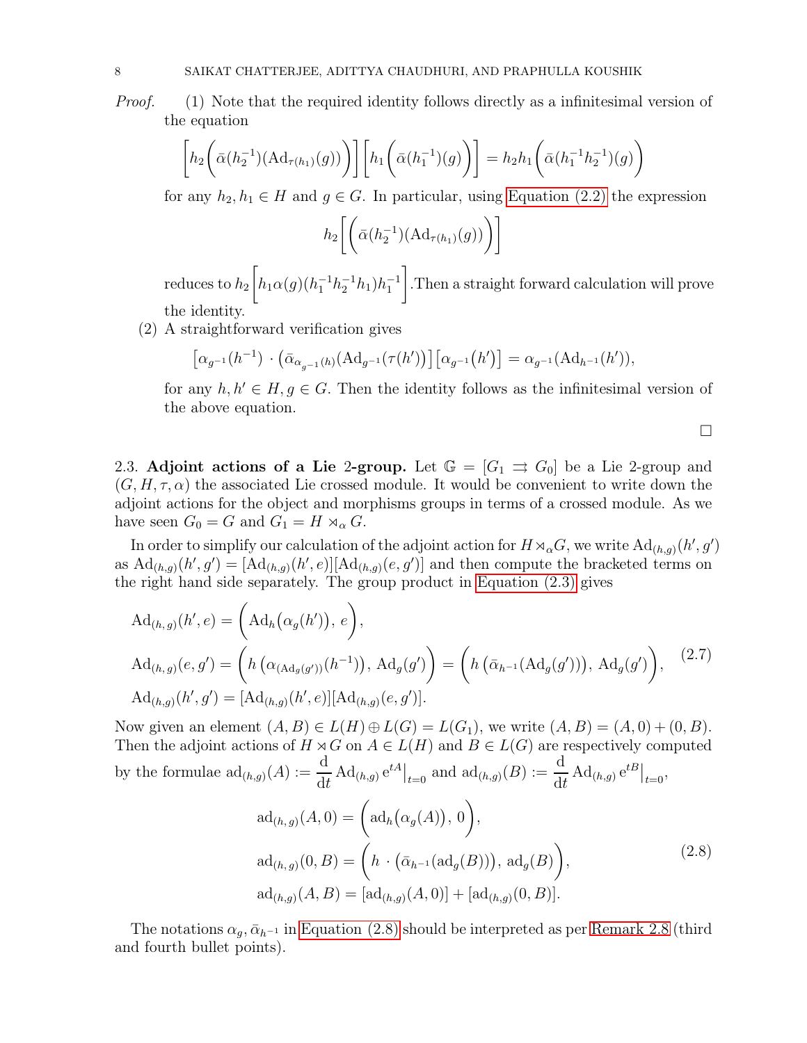*Proof.* (1) Note that the required identity follows directly as a infinitesimal version of the equation

$$\left[h_2\left(\bar{\alpha}(h_2^{-1})(\mathrm{Ad}_{\tau(h_1)}(g))\right)\right]\left[h_1\left(\bar{\alpha}(h_1^{-1})(g)\right)\right] = h_2h_1\left(\bar{\alpha}(h_1^{-1}h_2^{-1})(g)\right)$$

for any $h_2, h_1 \in H$ and $g \in G$. In particular, using Equation (2.2) the expression

$$h_2\left[\left(\bar{\alpha}(h_2^{-1})(\mathrm{Ad}_{\tau(h_1)}(g))\right)\right]$$

reduces to $h_2\left[h_1\alpha(g)(h_1^{-1}h_2^{-1}h_1)h_1^{-1}\right]$.Then a straight forward calculation will prove the identity.

(2) A straightforward verification gives

$$\left[\alpha_{g^{-1}}(h^{-1})\cdot\left(\bar{\alpha}_{\alpha_{g^{-1}}(h)}(\mathrm{Ad}_{g^{-1}}(\tau(h'))\right)\right]\left[\alpha_{g^{-1}}\big(h'\big)\right] = \alpha_{g^{-1}}(\mathrm{Ad}_{h^{-1}}(h')),$$

for any $h, h' \in H, g \in G$. Then the identity follows as the infinitesimal version of the above equation.

□

2.3. **Adjoint actions of a Lie 2-group.** Let $\mathbb{G} = [G_1 \rightrightarrows G_0]$ be a Lie 2-group and $(G, H, \tau, \alpha)$ the associated Lie crossed module. It would be convenient to write down the adjoint actions for the object and morphisms groups in terms of a crossed module. As we have seen $G_0 = G$ and $G_1 = H \rtimes_\alpha G$.

In order to simplify our calculation of the adjoint action for $H \rtimes_\alpha G$, we write $\mathrm{Ad}_{(h,g)}(h', g')$ as $\mathrm{Ad}_{(h,g)}(h', g') = [\mathrm{Ad}_{(h,g)}(h', e)][\mathrm{Ad}_{(h,g)}(e, g')]$ and then compute the bracketed terms on the right hand side separately. The group product in Equation (2.3) gives

$$\begin{aligned}
&\mathrm{Ad}_{(h,\,g)}(h', e) = \left(\mathrm{Ad}_h\big(\alpha_g(h')\big),\, e\right),\\
&\mathrm{Ad}_{(h,\,g)}(e, g') = \left(h\left(\alpha_{(\mathrm{Ad}_g(g'))}(h^{-1})\right),\, \mathrm{Ad}_g(g')\right) = \left(h\left(\bar{\alpha}_{h^{-1}}(\mathrm{Ad}_g(g'))\right),\, \mathrm{Ad}_g(g')\right),\\
&\mathrm{Ad}_{(h,g)}(h', g') = [\mathrm{Ad}_{(h,g)}(h', e)][\mathrm{Ad}_{(h,g)}(e, g')].
\end{aligned} \tag{2.7}$$

Now given an element $(A, B) \in L(H) \oplus L(G) = L(G_1)$, we write $(A, B) = (A, 0) + (0, B)$. Then the adjoint actions of $H \rtimes G$ on $A \in L(H)$ and $B \in L(G)$ are respectively computed by the formulae $\mathrm{ad}_{(h,g)}(A) := \frac{\mathrm{d}}{\mathrm{d}t}\mathrm{Ad}_{(h,g)}\,\mathrm{e}^{tA}\big|_{t=0}$ and $\mathrm{ad}_{(h,g)}(B) := \frac{\mathrm{d}}{\mathrm{d}t}\mathrm{Ad}_{(h,g)}\,\mathrm{e}^{tB}\big|_{t=0}$,

$$\begin{aligned}
&\mathrm{ad}_{(h,\,g)}(A, 0) = \left(\mathrm{ad}_h\big(\alpha_g(A)\big),\, 0\right),\\
&\mathrm{ad}_{(h,\,g)}(0, B) = \left(h\cdot\left(\bar{\alpha}_{h^{-1}}(\mathrm{ad}_g(B))\right),\, \mathrm{ad}_g(B)\right),\\
&\mathrm{ad}_{(h,g)}(A, B) = [\mathrm{ad}_{(h,g)}(A, 0)] + [\mathrm{ad}_{(h,g)}(0, B)].
\end{aligned} \tag{2.8}$$

The notations $\alpha_g, \bar{\alpha}_{h^{-1}}$ in Equation (2.8) should be interpreted as per Remark 2.8 (third and fourth bullet points).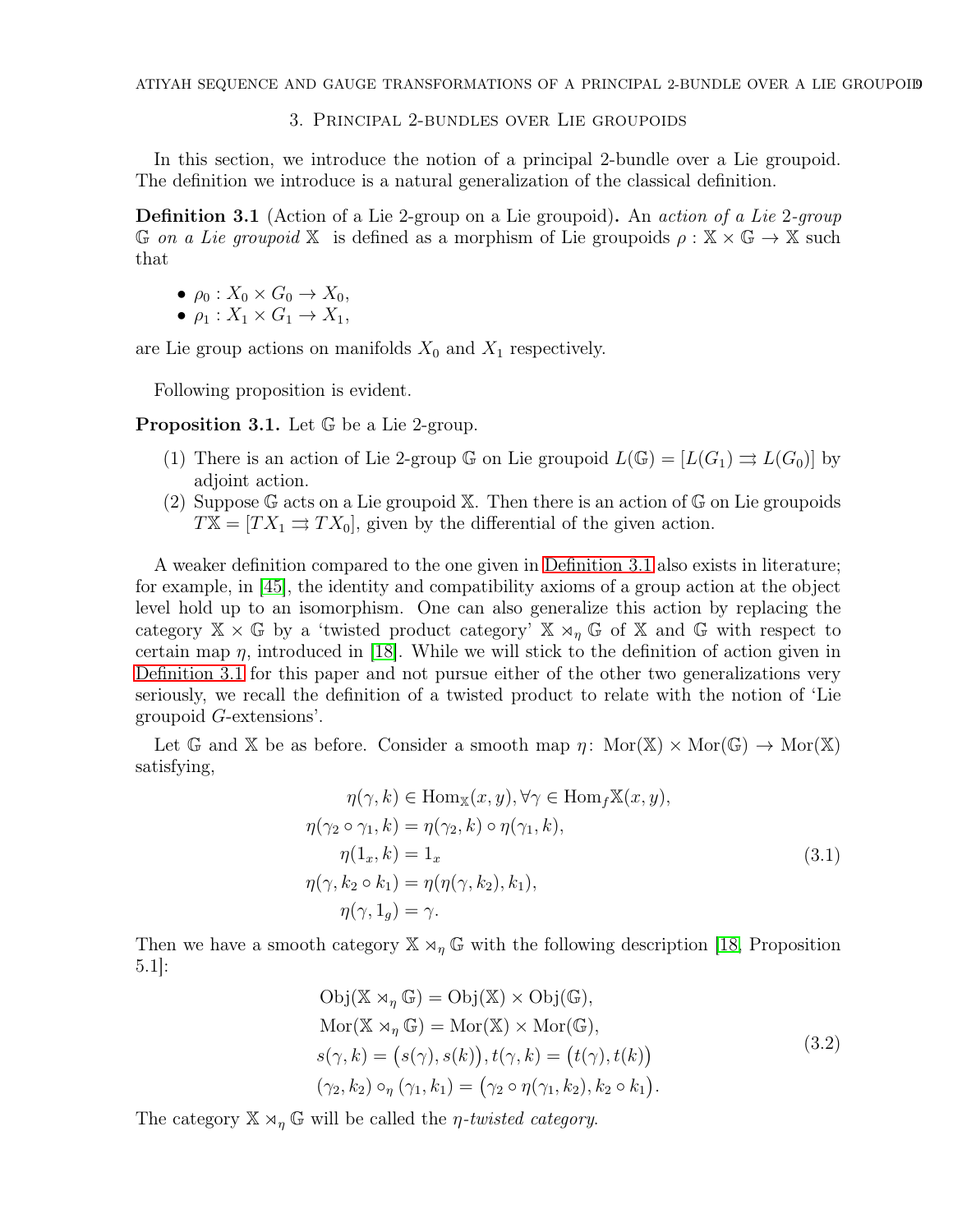## 3. Principal 2-bundles over Lie groupoids

In this section, we introduce the notion of a principal 2-bundle over a Lie groupoid. The definition we introduce is a natural generalization of the classical definition.

**Definition 3.1** (Action of a Lie 2-group on a Lie groupoid)**.** An *action of a Lie 2-group* $\mathbb{G}$ *on a Lie groupoid* $\mathbb{X}$ is defined as a morphism of Lie groupoids $\rho: \mathbb{X} \times \mathbb{G} \to \mathbb{X}$ such that

- $\rho_0: X_0 \times G_0 \to X_0$,
- $\rho_1: X_1 \times G_1 \to X_1$,

are Lie group actions on manifolds $X_0$ and $X_1$ respectively.

Following proposition is evident.

**Proposition 3.1.** Let $\mathbb{G}$ be a Lie 2-group.

1. There is an action of Lie 2-group $\mathbb{G}$ on Lie groupoid $L(\mathbb{G}) = [L(G_1) \rightrightarrows L(G_0)]$ by adjoint action.
2. Suppose $\mathbb{G}$ acts on a Lie groupoid $\mathbb{X}$. Then there is an action of $\mathbb{G}$ on Lie groupoids $T\mathbb{X} = [TX_1 \rightrightarrows TX_0]$, given by the differential of the given action.

A weaker definition compared to the one given in Definition 3.1 also exists in literature; for example, in [45], the identity and compatibility axioms of a group action at the object level hold up to an isomorphism. One can also generalize this action by replacing the category $\mathbb{X} \times \mathbb{G}$ by a 'twisted product category' $\mathbb{X} \rtimes_\eta \mathbb{G}$ of $\mathbb{X}$ and $\mathbb{G}$ with respect to certain map $\eta$, introduced in [18]. While we will stick to the definition of action given in Definition 3.1 for this paper and not pursue either of the other two generalizations very seriously, we recall the definition of a twisted product to relate with the notion of 'Lie groupoid $G$-extensions'.

Let $\mathbb{G}$ and $\mathbb{X}$ be as before. Consider a smooth map $\eta\colon \text{Mor}(\mathbb{X}) \times \text{Mor}(\mathbb{G}) \to \text{Mor}(\mathbb{X})$ satisfying,

$$
\begin{aligned}
\eta(\gamma, k) &\in \text{Hom}_{\mathbb{X}}(x, y), \forall \gamma \in \text{Hom}_f\mathbb{X}(x, y),\\
\eta(\gamma_2 \circ \gamma_1, k) &= \eta(\gamma_2, k) \circ \eta(\gamma_1, k),\\
\eta(1_x, k) &= 1_x\\
\eta(\gamma, k_2 \circ k_1) &= \eta(\eta(\gamma, k_2), k_1),\\
\eta(\gamma, 1_g) &= \gamma.
\end{aligned}
\tag{3.1}
$$

Then we have a smooth category $\mathbb{X} \rtimes_\eta \mathbb{G}$ with the following description [18, Proposition 5.1]:

$$
\begin{aligned}
&\text{Obj}(\mathbb{X} \rtimes_\eta \mathbb{G}) = \text{Obj}(\mathbb{X}) \times \text{Obj}(\mathbb{G}),\\
&\text{Mor}(\mathbb{X} \rtimes_\eta \mathbb{G}) = \text{Mor}(\mathbb{X}) \times \text{Mor}(\mathbb{G}),\\
&s(\gamma, k) = \big(s(\gamma), s(k)\big), t(\gamma, k) = \big(t(\gamma), t(k)\big)\\
&(\gamma_2, k_2) \circ_\eta (\gamma_1, k_1) = \big(\gamma_2 \circ \eta(\gamma_1, k_2), k_2 \circ k_1\big).
\end{aligned}
\tag{3.2}
$$

The category $\mathbb{X} \rtimes_\eta \mathbb{G}$ will be called the *$\eta$-twisted category*.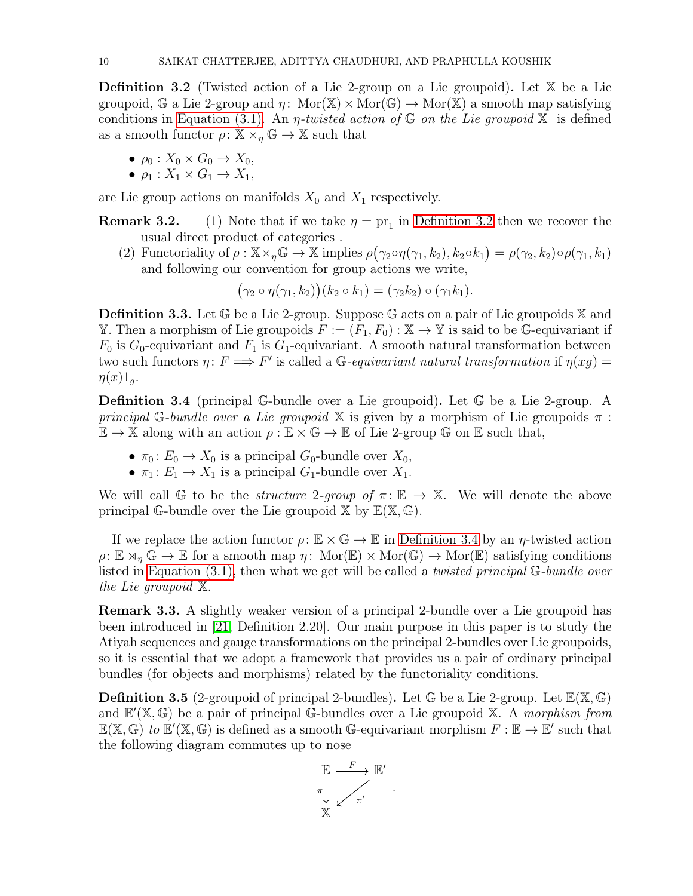**Definition 3.2** (Twisted action of a Lie 2-group on a Lie groupoid)**.** Let $\mathbb{X}$ be a Lie groupoid, $\mathbb{G}$ a Lie 2-group and $\eta\colon \operatorname{Mor}(\mathbb{X}) \times \operatorname{Mor}(\mathbb{G}) \to \operatorname{Mor}(\mathbb{X})$ a smooth map satisfying conditions in Equation (3.1). An *$\eta$-twisted action of $\mathbb{G}$ on the Lie groupoid $\mathbb{X}$* is defined as a smooth functor $\rho\colon \mathbb{X} \rtimes_\eta \mathbb{G} \to \mathbb{X}$ such that

- $\rho_0 : X_0 \times G_0 \to X_0$,
- $\rho_1 : X_1 \times G_1 \to X_1$,

are Lie group actions on manifolds $X_0$ and $X_1$ respectively.

**Remark 3.2.**

1. Note that if we take $\eta = \mathrm{pr}_1$ in Definition 3.2 then we recover the usual direct product of categories .
2. Functoriality of $\rho : \mathbb{X} \rtimes_\eta \mathbb{G} \to \mathbb{X}$ implies $\rho\big(\gamma_2 \circ \eta(\gamma_1, k_2), k_2 \circ k_1\big) = \rho(\gamma_2, k_2) \circ \rho(\gamma_1, k_1)$ and following our convention for group actions we write,
$$\big(\gamma_2 \circ \eta(\gamma_1, k_2)\big)(k_2 \circ k_1) = (\gamma_2 k_2) \circ (\gamma_1 k_1).$$

**Definition 3.3.** Let $\mathbb{G}$ be a Lie 2-group. Suppose $\mathbb{G}$ acts on a pair of Lie groupoids $\mathbb{X}$ and $\mathbb{Y}$. Then a morphism of Lie groupoids $F := (F_1, F_0) : \mathbb{X} \to \mathbb{Y}$ is said to be $\mathbb{G}$-equivariant if $F_0$ is $G_0$-equivariant and $F_1$ is $G_1$-equivariant. A smooth natural transformation between two such functors $\eta\colon F \Longrightarrow F'$ is called a *$\mathbb{G}$-equivariant natural transformation* if $\eta(xg) = \eta(x)1_g$.

**Definition 3.4** (principal $\mathbb{G}$-bundle over a Lie groupoid)**.** Let $\mathbb{G}$ be a Lie 2-group. A *principal $\mathbb{G}$-bundle over a Lie groupoid* $\mathbb{X}$ is given by a morphism of Lie groupoids $\pi : \mathbb{E} \to \mathbb{X}$ along with an action $\rho : \mathbb{E} \times \mathbb{G} \to \mathbb{E}$ of Lie 2-group $\mathbb{G}$ on $\mathbb{E}$ such that,

- $\pi_0\colon E_0 \to X_0$ is a principal $G_0$-bundle over $X_0$,
- $\pi_1\colon E_1 \to X_1$ is a principal $G_1$-bundle over $X_1$.

We will call $\mathbb{G}$ to be the *structure 2-group of* $\pi\colon \mathbb{E} \to \mathbb{X}$. We will denote the above principal $\mathbb{G}$-bundle over the Lie groupoid $\mathbb{X}$ by $\mathbb{E}(\mathbb{X}, \mathbb{G})$.

If we replace the action functor $\rho\colon \mathbb{E} \times \mathbb{G} \to \mathbb{E}$ in Definition 3.4 by an $\eta$-twisted action $\rho\colon \mathbb{E} \rtimes_\eta \mathbb{G} \to \mathbb{E}$ for a smooth map $\eta\colon \operatorname{Mor}(\mathbb{E}) \times \operatorname{Mor}(\mathbb{G}) \to \operatorname{Mor}(\mathbb{E})$ satisfying conditions listed in Equation (3.1), then what we get will be called a *twisted principal $\mathbb{G}$-bundle over the Lie groupoid* $\mathbb{X}$.

**Remark 3.3.** A slightly weaker version of a principal 2-bundle over a Lie groupoid has been introduced in [21, Definition 2.20]. Our main purpose in this paper is to study the Atiyah sequences and gauge transformations on the principal 2-bundles over Lie groupoids, so it is essential that we adopt a framework that provides us a pair of ordinary principal bundles (for objects and morphisms) related by the functoriality conditions.

**Definition 3.5** (2-groupoid of principal 2-bundles)**.** Let $\mathbb{G}$ be a Lie 2-group. Let $\mathbb{E}(\mathbb{X}, \mathbb{G})$ and $\mathbb{E}'(\mathbb{X}, \mathbb{G})$ be a pair of principal $\mathbb{G}$-bundles over a Lie groupoid $\mathbb{X}$. A *morphism from* $\mathbb{E}(\mathbb{X}, \mathbb{G})$ *to* $\mathbb{E}'(\mathbb{X}, \mathbb{G})$ is defined as a smooth $\mathbb{G}$-equivariant morphism $F : \mathbb{E} \to \mathbb{E}'$ such that the following diagram commutes up to nose

$$\begin{array}{ccc} \mathbb{E} & \xrightarrow{F} & \mathbb{E}' \\ {\scriptstyle \pi}\downarrow & \swarrow {\scriptstyle \pi'} & \\ \mathbb{X} & & \end{array}.$$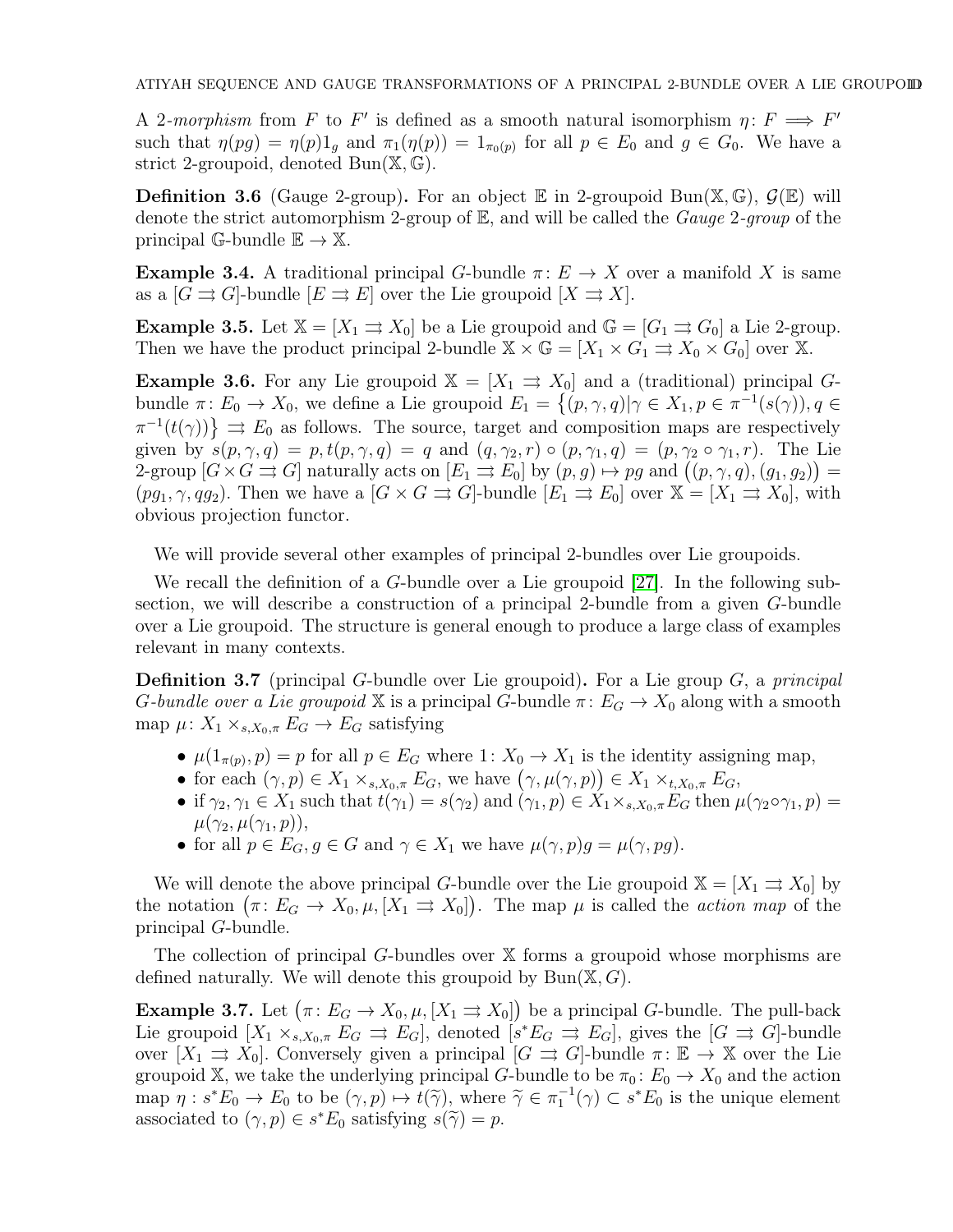A *2-morphism* from $F$ to $F'$ is defined as a smooth natural isomorphism $\eta\colon F \Longrightarrow F'$ such that $\eta(pg) = \eta(p)1_g$ and $\pi_1(\eta(p)) = 1_{\pi_0(p)}$ for all $p \in E_0$ and $g \in G_0$. We have a strict 2-groupoid, denoted $\mathrm{Bun}(\mathbb{X}, \mathbb{G})$.

**Definition 3.6** (Gauge 2-group)**.** For an object $\mathbb{E}$ in 2-groupoid $\mathrm{Bun}(\mathbb{X}, \mathbb{G})$, $\mathcal{G}(\mathbb{E})$ will denote the strict automorphism 2-group of $\mathbb{E}$, and will be called the *Gauge 2-group* of the principal $\mathbb{G}$-bundle $\mathbb{E} \to \mathbb{X}$.

**Example 3.4.** A traditional principal $G$-bundle $\pi\colon E \to X$ over a manifold $X$ is same as a $[G \rightrightarrows G]$-bundle $[E \rightrightarrows E]$ over the Lie groupoid $[X \rightrightarrows X]$.

**Example 3.5.** Let $\mathbb{X} = [X_1 \rightrightarrows X_0]$ be a Lie groupoid and $\mathbb{G} = [G_1 \rightrightarrows G_0]$ a Lie 2-group. Then we have the product principal 2-bundle $\mathbb{X} \times \mathbb{G} = [X_1 \times G_1 \rightrightarrows X_0 \times G_0]$ over $\mathbb{X}$.

**Example 3.6.** For any Lie groupoid $\mathbb{X} = [X_1 \rightrightarrows X_0]$ and a (traditional) principal $G$-bundle $\pi\colon E_0 \to X_0$, we define a Lie groupoid $E_1 = \big\{(p, \gamma, q) | \gamma \in X_1, p \in \pi^{-1}(s(\gamma)), q \in \pi^{-1}(t(\gamma))\big\} \rightrightarrows E_0$ as follows. The source, target and composition maps are respectively given by $s(p, \gamma, q) = p, t(p, \gamma, q) = q$ and $(q, \gamma_2, r) \circ (p, \gamma_1, q) = (p, \gamma_2 \circ \gamma_1, r)$. The Lie 2-group $[G \times G \rightrightarrows G]$ naturally acts on $[E_1 \rightrightarrows E_0]$ by $(p, g) \mapsto pg$ and $\big((p, \gamma, q), (g_1, g_2)\big) = (pg_1, \gamma, qg_2)$. Then we have a $[G \times G \rightrightarrows G]$-bundle $[E_1 \rightrightarrows E_0]$ over $\mathbb{X} = [X_1 \rightrightarrows X_0]$, with obvious projection functor.

We will provide several other examples of principal 2-bundles over Lie groupoids.

We recall the definition of a $G$-bundle over a Lie groupoid [27]. In the following subsection, we will describe a construction of a principal 2-bundle from a given $G$-bundle over a Lie groupoid. The structure is general enough to produce a large class of examples relevant in many contexts.

**Definition 3.7** (principal $G$-bundle over Lie groupoid)**.** For a Lie group $G$, a *principal $G$-bundle over a Lie groupoid* $\mathbb{X}$ is a principal $G$-bundle $\pi\colon E_G \to X_0$ along with a smooth map $\mu\colon X_1 \times_{s, X_0, \pi} E_G \to E_G$ satisfying

- $\mu(1_{\pi(p)}, p) = p$ for all $p \in E_G$ where $1\colon X_0 \to X_1$ is the identity assigning map,
- for each $(\gamma, p) \in X_1 \times_{s, X_0, \pi} E_G$, we have $\big(\gamma, \mu(\gamma, p)\big) \in X_1 \times_{t, X_0, \pi} E_G$,
- if $\gamma_2, \gamma_1 \in X_1$ such that $t(\gamma_1) = s(\gamma_2)$ and $(\gamma_1, p) \in X_1 \times_{s, X_0, \pi} E_G$ then $\mu(\gamma_2 \circ \gamma_1, p) = \mu(\gamma_2, \mu(\gamma_1, p))$,
- for all $p \in E_G, g \in G$ and $\gamma \in X_1$ we have $\mu(\gamma, p)g = \mu(\gamma, pg)$.

We will denote the above principal $G$-bundle over the Lie groupoid $\mathbb{X} = [X_1 \rightrightarrows X_0]$ by the notation $\big(\pi\colon E_G \to X_0, \mu, [X_1 \rightrightarrows X_0]\big)$. The map $\mu$ is called the *action map* of the principal $G$-bundle.

The collection of principal $G$-bundles over $\mathbb{X}$ forms a groupoid whose morphisms are defined naturally. We will denote this groupoid by $\mathrm{Bun}(\mathbb{X}, G)$.

**Example 3.7.** Let $\big(\pi\colon E_G \to X_0, \mu, [X_1 \rightrightarrows X_0]\big)$ be a principal $G$-bundle. The pull-back Lie groupoid $[X_1 \times_{s, X_0, \pi} E_G \rightrightarrows E_G]$, denoted $[s^*E_G \rightrightarrows E_G]$, gives the $[G \rightrightarrows G]$-bundle over $[X_1 \rightrightarrows X_0]$. Conversely given a principal $[G \rightrightarrows G]$-bundle $\pi\colon \mathbb{E} \to \mathbb{X}$ over the Lie groupoid $\mathbb{X}$, we take the underlying principal $G$-bundle to be $\pi_0\colon E_0 \to X_0$ and the action map $\eta : s^*E_0 \to E_0$ to be $(\gamma, p) \mapsto t(\widetilde{\gamma})$, where $\widetilde{\gamma} \in \pi_1^{-1}(\gamma) \subset s^*E_0$ is the unique element associated to $(\gamma, p) \in s^*E_0$ satisfying $s(\widetilde{\gamma}) = p$.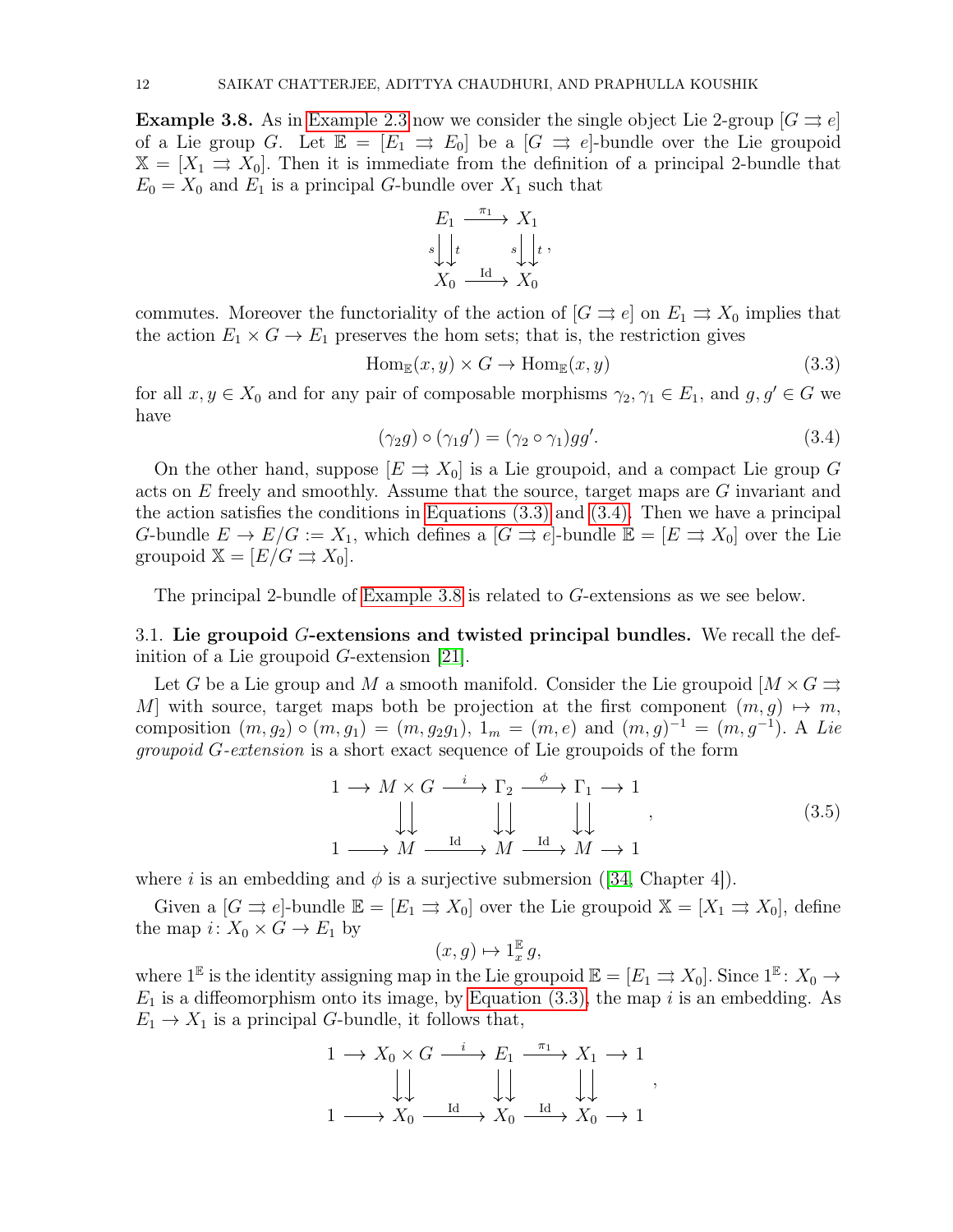**Example 3.8.** As in Example 2.3 now we consider the single object Lie 2-group $[G \rightrightarrows e]$ of a Lie group $G$. Let $\mathbb{E} = [E_1 \rightrightarrows E_0]$ be a $[G \rightrightarrows e]$-bundle over the Lie groupoid $\mathbb{X} = [X_1 \rightrightarrows X_0]$. Then it is immediate from the definition of a principal 2-bundle that $E_0 = X_0$ and $E_1$ is a principal $G$-bundle over $X_1$ such that

$$
\begin{array}{ccc}
E_1 & \xrightarrow{\pi_1} & X_1 \\
{\scriptstyle s}\downarrow\downarrow{\scriptstyle t} & & {\scriptstyle s}\downarrow\downarrow{\scriptstyle t} \\
X_0 & \xrightarrow{\mathrm{Id}} & X_0
\end{array},
$$

commutes. Moreover the functoriality of the action of $[G \rightrightarrows e]$ on $E_1 \rightrightarrows X_0$ implies that the action $E_1 \times G \to E_1$ preserves the hom sets; that is, the restriction gives

$$
\mathrm{Hom}_{\mathbb{E}}(x, y) \times G \to \mathrm{Hom}_{\mathbb{E}}(x, y) \tag{3.3}
$$

for all $x, y \in X_0$ and for any pair of composable morphisms $\gamma_2, \gamma_1 \in E_1$, and $g, g' \in G$ we have

$$
(\gamma_2 g) \circ (\gamma_1 g') = (\gamma_2 \circ \gamma_1) g g'. \tag{3.4}
$$

On the other hand, suppose $[E \rightrightarrows X_0]$ is a Lie groupoid, and a compact Lie group $G$ acts on $E$ freely and smoothly. Assume that the source, target maps are $G$ invariant and the action satisfies the conditions in Equations (3.3) and (3.4). Then we have a principal $G$-bundle $E \to E/G := X_1$, which defines a $[G \rightrightarrows e]$-bundle $\mathbb{E} = [E \rightrightarrows X_0]$ over the Lie groupoid $\mathbb{X} = [E/G \rightrightarrows X_0]$.

The principal 2-bundle of Example 3.8 is related to $G$-extensions as we see below.

## 3.1. Lie groupoid $G$-extensions and twisted principal bundles.

We recall the definition of a Lie groupoid $G$-extension [21].

Let $G$ be a Lie group and $M$ a smooth manifold. Consider the Lie groupoid $[M \times G \rightrightarrows M]$ with source, target maps both be projection at the first component $(m, g) \mapsto m$, composition $(m, g_2) \circ (m, g_1) = (m, g_2 g_1)$, $1_m = (m, e)$ and $(m, g)^{-1} = (m, g^{-1})$. A *Lie groupoid $G$-extension* is a short exact sequence of Lie groupoids of the form

$$
\begin{array}{ccccccccc}
1 & \longrightarrow & M \times G & \xrightarrow{i} & \Gamma_2 & \xrightarrow{\phi} & \Gamma_1 & \longrightarrow & 1 \\
 & & \downarrow\downarrow & & \downarrow\downarrow & & \downarrow\downarrow & & \\
1 & \longrightarrow & M & \xrightarrow{\mathrm{Id}} & M & \xrightarrow{\mathrm{Id}} & M & \longrightarrow & 1
\end{array}, \tag{3.5}
$$

where $i$ is an embedding and $\phi$ is a surjective submersion ([34, Chapter 4]).

Given a $[G \rightrightarrows e]$-bundle $\mathbb{E} = [E_1 \rightrightarrows X_0]$ over the Lie groupoid $\mathbb{X} = [X_1 \rightrightarrows X_0]$, define the map $i \colon X_0 \times G \to E_1$ by

$$
(x, g) \mapsto 1^{\mathbb{E}}_x \, g,
$$

where $1^{\mathbb{E}}$ is the identity assigning map in the Lie groupoid $\mathbb{E} = [E_1 \rightrightarrows X_0]$. Since $1^{\mathbb{E}} \colon X_0 \to E_1$ is a diffeomorphism onto its image, by Equation (3.3), the map $i$ is an embedding. As $E_1 \to X_1$ is a principal $G$-bundle, it follows that,

$$
\begin{array}{ccccccccc}
1 & \longrightarrow & X_0 \times G & \xrightarrow{i} & E_1 & \xrightarrow{\pi_1} & X_1 & \longrightarrow & 1 \\
 & & \downarrow\downarrow & & \downarrow\downarrow & & \downarrow\downarrow & & \\
1 & \longrightarrow & X_0 & \xrightarrow{\mathrm{Id}} & X_0 & \xrightarrow{\mathrm{Id}} & X_0 & \longrightarrow & 1
\end{array},
$$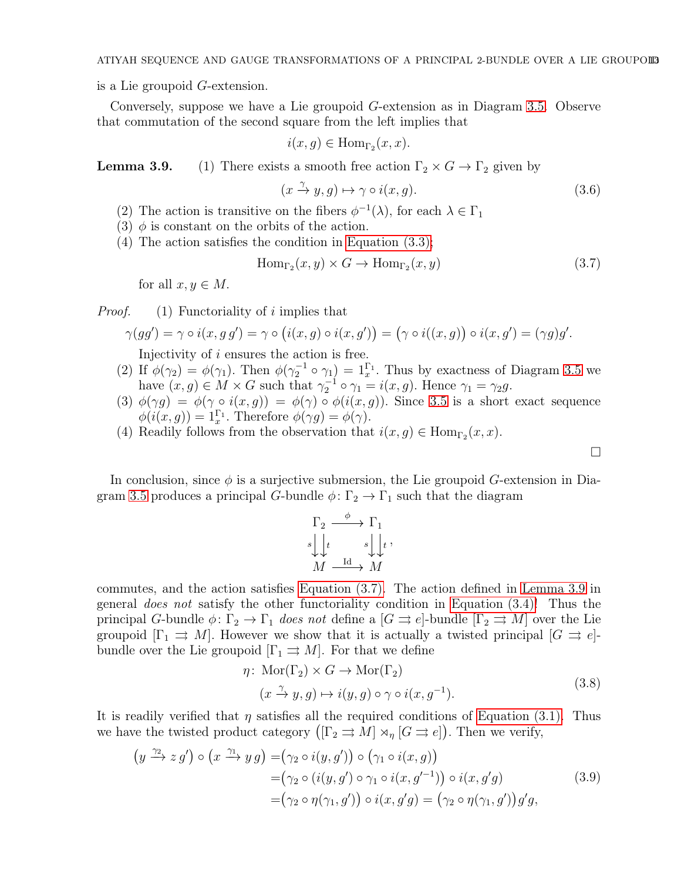is a Lie groupoid $G$-extension.

Conversely, suppose we have a Lie groupoid $G$-extension as in Diagram 3.5. Observe that commutation of the second square from the left implies that

$$i(x,g) \in \mathrm{Hom}_{\Gamma_2}(x,x).$$

**Lemma 3.9.** (1) There exists a smooth free action $\Gamma_2 \times G \to \Gamma_2$ given by

$$(x \xrightarrow{\gamma} y, g) \mapsto \gamma \circ i(x,g). \tag{3.6}$$

(2) The action is transitive on the fibers $\phi^{-1}(\lambda)$, for each $\lambda \in \Gamma_1$
(3) $\phi$ is constant on the orbits of the action.
(4) The action satisfies the condition in Equation (3.3);

$$\mathrm{Hom}_{\Gamma_2}(x,y) \times G \to \mathrm{Hom}_{\Gamma_2}(x,y) \tag{3.7}$$

for all $x, y \in M$.

*Proof.* (1) Functoriality of $i$ implies that

$$\gamma(gg') = \gamma \circ i(x, g\,g') = \gamma \circ \big(i(x,g) \circ i(x,g')\big) = \big(\gamma \circ i((x,g)\big) \circ i(x,g') = (\gamma g)g'.$$

Injectivity of $i$ ensures the action is free.

(2) If $\phi(\gamma_2) = \phi(\gamma_1)$. Then $\phi(\gamma_2^{-1} \circ \gamma_1) = 1_x^{\Gamma_1}$. Thus by exactness of Diagram 3.5 we have $(x,g) \in M \times G$ such that $\gamma_2^{-1} \circ \gamma_1 = i(x,g)$. Hence $\gamma_1 = \gamma_2 g$.

(3) $\phi(\gamma g) = \phi(\gamma \circ i(x,g)) = \phi(\gamma) \circ \phi(i(x,g))$. Since 3.5 is a short exact sequence $\phi(i(x,g)) = 1_x^{\Gamma_1}$. Therefore $\phi(\gamma g) = \phi(\gamma)$.

(4) Readily follows from the observation that $i(x,g) \in \mathrm{Hom}_{\Gamma_2}(x,x)$.

□

In conclusion, since $\phi$ is a surjective submersion, the Lie groupoid $G$-extension in Diagram 3.5 produces a principal $G$-bundle $\phi\colon \Gamma_2 \to \Gamma_1$ such that the diagram

$$\begin{array}{ccc} \Gamma_2 & \xrightarrow{\phi} & \Gamma_1 \\ s\downarrow\downarrow t & & s\downarrow\downarrow t \\ M & \xrightarrow{\mathrm{Id}} & M \end{array},$$

commutes, and the action satisfies Equation (3.7). The action defined in Lemma 3.9 in general *does not* satisfy the other functoriality condition in Equation (3.4)! Thus the principal $G$-bundle $\phi\colon \Gamma_2 \to \Gamma_1$ *does not* define a $[G \rightrightarrows e]$-bundle $[\Gamma_2 \rightrightarrows M]$ over the Lie groupoid $[\Gamma_1 \rightrightarrows M]$. However we show that it is actually a twisted principal $[G \rightrightarrows e]$-bundle over the Lie groupoid $[\Gamma_1 \rightrightarrows M]$. For that we define

$$\begin{aligned} \eta\colon\ & \mathrm{Mor}(\Gamma_2) \times G \to \mathrm{Mor}(\Gamma_2) \\ & (x \xrightarrow{\gamma} y, g) \mapsto i(y,g) \circ \gamma \circ i(x, g^{-1}). \end{aligned} \tag{3.8}$$

It is readily verified that $\eta$ satisfies all the required conditions of Equation (3.1). Thus we have the twisted product category $\big([\Gamma_2 \rightrightarrows M] \rtimes_\eta [G \rightrightarrows e]\big)$. Then we verify,

$$\begin{aligned} \big(y \xrightarrow{\gamma_2} z\,g'\big) \circ \big(x \xrightarrow{\gamma_1} y\,g\big) =& \big(\gamma_2 \circ i(y,g')\big) \circ \big(\gamma_1 \circ i(x,g)\big) \\ =& \big(\gamma_2 \circ \big(i(y,g') \circ \gamma_1 \circ i(x, g'^{-1})\big) \circ i(x, g'g) \\ =& \big(\gamma_2 \circ \eta(\gamma_1, g')\big) \circ i(x, g'g) = \big(\gamma_2 \circ \eta(\gamma_1, g')\big) g'g, \end{aligned} \tag{3.9}$$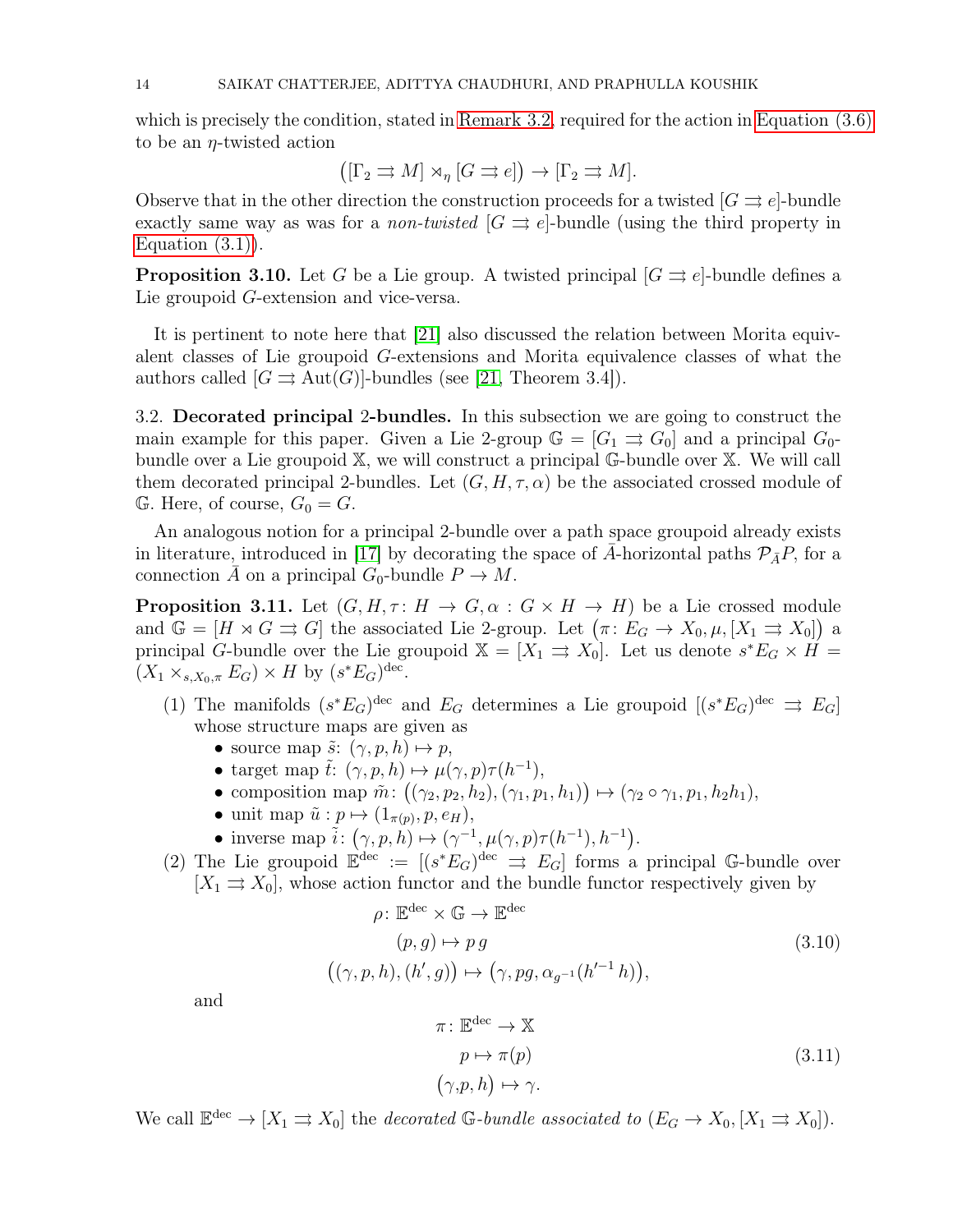which is precisely the condition, stated in Remark 3.2, required for the action in Equation (3.6) to be an $\eta$-twisted action

$$\big([\Gamma_2 \rightrightarrows M] \rtimes_\eta [G \rightrightarrows e]\big) \to [\Gamma_2 \rightrightarrows M].$$

Observe that in the other direction the construction proceeds for a twisted $[G \rightrightarrows e]$-bundle exactly same way as was for a *non-twisted* $[G \rightrightarrows e]$-bundle (using the third property in Equation (3.1)).

**Proposition 3.10.** Let $G$ be a Lie group. A twisted principal $[G \rightrightarrows e]$-bundle defines a Lie groupoid $G$-extension and vice-versa.

It is pertinent to note here that [21] also discussed the relation between Morita equivalent classes of Lie groupoid $G$-extensions and Morita equivalence classes of what the authors called $[G \rightrightarrows \mathrm{Aut}(G)]$-bundles (see [21, Theorem 3.4]).

3.2. **Decorated principal 2-bundles.** In this subsection we are going to construct the main example for this paper. Given a Lie 2-group $\mathbb{G} = [G_1 \rightrightarrows G_0]$ and a principal $G_0$-bundle over a Lie groupoid $\mathbb{X}$, we will construct a principal $\mathbb{G}$-bundle over $\mathbb{X}$. We will call them decorated principal 2-bundles. Let $(G, H, \tau, \alpha)$ be the associated crossed module of $\mathbb{G}$. Here, of course, $G_0 = G$.

An analogous notion for a principal 2-bundle over a path space groupoid already exists in literature, introduced in [17] by decorating the space of $\bar{A}$-horizontal paths $\mathcal{P}_{\bar{A}}P$, for a connection $\bar{A}$ on a principal $G_0$-bundle $P \to M$.

**Proposition 3.11.** Let $(G, H, \tau\colon H \to G, \alpha : G \times H \to H)$ be a Lie crossed module and $\mathbb{G} = [H \rtimes G \rightrightarrows G]$ the associated Lie 2-group. Let $\big(\pi\colon E_G \to X_0, \mu, [X_1 \rightrightarrows X_0]\big)$ a principal $G$-bundle over the Lie groupoid $\mathbb{X} = [X_1 \rightrightarrows X_0]$. Let us denote $s^*E_G \times H = (X_1 \times_{s, X_0, \pi} E_G) \times H$ by $(s^*E_G)^{\mathrm{dec}}$.

1. The manifolds $(s^*E_G)^{\mathrm{dec}}$ and $E_G$ determines a Lie groupoid $[(s^*E_G)^{\mathrm{dec}} \rightrightarrows E_G]$ whose structure maps are given as
   - source map $\tilde{s}\colon (\gamma, p, h) \mapsto p$,
   - target map $\tilde{t}\colon (\gamma, p, h) \mapsto \mu(\gamma, p)\tau(h^{-1})$,
   - composition map $\tilde{m}\colon \big((\gamma_2, p_2, h_2), (\gamma_1, p_1, h_1)\big) \mapsto (\gamma_2 \circ \gamma_1, p_1, h_2 h_1)$,
   - unit map $\tilde{u} : p \mapsto (1_{\pi(p)}, p, e_H)$,
   - inverse map $\tilde{i}\colon \big(\gamma, p, h\big) \mapsto \big(\gamma^{-1}, \mu(\gamma, p)\tau(h^{-1}), h^{-1}\big)$.
2. The Lie groupoid $\mathbb{E}^{\mathrm{dec}} := [(s^*E_G)^{\mathrm{dec}} \rightrightarrows E_G]$ forms a principal $\mathbb{G}$-bundle over $[X_1 \rightrightarrows X_0]$, whose action functor and the bundle functor respectively given by

$$\begin{aligned} \rho\colon \mathbb{E}^{\mathrm{dec}} \times \mathbb{G} &\to \mathbb{E}^{\mathrm{dec}} \\ (p, g) &\mapsto p\,g \\ \big((\gamma, p, h), (h', g)\big) &\mapsto \big(\gamma, pg, \alpha_{g^{-1}}(h'^{-1}\,h)\big), \end{aligned} \tag{3.10}$$

and

$$\begin{aligned} \pi\colon \mathbb{E}^{\mathrm{dec}} &\to \mathbb{X} \\ p &\mapsto \pi(p) \\ \big(\gamma, p, h\big) &\mapsto \gamma. \end{aligned} \tag{3.11}$$

We call $\mathbb{E}^{\mathrm{dec}} \to [X_1 \rightrightarrows X_0]$ the *decorated $\mathbb{G}$-bundle associated to* $(E_G \to X_0, [X_1 \rightrightarrows X_0])$.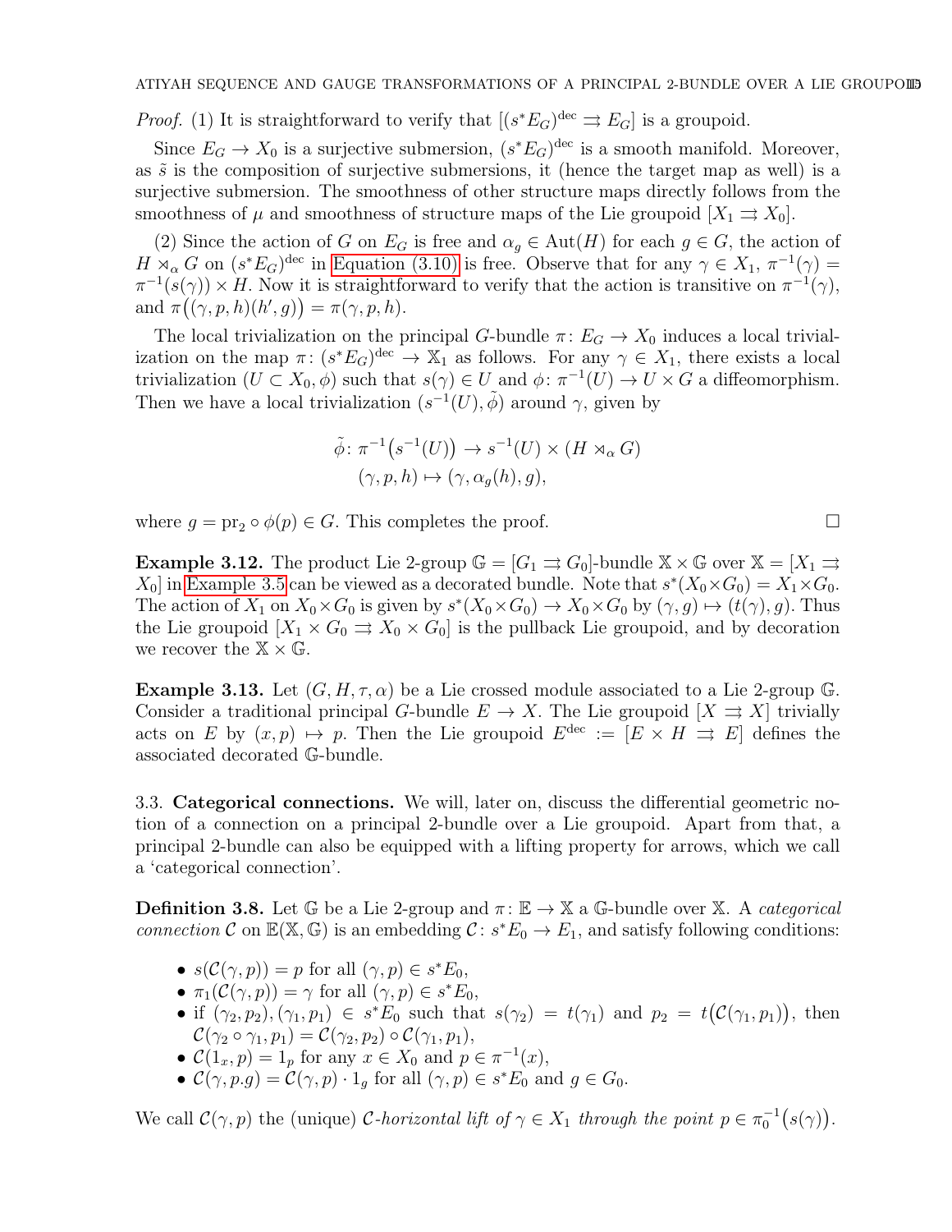*Proof.* (1) It is straightforward to verify that $[(s^*E_G)^{\text{dec}} \rightrightarrows E_G]$ is a groupoid.

Since $E_G \to X_0$ is a surjective submersion, $(s^*E_G)^{\text{dec}}$ is a smooth manifold. Moreover, as $\tilde{s}$ is the composition of surjective submersions, it (hence the target map as well) is a surjective submersion. The smoothness of other structure maps directly follows from the smoothness of $\mu$ and smoothness of structure maps of the Lie groupoid $[X_1 \rightrightarrows X_0]$.

(2) Since the action of $G$ on $E_G$ is free and $\alpha_g \in \text{Aut}(H)$ for each $g \in G$, the action of $H \rtimes_\alpha G$ on $(s^*E_G)^{\text{dec}}$ in Equation (3.10) is free. Observe that for any $\gamma \in X_1$, $\pi^{-1}(\gamma) = \pi^{-1}(s(\gamma)) \times H$. Now it is straightforward to verify that the action is transitive on $\pi^{-1}(\gamma)$, and $\pi\big((\gamma, p, h)(h', g)\big) = \pi(\gamma, p, h)$.

The local trivialization on the principal $G$-bundle $\pi \colon E_G \to X_0$ induces a local trivialization on the map $\pi \colon (s^*E_G)^{\text{dec}} \to \mathbb{X}_1$ as follows. For any $\gamma \in X_1$, there exists a local trivialization $(U \subset X_0, \phi)$ such that $s(\gamma) \in U$ and $\phi \colon \pi^{-1}(U) \to U \times G$ a diffeomorphism. Then we have a local trivialization $(s^{-1}(U), \tilde{\phi})$ around $\gamma$, given by

$$
\begin{aligned}
\tilde{\phi} \colon \pi^{-1}\big(s^{-1}(U)\big) &\to s^{-1}(U) \times (H \rtimes_\alpha G) \\
(\gamma, p, h) &\mapsto (\gamma, \alpha_g(h), g),
\end{aligned}
$$

where $g = \text{pr}_2 \circ \phi(p) \in G$. This completes the proof. $\square$

**Example 3.12.** The product Lie 2-group $\mathbb{G} = [G_1 \rightrightarrows G_0]$-bundle $\mathbb{X} \times \mathbb{G}$ over $\mathbb{X} = [X_1 \rightrightarrows X_0]$ in Example 3.5 can be viewed as a decorated bundle. Note that $s^*(X_0 \times G_0) = X_1 \times G_0$. The action of $X_1$ on $X_0 \times G_0$ is given by $s^*(X_0 \times G_0) \to X_0 \times G_0$ by $(\gamma, g) \mapsto (t(\gamma), g)$. Thus the Lie groupoid $[X_1 \times G_0 \rightrightarrows X_0 \times G_0]$ is the pullback Lie groupoid, and by decoration we recover the $\mathbb{X} \times \mathbb{G}$.

**Example 3.13.** Let $(G, H, \tau, \alpha)$ be a Lie crossed module associated to a Lie 2-group $\mathbb{G}$. Consider a traditional principal $G$-bundle $E \to X$. The Lie groupoid $[X \rightrightarrows X]$ trivially acts on $E$ by $(x, p) \mapsto p$. Then the Lie groupoid $E^{\text{dec}} := [E \times H \rightrightarrows E]$ defines the associated decorated $\mathbb{G}$-bundle.

### 3.3. Categorical connections.

We will, later on, discuss the differential geometric notion of a connection on a principal 2-bundle over a Lie groupoid. Apart from that, a principal 2-bundle can also be equipped with a lifting property for arrows, which we call a 'categorical connection'.

**Definition 3.8.** Let $\mathbb{G}$ be a Lie 2-group and $\pi \colon \mathbb{E} \to \mathbb{X}$ a $\mathbb{G}$-bundle over $\mathbb{X}$. A *categorical connection* $\mathcal{C}$ on $\mathbb{E}(\mathbb{X}, \mathbb{G})$ is an embedding $\mathcal{C} \colon s^*E_0 \to E_1$, and satisfy following conditions:

- $s(\mathcal{C}(\gamma, p)) = p$ for all $(\gamma, p) \in s^*E_0$,
- $\pi_1(\mathcal{C}(\gamma, p)) = \gamma$ for all $(\gamma, p) \in s^*E_0$,
- if $(\gamma_2, p_2), (\gamma_1, p_1) \in s^*E_0$ such that $s(\gamma_2) = t(\gamma_1)$ and $p_2 = t\big(\mathcal{C}(\gamma_1, p_1)\big)$, then $\mathcal{C}(\gamma_2 \circ \gamma_1, p_1) = \mathcal{C}(\gamma_2, p_2) \circ \mathcal{C}(\gamma_1, p_1)$,
- $\mathcal{C}(1_x, p) = 1_p$ for any $x \in X_0$ and $p \in \pi^{-1}(x)$,
- $\mathcal{C}(\gamma, p.g) = \mathcal{C}(\gamma, p) \cdot 1_g$ for all $(\gamma, p) \in s^*E_0$ and $g \in G_0$.

We call $\mathcal{C}(\gamma, p)$ the (unique) *$\mathcal{C}$-horizontal lift of $\gamma \in X_1$ through the point $p \in \pi_0^{-1}\big(s(\gamma)\big)$*.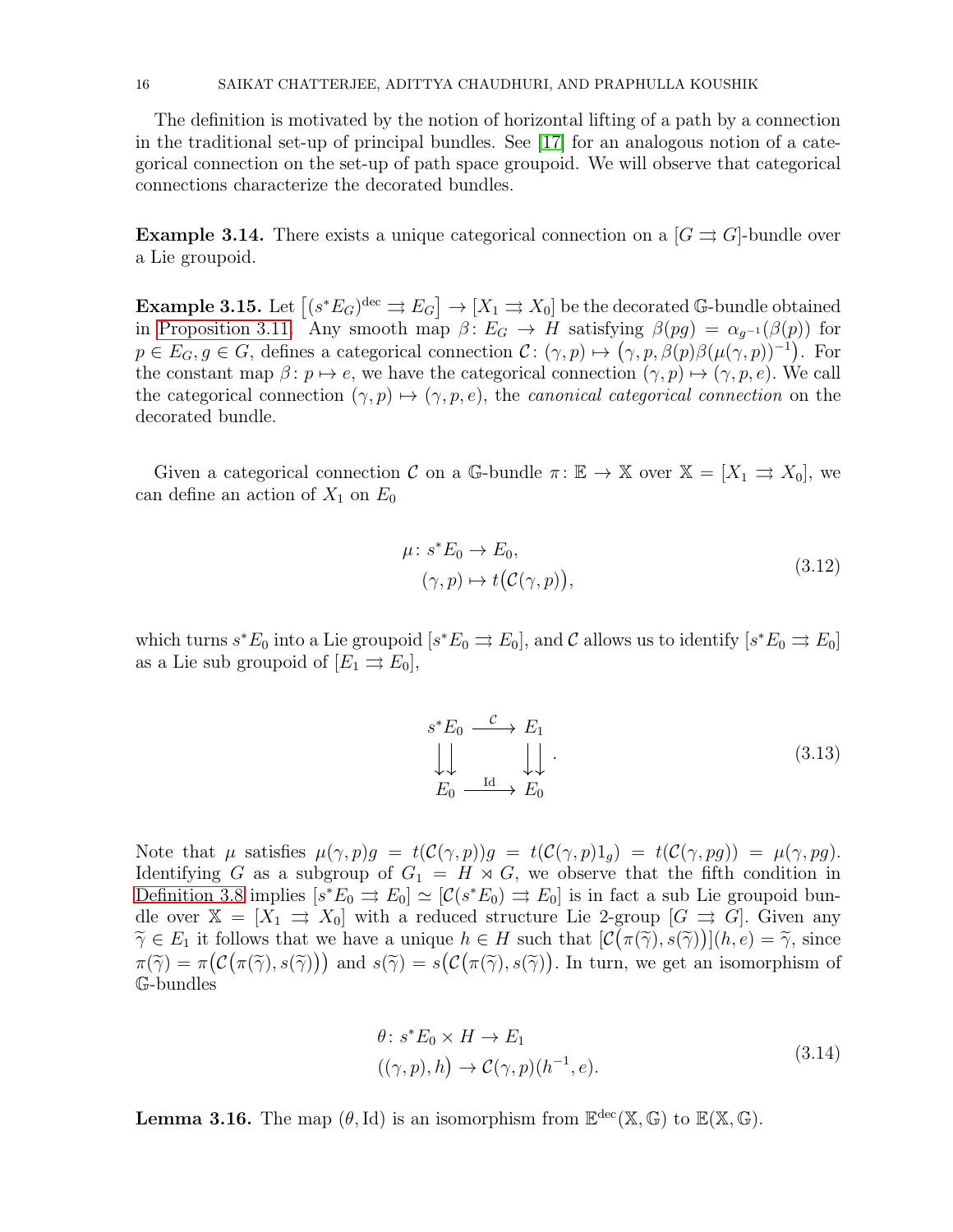The definition is motivated by the notion of horizontal lifting of a path by a connection in the traditional set-up of principal bundles. See [17] for an analogous notion of a categorical connection on the set-up of path space groupoid. We will observe that categorical connections characterize the decorated bundles.

**Example 3.14.** There exists a unique categorical connection on a $[G \rightrightarrows G]$-bundle over a Lie groupoid.

**Example 3.15.** Let $\left[(s^*E_G)^{\mathrm{dec}} \rightrightarrows E_G\right] \to [X_1 \rightrightarrows X_0]$ be the decorated $\mathbb{G}$-bundle obtained in Proposition 3.11. Any smooth map $\beta\colon E_G \to H$ satisfying $\beta(pg) = \alpha_{g^{-1}}(\beta(p))$ for $p \in E_G, g \in G$, defines a categorical connection $\mathcal{C}\colon (\gamma, p) \mapsto \big(\gamma, p, \beta(p)\beta(\mu(\gamma,p))^{-1}\big)$. For the constant map $\beta\colon p \mapsto e$, we have the categorical connection $(\gamma, p) \mapsto (\gamma, p, e)$. We call the categorical connection $(\gamma, p) \mapsto (\gamma, p, e)$, the *canonical categorical connection* on the decorated bundle.

Given a categorical connection $\mathcal{C}$ on a $\mathbb{G}$-bundle $\pi\colon \mathbb{E} \to \mathbb{X}$ over $\mathbb{X} = [X_1 \rightrightarrows X_0]$, we can define an action of $X_1$ on $E_0$

$$
\begin{aligned}
\mu\colon\, & s^*E_0 \to E_0, \\
& (\gamma, p) \mapsto t\big(\mathcal{C}(\gamma, p)\big),
\end{aligned}
\tag{3.12}
$$

which turns $s^*E_0$ into a Lie groupoid $[s^*E_0 \rightrightarrows E_0]$, and $\mathcal{C}$ allows us to identify $[s^*E_0 \rightrightarrows E_0]$ as a Lie sub groupoid of $[E_1 \rightrightarrows E_0]$,

$$
\begin{array}{ccc}
s^*E_0 & \xrightarrow{\ \mathcal{C}\ } & E_1 \\
\downarrow\downarrow & & \downarrow\downarrow \\
E_0 & \xrightarrow{\ \mathrm{Id}\ } & E_0
\end{array}
.
\tag{3.13}
$$

Note that $\mu$ satisfies $\mu(\gamma, p)g = t(\mathcal{C}(\gamma, p))g = t(\mathcal{C}(\gamma, p)1_g) = t(\mathcal{C}(\gamma, pg)) = \mu(\gamma, pg)$. Identifying $G$ as a subgroup of $G_1 = H \rtimes G$, we observe that the fifth condition in Definition 3.8 implies $[s^*E_0 \rightrightarrows E_0] \simeq [\mathcal{C}(s^*E_0) \rightrightarrows E_0]$ is in fact a sub Lie groupoid bundle over $\mathbb{X} = [X_1 \rightrightarrows X_0]$ with a reduced structure Lie 2-group $[G \rightrightarrows G]$. Given any $\widetilde{\gamma} \in E_1$ it follows that we have a unique $h \in H$ such that $[\mathcal{C}\big(\pi(\widetilde{\gamma}), s(\widetilde{\gamma})\big)](h, e) = \widetilde{\gamma}$, since $\pi(\widetilde{\gamma}) = \pi\big(\mathcal{C}\big(\pi(\widetilde{\gamma}), s(\widetilde{\gamma})\big)\big)$ and $s(\widetilde{\gamma}) = s\big(\mathcal{C}\big(\pi(\widetilde{\gamma}), s(\widetilde{\gamma})\big)\big)$. In turn, we get an isomorphism of $\mathbb{G}$-bundles

$$
\begin{aligned}
\theta\colon\, & s^*E_0 \times H \to E_1 \\
& \big((\gamma, p), h\big) \to \mathcal{C}(\gamma, p)(h^{-1}, e).
\end{aligned}
\tag{3.14}
$$

**Lemma 3.16.** The map $(\theta, \mathrm{Id})$ is an isomorphism from $\mathbb{E}^{\mathrm{dec}}(\mathbb{X}, \mathbb{G})$ to $\mathbb{E}(\mathbb{X}, \mathbb{G})$.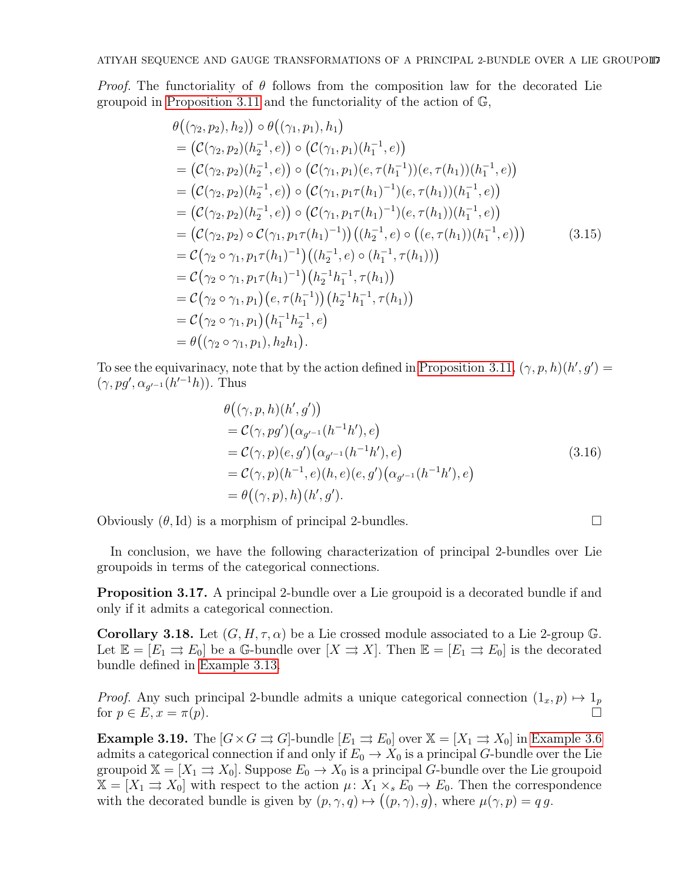*Proof.* The functoriality of $\theta$ follows from the composition law for the decorated Lie groupoid in Proposition 3.11 and the functoriality of the action of $\mathbb{G}$,

$$
\begin{aligned}
&\theta\big((\gamma_2, p_2), h_2)\big) \circ \theta\big((\gamma_1, p_1), h_1\big) \\
&= \big(\mathcal{C}(\gamma_2, p_2)(h_2^{-1}, e)\big) \circ \big(\mathcal{C}(\gamma_1, p_1)(h_1^{-1}, e)\big) \\
&= \big(\mathcal{C}(\gamma_2, p_2)(h_2^{-1}, e)\big) \circ \big(\mathcal{C}(\gamma_1, p_1)(e, \tau(h_1^{-1}))(e, \tau(h_1))(h_1^{-1}, e)\big) \\
&= \big(\mathcal{C}(\gamma_2, p_2)(h_2^{-1}, e)\big) \circ \big(\mathcal{C}(\gamma_1, p_1\tau(h_1)^{-1})(e, \tau(h_1))(h_1^{-1}, e)\big) \\
&= \big(\mathcal{C}(\gamma_2, p_2)(h_2^{-1}, e)\big) \circ \big(\mathcal{C}(\gamma_1, p_1\tau(h_1)^{-1})(e, \tau(h_1))(h_1^{-1}, e)\big) \\
&= \big(\mathcal{C}(\gamma_2, p_2) \circ \mathcal{C}(\gamma_1, p_1\tau(h_1)^{-1})\big)\big((h_2^{-1}, e) \circ \big((e, \tau(h_1))(h_1^{-1}, e)\big)\big) \\
&= \mathcal{C}\big(\gamma_2 \circ \gamma_1, p_1\tau(h_1)^{-1}\big)\big((h_2^{-1}, e) \circ (h_1^{-1}, \tau(h_1))\big) \\
&= \mathcal{C}\big(\gamma_2 \circ \gamma_1, p_1\tau(h_1)^{-1}\big)\big(h_2^{-1}h_1^{-1}, \tau(h_1)\big) \\
&= \mathcal{C}\big(\gamma_2 \circ \gamma_1, p_1\big)\big(e, \tau(h_1^{-1})\big)\big(h_2^{-1}h_1^{-1}, \tau(h_1)\big) \\
&= \mathcal{C}\big(\gamma_2 \circ \gamma_1, p_1\big)\big(h_1^{-1}h_2^{-1}, e\big) \\
&= \theta\big((\gamma_2 \circ \gamma_1, p_1), h_2h_1\big).
\end{aligned}
\tag{3.15}
$$

To see the equivarinacy, note that by the action defined in Proposition 3.11, $(\gamma, p, h)(h', g') = (\gamma, pg', \alpha_{g'^{-1}}(h'^{-1}h))$. Thus

$$
\begin{aligned}
&\theta\big((\gamma, p, h)(h', g')\big) \\
&= \mathcal{C}(\gamma, pg')\big(\alpha_{g'^{-1}}(h^{-1}h'), e\big) \\
&= \mathcal{C}(\gamma, p)(e, g')\big(\alpha_{g'^{-1}}(h^{-1}h'), e\big) \\
&= \mathcal{C}(\gamma, p)(h^{-1}, e)(h, e)(e, g')\big(\alpha_{g'^{-1}}(h^{-1}h'), e\big) \\
&= \theta\big((\gamma, p), h\big)(h', g').
\end{aligned}
\tag{3.16}
$$

Obviously $(\theta, \mathrm{Id})$ is a morphism of principal 2-bundles. □

In conclusion, we have the following characterization of principal 2-bundles over Lie groupoids in terms of the categorical connections.

**Proposition 3.17.** A principal 2-bundle over a Lie groupoid is a decorated bundle if and only if it admits a categorical connection.

**Corollary 3.18.** Let $(G, H, \tau, \alpha)$ be a Lie crossed module associated to a Lie 2-group $\mathbb{G}$. Let $\mathbb{E} = [E_1 \rightrightarrows E_0]$ be a $\mathbb{G}$-bundle over $[X \rightrightarrows X]$. Then $\mathbb{E} = [E_1 \rightrightarrows E_0]$ is the decorated bundle defined in Example 3.13.

*Proof.* Any such principal 2-bundle admits a unique categorical connection $(1_x, p) \mapsto 1_p$ for $p \in E, x = \pi(p)$. □

**Example 3.19.** The $[G \times G \rightrightarrows G]$-bundle $[E_1 \rightrightarrows E_0]$ over $\mathbb{X} = [X_1 \rightrightarrows X_0]$ in Example 3.6 admits a categorical connection if and only if $E_0 \to X_0$ is a principal $G$-bundle over the Lie groupoid $\mathbb{X} = [X_1 \rightrightarrows X_0]$. Suppose $E_0 \to X_0$ is a principal $G$-bundle over the Lie groupoid $\mathbb{X} = [X_1 \rightrightarrows X_0]$ with respect to the action $\mu \colon X_1 \times_s E_0 \to E_0$. Then the correspondence with the decorated bundle is given by $(p, \gamma, q) \mapsto \big((p, \gamma), g\big)$, where $\mu(\gamma, p) = q\, g$.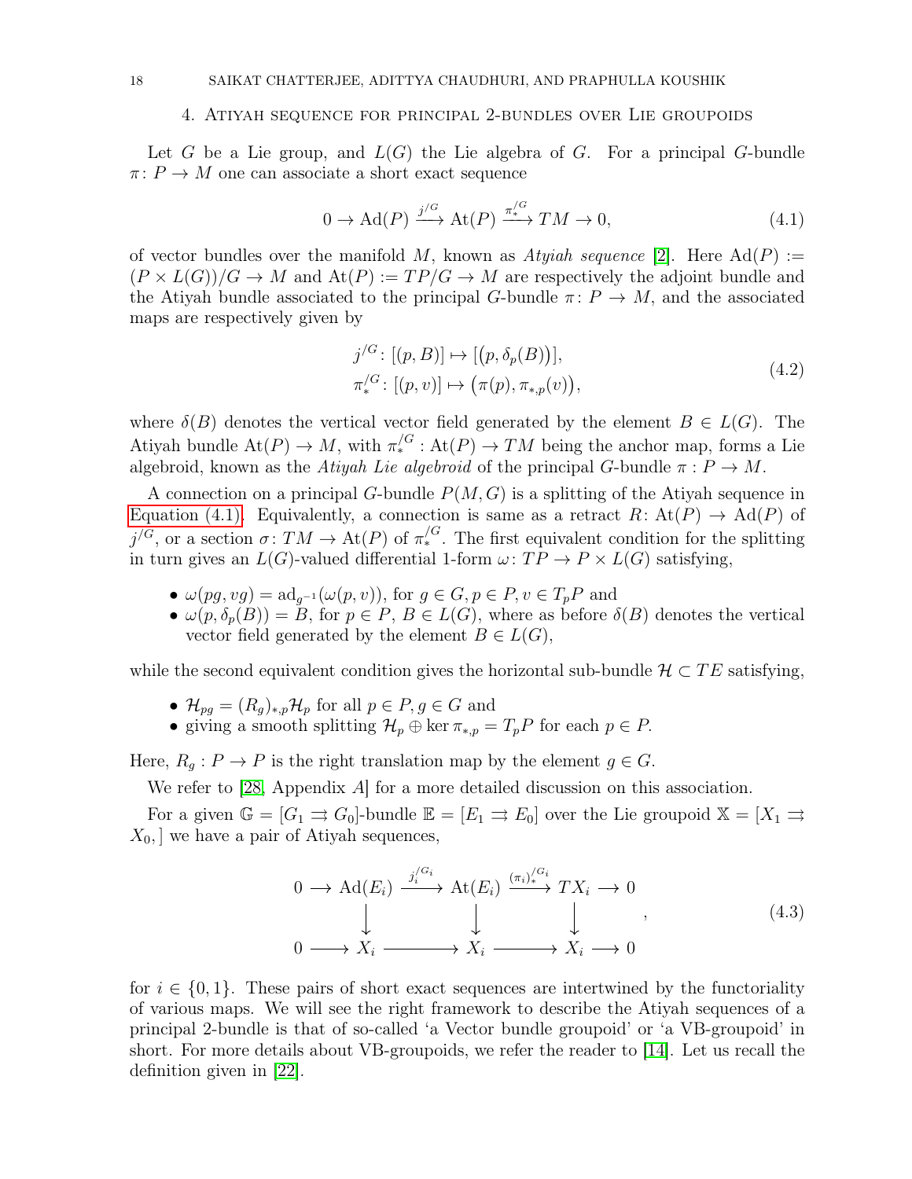## 4. Atiyah sequence for principal 2-bundles over Lie groupoids

Let $G$ be a Lie group, and $L(G)$ the Lie algebra of $G$. For a principal $G$-bundle $\pi\colon P \to M$ one can associate a short exact sequence

$$0 \to \mathrm{Ad}(P) \xrightarrow{j^{/G}} \mathrm{At}(P) \xrightarrow{\pi_*^{/G}} TM \to 0, \tag{4.1}$$

of vector bundles over the manifold $M$, known as *Atyiah sequence* [2]. Here $\mathrm{Ad}(P) := (P \times L(G))/G \to M$ and $\mathrm{At}(P) := TP/G \to M$ are respectively the adjoint bundle and the Atiyah bundle associated to the principal $G$-bundle $\pi\colon P \to M$, and the associated maps are respectively given by

$$\begin{aligned} j^{/G}&\colon [(p, B)] \mapsto [\big(p, \delta_p(B)\big)],\\ \pi_*^{/G}&\colon [(p, v)] \mapsto \big(\pi(p), \pi_{*,p}(v)\big), \end{aligned} \tag{4.2}$$

where $\delta(B)$ denotes the vertical vector field generated by the element $B \in L(G)$. The Atiyah bundle $\mathrm{At}(P) \to M$, with $\pi_*^{/G} : \mathrm{At}(P) \to TM$ being the anchor map, forms a Lie algebroid, known as the *Atiyah Lie algebroid* of the principal $G$-bundle $\pi : P \to M$.

A connection on a principal $G$-bundle $P(M, G)$ is a splitting of the Atiyah sequence in Equation (4.1). Equivalently, a connection is same as a retract $R\colon \mathrm{At}(P) \to \mathrm{Ad}(P)$ of $j^{/G}$, or a section $\sigma\colon TM \to \mathrm{At}(P)$ of $\pi_*^{/G}$. The first equivalent condition for the splitting in turn gives an $L(G)$-valued differential 1-form $\omega\colon TP \to P \times L(G)$ satisfying,

- $\omega(pg, vg) = \mathrm{ad}_{g^{-1}}(\omega(p, v))$, for $g \in G, p \in P, v \in T_pP$ and
- $\omega(p, \delta_p(B)) = B$, for $p \in P$, $B \in L(G)$, where as before $\delta(B)$ denotes the vertical vector field generated by the element $B \in L(G)$,

while the second equivalent condition gives the horizontal sub-bundle $\mathcal{H} \subset TE$ satisfying,

- $\mathcal{H}_{pg} = (R_g)_{*,p}\mathcal{H}_p$ for all $p \in P, g \in G$ and
- giving a smooth splitting $\mathcal{H}_p \oplus \ker \pi_{*,p} = T_pP$ for each $p \in P$.

Here, $R_g : P \to P$ is the right translation map by the element $g \in G$.

We refer to [28, Appendix A] for a more detailed discussion on this association.

For a given $\mathbb{G} = [G_1 \rightrightarrows G_0]$-bundle $\mathbb{E} = [E_1 \rightrightarrows E_0]$ over the Lie groupoid $\mathbb{X} = [X_1 \rightrightarrows X_0,]$ we have a pair of Atiyah sequences,

$$\begin{array}{ccccccccc} 0 & \longrightarrow & \mathrm{Ad}(E_i) & \xrightarrow{j_i^{/G_i}} & \mathrm{At}(E_i) & \xrightarrow{(\pi_i)_*^{/G_i}} & TX_i & \longrightarrow & 0\\ & & \downarrow & & \downarrow & & \downarrow & & \\ 0 & \longrightarrow & X_i & \longrightarrow & X_i & \longrightarrow & X_i & \longrightarrow & 0 \end{array}, \tag{4.3}$$

for $i \in \{0, 1\}$. These pairs of short exact sequences are intertwined by the functoriality of various maps. We will see the right framework to describe the Atiyah sequences of a principal 2-bundle is that of so-called 'a Vector bundle groupoid' or 'a VB-groupoid' in short. For more details about VB-groupoids, we refer the reader to [14]. Let us recall the definition given in [22].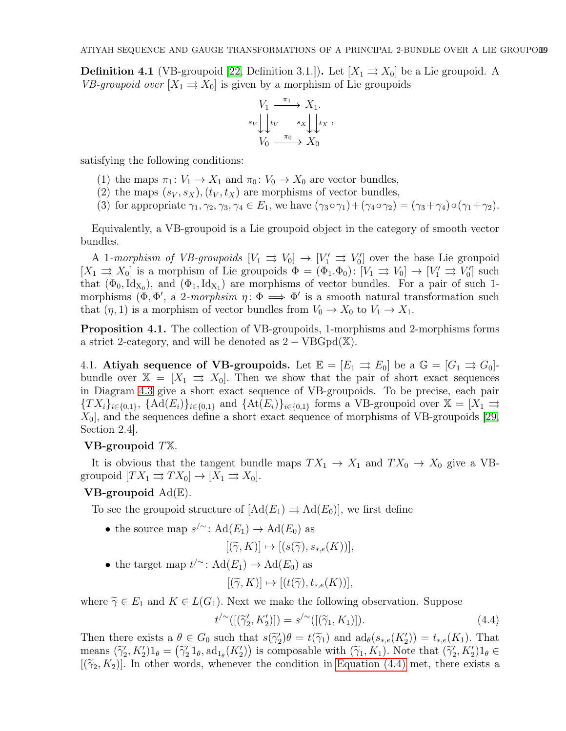**Definition 4.1** (VB-groupoid [22, Definition 3.1.])**.** Let $[X_1 \rightrightarrows X_0]$ be a Lie groupoid. A *VB-groupoid over* $[X_1 \rightrightarrows X_0]$ is given by a morphism of Lie groupoids

$$\begin{array}{ccc} V_1 & \xrightarrow{\pi_1} & X_1. \\ s_V \big\downarrow \big\downarrow t_V & & s_X \big\downarrow \big\downarrow t_X \\ V_0 & \xrightarrow{\pi_0} & X_0 \end{array},$$

satisfying the following conditions:

(1) the maps $\pi_1 \colon V_1 \to X_1$ and $\pi_0 \colon V_0 \to X_0$ are vector bundles,
(2) the maps $(s_V, s_X), (t_V, t_X)$ are morphisms of vector bundles,
(3) for appropriate $\gamma_1, \gamma_2, \gamma_3, \gamma_4 \in E_1$, we have $(\gamma_3 \circ \gamma_1) + (\gamma_4 \circ \gamma_2) = (\gamma_3 + \gamma_4) \circ (\gamma_1 + \gamma_2)$.

Equivalently, a VB-groupoid is a Lie groupoid object in the category of smooth vector bundles.

A 1-*morphism of VB-groupoids* $[V_1 \rightrightarrows V_0] \to [V_1' \rightrightarrows V_0']$ over the base Lie groupoid $[X_1 \rightrightarrows X_0]$ is a morphism of Lie groupoids $\Phi = (\Phi_1.\Phi_0) \colon [V_1 \rightrightarrows V_0] \to [V_1' \rightrightarrows V_0']$ such that $(\Phi_0, \mathrm{Id_{X_0}})$, and $(\Phi_1, \mathrm{Id_{X_1}})$ are morphisms of vector bundles. For a pair of such 1-morphisms $(\Phi, \Phi'$, a 2-*morphsim* $\eta \colon \Phi \implies \Phi'$ is a smooth natural transformation such that $(\eta, 1)$ is a morphism of vector bundles from $V_0 \to X_0$ to $V_1 \to X_1$.

**Proposition 4.1.** The collection of VB-groupoids, 1-morphisms and 2-morphisms forms a strict 2-category, and will be denoted as $2-\mathrm{VBGpd}(\mathbb{X})$.

4.1. **Atiyah sequence of VB-groupoids.** Let $\mathbb{E} = [E_1 \rightrightarrows E_0]$ be a $\mathbb{G} = [G_1 \rightrightarrows G_0]$-bundle over $\mathbb{X} = [X_1 \rightrightarrows X_0]$. Then we show that the pair of short exact sequences in Diagram 4.3 give a short exact sequence of VB-groupoids. To be precise, each pair $\{TX_i\}_{i \in \{0,1\}}$, $\{\mathrm{Ad}(E_i)\}_{i \in \{0,1\}}$ and $\{\mathrm{At}(E_i)\}_{i \in \{0,1\}}$ forms a VB-groupoid over $\mathbb{X} = [X_1 \rightrightarrows X_0]$, and the sequences define a short exact sequence of morphisms of VB-groupoids [29, Section 2.4].

**VB-groupoid $T\mathbb{X}$.**

It is obvious that the tangent bundle maps $TX_1 \to X_1$ and $TX_0 \to X_0$ give a VB-groupoid $[TX_1 \rightrightarrows TX_0] \to [X_1 \rightrightarrows X_0]$.

**VB-groupoid $\mathrm{Ad}(\mathbb{E})$.**

To see the groupoid structure of $[\mathrm{Ad}(E_1) \rightrightarrows \mathrm{Ad}(E_0)]$, we first define

- the source map $s^{/\sim} \colon \mathrm{Ad}(E_1) \to \mathrm{Ad}(E_0)$ as
$$[(\widetilde{\gamma}, K)] \mapsto [(s(\widetilde{\gamma}), s_{*,e}(K))],$$
- the target map $t^{/\sim} \colon \mathrm{Ad}(E_1) \to \mathrm{Ad}(E_0)$ as
$$[(\widetilde{\gamma}, K)] \mapsto [(t(\widetilde{\gamma}), t_{*,e}(K))],$$

where $\widetilde{\gamma} \in E_1$ and $K \in L(G_1)$. Next we make the following observation. Suppose

$$t^{/\sim}([(\widetilde{\gamma}_2', K_2')]) = s^{/\sim}([(\widetilde{\gamma}_1, K_1)]). \tag{4.4}$$

Then there exists a $\theta \in G_0$ such that $s(\widetilde{\gamma}_2')\theta = t(\widetilde{\gamma}_1)$ and $\mathrm{ad}_\theta(s_{*,e}(K_2')) = t_{*,e}(K_1)$. That means $(\widetilde{\gamma}_2', K_2')1_\theta = \big(\widetilde{\gamma}_2' 1_\theta, \mathrm{ad}_{1_\theta}(K_2')\big)$ is composable with $(\widetilde{\gamma}_1, K_1)$. Note that $(\widetilde{\gamma}_2', K_2')1_\theta \in [(\widetilde{\gamma}_2, K_2)]$. In other words, whenever the condition in Equation (4.4) met, there exists a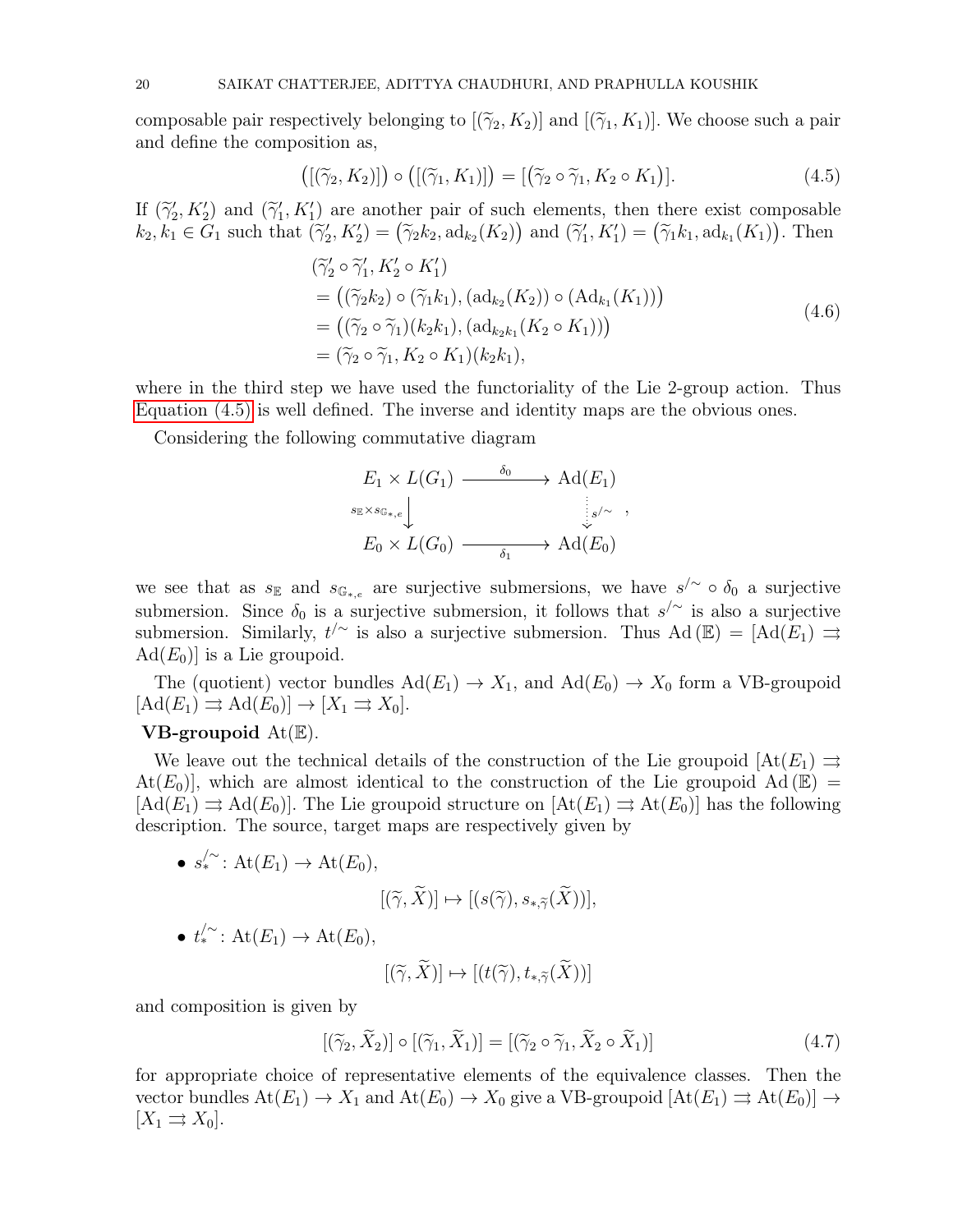composable pair respectively belonging to $[(\widetilde{\gamma}_2, K_2)]$ and $[(\widetilde{\gamma}_1, K_1)]$. We choose such a pair and define the composition as,

$$\big([(\widetilde{\gamma}_2, K_2)]\big) \circ \big([(\widetilde{\gamma}_1, K_1)]\big) = [\big(\widetilde{\gamma}_2 \circ \widetilde{\gamma}_1, K_2 \circ K_1\big)]. \tag{4.5}$$

If $(\widetilde{\gamma}_2', K_2')$ and $(\widetilde{\gamma}_1', K_1')$ are another pair of such elements, then there exist composable $k_2, k_1 \in G_1$ such that $(\widetilde{\gamma}_2', K_2') = \big(\widetilde{\gamma}_2 k_2, \mathrm{ad}_{k_2}(K_2)\big)$ and $(\widetilde{\gamma}_1', K_1') = \big(\widetilde{\gamma}_1 k_1, \mathrm{ad}_{k_1}(K_1)\big)$. Then

$$\begin{aligned}
&(\widetilde{\gamma}_2' \circ \widetilde{\gamma}_1', K_2' \circ K_1') \\
&= \big((\widetilde{\gamma}_2 k_2) \circ (\widetilde{\gamma}_1 k_1), (\mathrm{ad}_{k_2}(K_2)) \circ (\mathrm{Ad}_{k_1}(K_1))\big) \\
&= \big((\widetilde{\gamma}_2 \circ \widetilde{\gamma}_1)(k_2 k_1), (\mathrm{ad}_{k_2 k_1}(K_2 \circ K_1))\big) \\
&= (\widetilde{\gamma}_2 \circ \widetilde{\gamma}_1, K_2 \circ K_1)(k_2 k_1),
\end{aligned} \tag{4.6}$$

where in the third step we have used the functoriality of the Lie 2-group action. Thus Equation (4.5) is well defined. The inverse and identity maps are the obvious ones.

Considering the following commutative diagram

$$\begin{array}{ccc}
E_1 \times L(G_1) & \xrightarrow{\quad \delta_0 \quad} & \mathrm{Ad}(E_1) \\
{\scriptstyle s_{\mathbb{E}} \times s_{\mathbb{G}_{*,e}}} \big\downarrow & & \vdots\, {\scriptstyle s^{/\sim}} \\
E_0 \times L(G_0) & \xrightarrow[\quad \delta_1 \quad]{} & \mathrm{Ad}(E_0)
\end{array},$$

we see that as $s_{\mathbb{E}}$ and $s_{\mathbb{G}_{*,e}}$ are surjective submersions, we have $s^{/\sim} \circ \delta_0$ a surjective submersion. Since $\delta_0$ is a surjective submersion, it follows that $s^{/\sim}$ is also a surjective submersion. Similarly, $t^{/\sim}$ is also a surjective submersion. Thus $\mathrm{Ad}\,(\mathbb{E}) = [\mathrm{Ad}(E_1) \rightrightarrows \mathrm{Ad}(E_0)]$ is a Lie groupoid.

The (quotient) vector bundles $\mathrm{Ad}(E_1) \to X_1$, and $\mathrm{Ad}(E_0) \to X_0$ form a VB-groupoid $[\mathrm{Ad}(E_1) \rightrightarrows \mathrm{Ad}(E_0)] \to [X_1 \rightrightarrows X_0]$.

**VB-groupoid** $\mathrm{At}(\mathbb{E})$.

We leave out the technical details of the construction of the Lie groupoid $[\mathrm{At}(E_1) \rightrightarrows \mathrm{At}(E_0)]$, which are almost identical to the construction of the Lie groupoid $\mathrm{Ad}\,(\mathbb{E}) = [\mathrm{Ad}(E_1) \rightrightarrows \mathrm{Ad}(E_0)]$. The Lie groupoid structure on $[\mathrm{At}(E_1) \rightrightarrows \mathrm{At}(E_0)]$ has the following description. The source, target maps are respectively given by

- $s_*^{/\sim} \colon \mathrm{At}(E_1) \to \mathrm{At}(E_0)$,
$$[(\widetilde{\gamma}, \widetilde{X})] \mapsto [(s(\widetilde{\gamma}), s_{*,\widetilde{\gamma}}(\widetilde{X}))],$$
- $t_*^{/\sim} \colon \mathrm{At}(E_1) \to \mathrm{At}(E_0)$,
$$[(\widetilde{\gamma}, \widetilde{X})] \mapsto [(t(\widetilde{\gamma}), t_{*,\widetilde{\gamma}}(\widetilde{X}))]$$

and composition is given by

$$[(\widetilde{\gamma}_2, \widetilde{X}_2)] \circ [(\widetilde{\gamma}_1, \widetilde{X}_1)] = [(\widetilde{\gamma}_2 \circ \widetilde{\gamma}_1, \widetilde{X}_2 \circ \widetilde{X}_1)] \tag{4.7}$$

for appropriate choice of representative elements of the equivalence classes. Then the vector bundles $\mathrm{At}(E_1) \to X_1$ and $\mathrm{At}(E_0) \to X_0$ give a VB-groupoid $[\mathrm{At}(E_1) \rightrightarrows \mathrm{At}(E_0)] \to [X_1 \rightrightarrows X_0]$.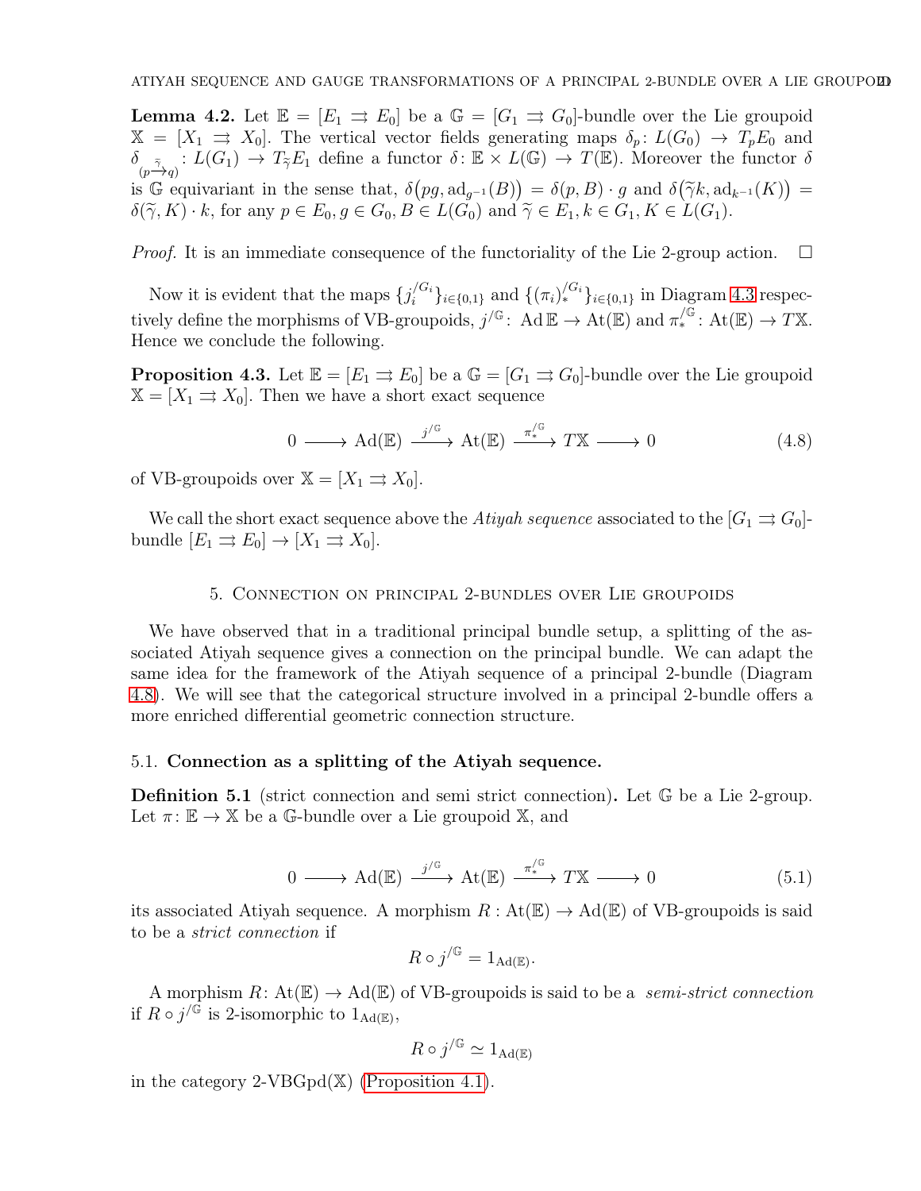**Lemma 4.2.** Let $\mathbb{E} = [E_1 \rightrightarrows E_0]$ be a $\mathbb{G} = [G_1 \rightrightarrows G_0]$-bundle over the Lie groupoid $\mathbb{X} = [X_1 \rightrightarrows X_0]$. The vertical vector fields generating maps $\delta_p \colon L(G_0) \to T_pE_0$ and $\delta_{(p \xrightarrow{\tilde{\gamma}} q)} \colon L(G_1) \to T_{\tilde{\gamma}}E_1$ define a functor $\delta \colon \mathbb{E} \times L(\mathbb{G}) \to T(\mathbb{E})$. Moreover the functor $\delta$ is $\mathbb{G}$ equivariant in the sense that, $\delta\big(pg, \mathrm{ad}_{g^{-1}}(B)\big) = \delta(p, B) \cdot g$ and $\delta\big(\tilde{\gamma}k, \mathrm{ad}_{k^{-1}}(K)\big) = \delta(\tilde{\gamma}, K) \cdot k$, for any $p \in E_0, g \in G_0, B \in L(G_0)$ and $\tilde{\gamma} \in E_1, k \in G_1, K \in L(G_1)$.

*Proof.* It is an immediate consequence of the functoriality of the Lie 2-group action. $\square$

Now it is evident that the maps $\{j_i^{/G_i}\}_{i \in \{0,1\}}$ and $\{(\pi_i)_*^{/G_i}\}_{i \in \{0,1\}}$ in Diagram 4.3 respectively define the morphisms of VB-groupoids, $j^{/\mathbb{G}} \colon \mathrm{Ad}\,\mathbb{E} \to \mathrm{At}(\mathbb{E})$ and $\pi_*^{/\mathbb{G}} \colon \mathrm{At}(\mathbb{E}) \to T\mathbb{X}$. Hence we conclude the following.

**Proposition 4.3.** Let $\mathbb{E} = [E_1 \rightrightarrows E_0]$ be a $\mathbb{G} = [G_1 \rightrightarrows G_0]$-bundle over the Lie groupoid $\mathbb{X} = [X_1 \rightrightarrows X_0]$. Then we have a short exact sequence

$$0 \longrightarrow \mathrm{Ad}(\mathbb{E}) \xrightarrow{j^{/\mathbb{G}}} \mathrm{At}(\mathbb{E}) \xrightarrow{\pi_*^{/\mathbb{G}}} T\mathbb{X} \longrightarrow 0 \tag{4.8}$$

of VB-groupoids over $\mathbb{X} = [X_1 \rightrightarrows X_0]$.

We call the short exact sequence above the *Atiyah sequence* associated to the $[G_1 \rightrightarrows G_0]$-bundle $[E_1 \rightrightarrows E_0] \to [X_1 \rightrightarrows X_0]$.

## 5. Connection on principal 2-bundles over Lie groupoids

We have observed that in a traditional principal bundle setup, a splitting of the associated Atiyah sequence gives a connection on the principal bundle. We can adapt the same idea for the framework of the Atiyah sequence of a principal 2-bundle (Diagram 4.8). We will see that the categorical structure involved in a principal 2-bundle offers a more enriched differential geometric connection structure.

### 5.1. Connection as a splitting of the Atiyah sequence.

**Definition 5.1** (strict connection and semi strict connection)**.** Let $\mathbb{G}$ be a Lie 2-group. Let $\pi \colon \mathbb{E} \to \mathbb{X}$ be a $\mathbb{G}$-bundle over a Lie groupoid $\mathbb{X}$, and

$$0 \longrightarrow \mathrm{Ad}(\mathbb{E}) \xrightarrow{j^{/\mathbb{G}}} \mathrm{At}(\mathbb{E}) \xrightarrow{\pi_*^{/\mathbb{G}}} T\mathbb{X} \longrightarrow 0 \tag{5.1}$$

its associated Atiyah sequence. A morphism $R : \mathrm{At}(\mathbb{E}) \to \mathrm{Ad}(\mathbb{E})$ of VB-groupoids is said to be a *strict connection* if

$$R \circ j^{/\mathbb{G}} = 1_{\mathrm{Ad}(\mathbb{E})}.$$

A morphism $R \colon \mathrm{At}(\mathbb{E}) \to \mathrm{Ad}(\mathbb{E})$ of VB-groupoids is said to be a *semi-strict connection* if $R \circ j^{/\mathbb{G}}$ is 2-isomorphic to $1_{\mathrm{Ad}(\mathbb{E})}$,

$$R \circ j^{/\mathbb{G}} \simeq 1_{\mathrm{Ad}(\mathbb{E})}$$

in the category 2-VBGpd($\mathbb{X}$) (Proposition 4.1).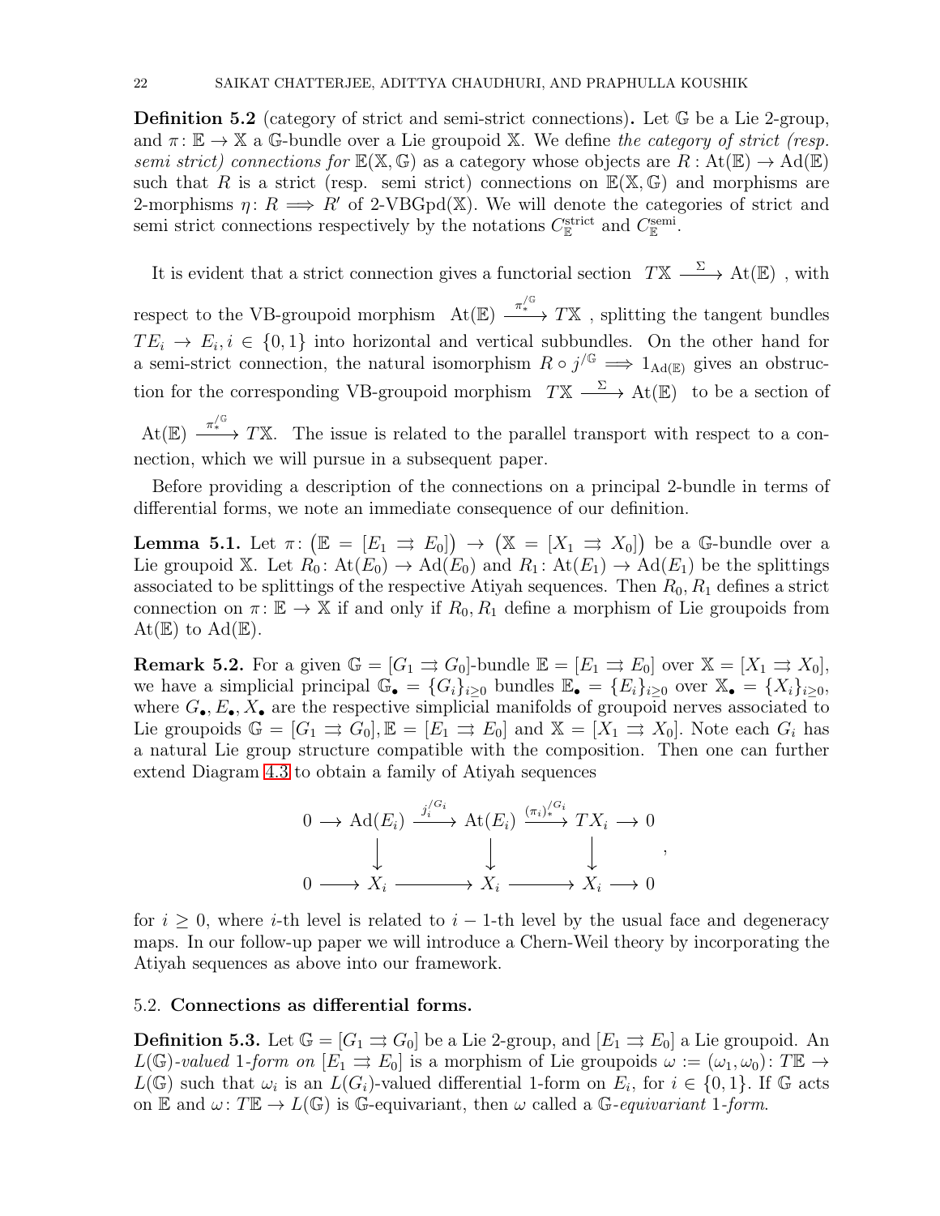**Definition 5.2** (category of strict and semi-strict connections)**.** Let $\mathbb{G}$ be a Lie 2-group, and $\pi\colon \mathbb{E} \to \mathbb{X}$ a $\mathbb{G}$-bundle over a Lie groupoid $\mathbb{X}$. We define *the category of strict (resp. semi strict) connections for* $\mathbb{E}(\mathbb{X}, \mathbb{G})$ as a category whose objects are $R : \mathrm{At}(\mathbb{E}) \to \mathrm{Ad}(\mathbb{E})$ such that $R$ is a strict (resp. semi strict) connections on $\mathbb{E}(\mathbb{X}, \mathbb{G})$ and morphisms are 2-morphisms $\eta\colon R \implies R'$ of 2-VBGpd($\mathbb{X}$). We will denote the categories of strict and semi strict connections respectively by the notations $C_{\mathbb{E}}^{\mathrm{strict}}$ and $C_{\mathbb{E}}^{\mathrm{semi}}$.

It is evident that a strict connection gives a functorial section $T\mathbb{X} \xrightarrow{\Sigma} \mathrm{At}(\mathbb{E})$, with respect to the VB-groupoid morphism $\mathrm{At}(\mathbb{E}) \xrightarrow{\pi_*^{/\mathbb{G}}} T\mathbb{X}$, splitting the tangent bundles $TE_i \to E_i, i \in \{0,1\}$ into horizontal and vertical subbundles. On the other hand for a semi-strict connection, the natural isomorphism $R \circ j^{/\mathbb{G}} \implies 1_{\mathrm{Ad}(\mathbb{E})}$ gives an obstruction for the corresponding VB-groupoid morphism $T\mathbb{X} \xrightarrow{\Sigma} \mathrm{At}(\mathbb{E})$ to be a section of $\mathrm{At}(\mathbb{E}) \xrightarrow{\pi_*^{/\mathbb{G}}} T\mathbb{X}$. The issue is related to the parallel transport with respect to a connection, which we will pursue in a subsequent paper.

Before providing a description of the connections on a principal 2-bundle in terms of differential forms, we note an immediate consequence of our definition.

**Lemma 5.1.** *Let $\pi\colon \big(\mathbb{E} = [E_1 \rightrightarrows E_0]\big) \to \big(\mathbb{X} = [X_1 \rightrightarrows X_0]\big)$ be a $\mathbb{G}$-bundle over a Lie groupoid $\mathbb{X}$. Let $R_0\colon \mathrm{At}(E_0) \to \mathrm{Ad}(E_0)$ and $R_1\colon \mathrm{At}(E_1) \to \mathrm{Ad}(E_1)$ be the splittings associated to be splittings of the respective Atiyah sequences. Then $R_0, R_1$ defines a strict connection on $\pi\colon \mathbb{E} \to \mathbb{X}$ if and only if $R_0, R_1$ define a morphism of Lie groupoids from $\mathrm{At}(\mathbb{E})$ to $\mathrm{Ad}(\mathbb{E})$.*

**Remark 5.2.** For a given $\mathbb{G} = [G_1 \rightrightarrows G_0]$-bundle $\mathbb{E} = [E_1 \rightrightarrows E_0]$ over $\mathbb{X} = [X_1 \rightrightarrows X_0]$, we have a simplicial principal $\mathbb{G}_\bullet = \{G_i\}_{i\geq 0}$ bundles $\mathbb{E}_\bullet = \{E_i\}_{i\geq 0}$ over $\mathbb{X}_\bullet = \{X_i\}_{i\geq 0}$, where $G_\bullet, E_\bullet, X_\bullet$ are the respective simplicial manifolds of groupoid nerves associated to Lie groupoids $\mathbb{G} = [G_1 \rightrightarrows G_0], \mathbb{E} = [E_1 \rightrightarrows E_0]$ and $\mathbb{X} = [X_1 \rightrightarrows X_0]$. Note each $G_i$ has a natural Lie group structure compatible with the composition. Then one can further extend Diagram 4.3 to obtain a family of Atiyah sequences

$$\begin{array}{ccccccccc}
0 & \longrightarrow & \mathrm{Ad}(E_i) & \xrightarrow{j_i^{/G_i}} & \mathrm{At}(E_i) & \xrightarrow{(\pi_i)_*^{/G_i}} & TX_i & \longrightarrow & 0 \\
 & & \downarrow & & \downarrow & & \downarrow & & \\
0 & \longrightarrow & X_i & \longrightarrow & X_i & \longrightarrow & X_i & \longrightarrow & 0
\end{array},$$

for $i \geq 0$, where $i$-th level is related to $i-1$-th level by the usual face and degeneracy maps. In our follow-up paper we will introduce a Chern-Weil theory by incorporating the Atiyah sequences as above into our framework.

### 5.2. Connections as differential forms.

**Definition 5.3.** Let $\mathbb{G} = [G_1 \rightrightarrows G_0]$ be a Lie 2-group, and $[E_1 \rightrightarrows E_0]$ a Lie groupoid. An *$L(\mathbb{G})$-valued 1-form on* $[E_1 \rightrightarrows E_0]$ is a morphism of Lie groupoids $\omega := (\omega_1, \omega_0)\colon T\mathbb{E} \to L(\mathbb{G})$ such that $\omega_i$ is an $L(G_i)$-valued differential 1-form on $E_i$, for $i \in \{0,1\}$. If $\mathbb{G}$ acts on $\mathbb{E}$ and $\omega\colon T\mathbb{E} \to L(\mathbb{G})$ is $\mathbb{G}$-equivariant, then $\omega$ called a *$\mathbb{G}$-equivariant 1-form.*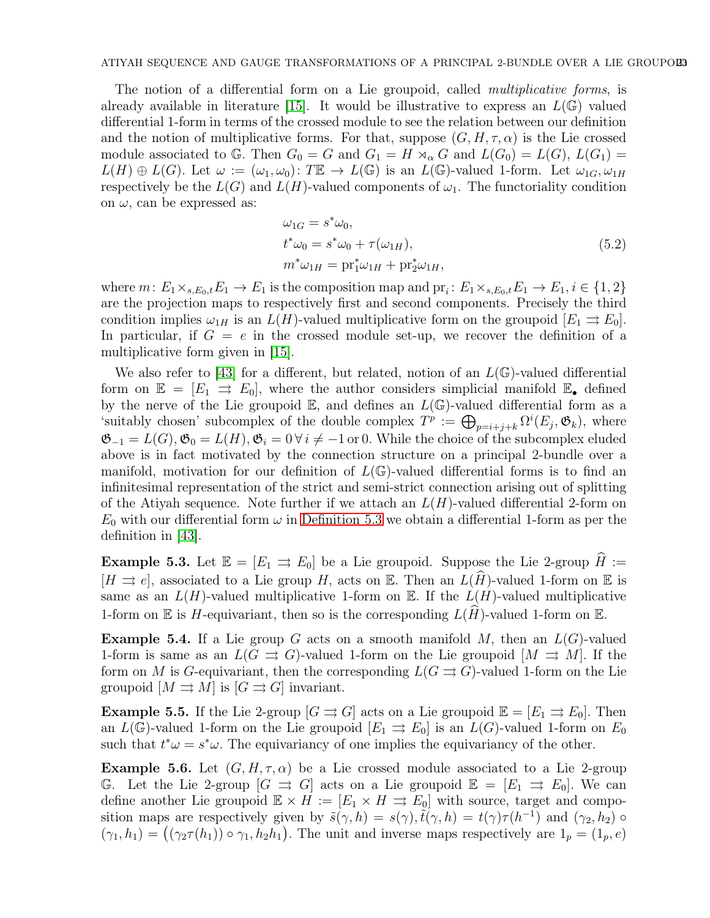The notion of a differential form on a Lie groupoid, called *multiplicative forms*, is already available in literature [15]. It would be illustrative to express an $L(\mathbb{G})$ valued differential 1-form in terms of the crossed module to see the relation between our definition and the notion of multiplicative forms. For that, suppose $(G, H, \tau, \alpha)$ is the Lie crossed module associated to $\mathbb{G}$. Then $G_0 = G$ and $G_1 = H \rtimes_\alpha G$ and $L(G_0) = L(G)$, $L(G_1) = L(H) \oplus L(G)$. Let $\omega := (\omega_1, \omega_0)\colon T\mathbb{E} \to L(\mathbb{G})$ is an $L(\mathbb{G})$-valued 1-form. Let $\omega_{1G}, \omega_{1H}$ respectively be the $L(G)$ and $L(H)$-valued components of $\omega_1$. The functoriality condition on $\omega$, can be expressed as:

$$
\begin{aligned}
&\omega_{1G} = s^*\omega_0,\\
&t^*\omega_0 = s^*\omega_0 + \tau(\omega_{1H}),\\
&m^*\omega_{1H} = \mathrm{pr}_1^*\omega_{1H} + \mathrm{pr}_2^*\omega_{1H},
\end{aligned}
\tag{5.2}
$$

where $m\colon E_1 \times_{s,E_0,t} E_1 \to E_1$ is the composition map and $\mathrm{pr}_i\colon E_1 \times_{s,E_0,t} E_1 \to E_1, i \in \{1,2\}$ are the projection maps to respectively first and second components. Precisely the third condition implies $\omega_{1H}$ is an $L(H)$-valued multiplicative form on the groupoid $[E_1 \rightrightarrows E_0]$. In particular, if $G = e$ in the crossed module set-up, we recover the definition of a multiplicative form given in [15].

We also refer to [43] for a different, but related, notion of an $L(\mathbb{G})$-valued differential form on $\mathbb{E} = [E_1 \rightrightarrows E_0]$, where the author considers simplicial manifold $\mathbb{E}_\bullet$ defined by the nerve of the Lie groupoid $\mathbb{E}$, and defines an $L(\mathbb{G})$-valued differential form as a 'suitably chosen' subcomplex of the double complex $T^p := \bigoplus_{p=i+j+k} \Omega^i(E_j, \mathfrak{G}_k)$, where $\mathfrak{G}_{-1} = L(G), \mathfrak{G}_0 = L(H), \mathfrak{G}_i = 0 \, \forall \, i \neq -1 \text{ or } 0$. While the choice of the subcomplex eluded above is in fact motivated by the connection structure on a principal 2-bundle over a manifold, motivation for our definition of $L(\mathbb{G})$-valued differential forms is to find an infinitesimal representation of the strict and semi-strict connection arising out of splitting of the Atiyah sequence. Note further if we attach an $L(H)$-valued differential 2-form on $E_0$ with our differential form $\omega$ in Definition 5.3 we obtain a differential 1-form as per the definition in [43].

**Example 5.3.** Let $\mathbb{E} = [E_1 \rightrightarrows E_0]$ be a Lie groupoid. Suppose the Lie 2-group $\widehat{H} := [H \rightrightarrows e]$, associated to a Lie group $H$, acts on $\mathbb{E}$. Then an $L(\widehat{H})$-valued 1-form on $\mathbb{E}$ is same as an $L(H)$-valued multiplicative 1-form on $\mathbb{E}$. If the $L(H)$-valued multiplicative 1-form on $\mathbb{E}$ is $H$-equivariant, then so is the corresponding $L(\widehat{H})$-valued 1-form on $\mathbb{E}$.

**Example 5.4.** If a Lie group $G$ acts on a smooth manifold $M$, then an $L(G)$-valued 1-form is same as an $L(G \rightrightarrows G)$-valued 1-form on the Lie groupoid $[M \rightrightarrows M]$. If the form on $M$ is $G$-equivariant, then the corresponding $L(G \rightrightarrows G)$-valued 1-form on the Lie groupoid $[M \rightrightarrows M]$ is $[G \rightrightarrows G]$ invariant.

**Example 5.5.** If the Lie 2-group $[G \rightrightarrows G]$ acts on a Lie groupoid $\mathbb{E} = [E_1 \rightrightarrows E_0]$. Then an $L(\mathbb{G})$-valued 1-form on the Lie groupoid $[E_1 \rightrightarrows E_0]$ is an $L(G)$-valued 1-form on $E_0$ such that $t^*\omega = s^*\omega$. The equivariancy of one implies the equivariancy of the other.

**Example 5.6.** Let $(G, H, \tau, \alpha)$ be a Lie crossed module associated to a Lie 2-group $\mathbb{G}$. Let the Lie 2-group $[G \rightrightarrows G]$ acts on a Lie groupoid $\mathbb{E} = [E_1 \rightrightarrows E_0]$. We can define another Lie groupoid $\mathbb{E} \times H := [E_1 \times H \rightrightarrows E_0]$ with source, target and composition maps are respectively given by $\tilde{s}(\gamma, h) = s(\gamma), \tilde{t}(\gamma, h) = t(\gamma)\tau(h^{-1})$ and $(\gamma_2, h_2) \circ (\gamma_1, h_1) = \big((\gamma_2\tau(h_1)) \circ \gamma_1, h_2h_1\big)$. The unit and inverse maps respectively are $1_p = (1_p, e)$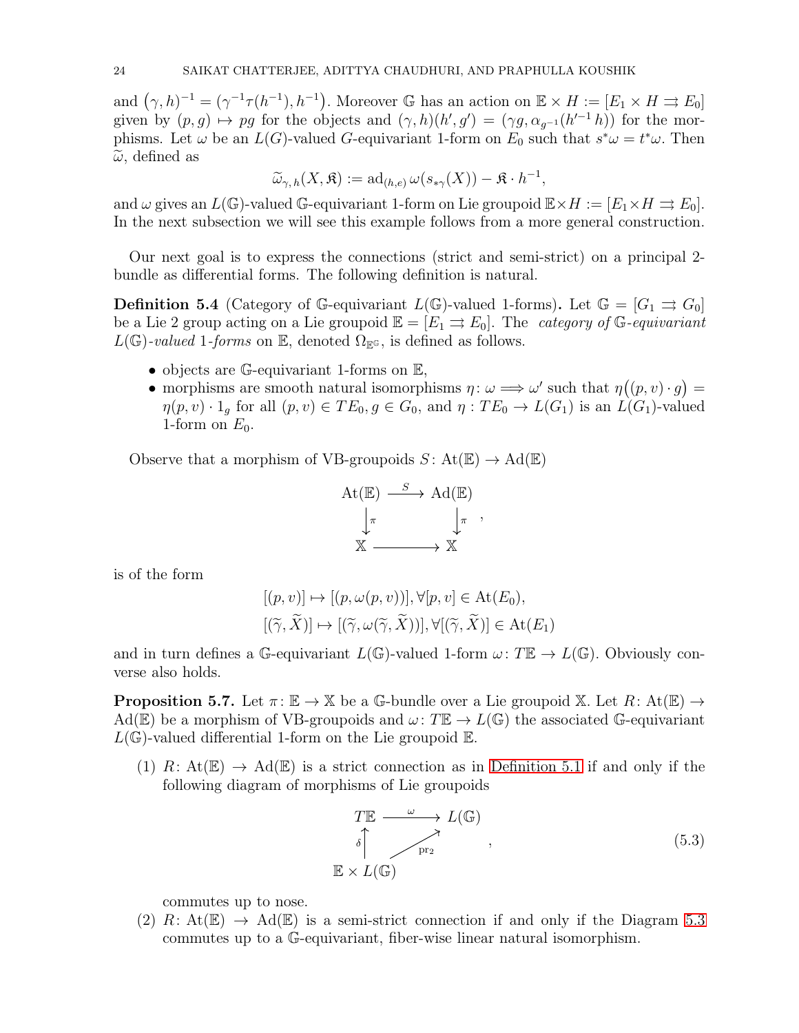and $(\gamma, h)^{-1} = (\gamma^{-1}\tau(h^{-1}), h^{-1})$. Moreover $\mathbb{G}$ has an action on $\mathbb{E}\times H := [E_1 \times H \rightrightarrows E_0]$ given by $(p, g) \mapsto pg$ for the objects and $(\gamma, h)(h', g') = (\gamma g, \alpha_{g^{-1}}(h'^{-1} h))$ for the morphisms. Let $\omega$ be an $L(G)$-valued $G$-equivariant 1-form on $E_0$ such that $s^*\omega = t^*\omega$. Then $\widetilde{\omega}$, defined as

$$\widetilde{\omega}_{\gamma, h}(X, \mathfrak{K}) := \mathrm{ad}_{(h,e)}\, \omega(s_{*\gamma}(X)) - \mathfrak{K}\cdot h^{-1},$$

and $\omega$ gives an $L(\mathbb{G})$-valued $\mathbb{G}$-equivariant 1-form on Lie groupoid $\mathbb{E}\times H := [E_1\times H \rightrightarrows E_0]$. In the next subsection we will see this example follows from a more general construction.

Our next goal is to express the connections (strict and semi-strict) on a principal 2-bundle as differential forms. The following definition is natural.

**Definition 5.4** (Category of $\mathbb{G}$-equivariant $L(\mathbb{G})$-valued 1-forms)**.** Let $\mathbb{G} = [G_1 \rightrightarrows G_0]$ be a Lie 2 group acting on a Lie groupoid $\mathbb{E} = [E_1 \rightrightarrows E_0]$. The *category of* $\mathbb{G}$*-equivariant* $L(\mathbb{G})$*-valued* 1*-forms* on $\mathbb{E}$, denoted $\Omega_{\mathbb{E}^{\mathbb{G}}}$, is defined as follows.

- objects are $\mathbb{G}$-equivariant 1-forms on $\mathbb{E}$,
- morphisms are smooth natural isomorphisms $\eta\colon \omega \Longrightarrow \omega'$ such that $\eta\big((p, v)\cdot g\big) = \eta(p, v)\cdot 1_g$ for all $(p, v) \in TE_0, g \in G_0$, and $\eta : TE_0 \to L(G_1)$ is an $L(G_1)$-valued 1-form on $E_0$.

Observe that a morphism of VB-groupoids $S\colon \mathrm{At}(\mathbb{E}) \to \mathrm{Ad}(\mathbb{E})$

$$\begin{array}{ccc} \mathrm{At}(\mathbb{E}) & \xrightarrow{S} & \mathrm{Ad}(\mathbb{E}) \\ \big\downarrow{\scriptstyle\pi} & & \big\downarrow{\scriptstyle\pi} \\ \mathbb{X} & \longrightarrow & \mathbb{X} \end{array},$$

is of the form

$$[(p, v)] \mapsto [(p, \omega(p, v))], \forall [p, v] \in \mathrm{At}(E_0),$$
$$[(\widetilde{\gamma}, \widetilde{X})] \mapsto [(\widetilde{\gamma}, \omega(\widetilde{\gamma}, \widetilde{X}))], \forall [(\widetilde{\gamma}, \widetilde{X})] \in \mathrm{At}(E_1)$$

and in turn defines a $\mathbb{G}$-equivariant $L(\mathbb{G})$-valued 1-form $\omega\colon T\mathbb{E} \to L(\mathbb{G})$. Obviously converse also holds.

**Proposition 5.7.** Let $\pi\colon \mathbb{E} \to \mathbb{X}$ be a $\mathbb{G}$-bundle over a Lie groupoid $\mathbb{X}$. Let $R\colon \mathrm{At}(\mathbb{E}) \to \mathrm{Ad}(\mathbb{E})$ be a morphism of VB-groupoids and $\omega\colon T\mathbb{E} \to L(\mathbb{G})$ the associated $\mathbb{G}$-equivariant $L(\mathbb{G})$-valued differential 1-form on the Lie groupoid $\mathbb{E}$.

(1) $R\colon \mathrm{At}(\mathbb{E}) \to \mathrm{Ad}(\mathbb{E})$ is a strict connection as in Definition 5.1 if and only if the following diagram of morphisms of Lie groupoids

$$\begin{array}{ccc} T\mathbb{E} & \xrightarrow{\omega} & L(\mathbb{G}) \\ \big\uparrow{\scriptstyle\delta} & \nearrow{\scriptstyle \mathrm{pr}_2} & \\ \mathbb{E}\times L(\mathbb{G}) & & \end{array}, \tag{5.3}$$

commutes up to nose.

(2) $R\colon \mathrm{At}(\mathbb{E}) \to \mathrm{Ad}(\mathbb{E})$ is a semi-strict connection if and only if the Diagram 5.3 commutes up to a $\mathbb{G}$-equivariant, fiber-wise linear natural isomorphism.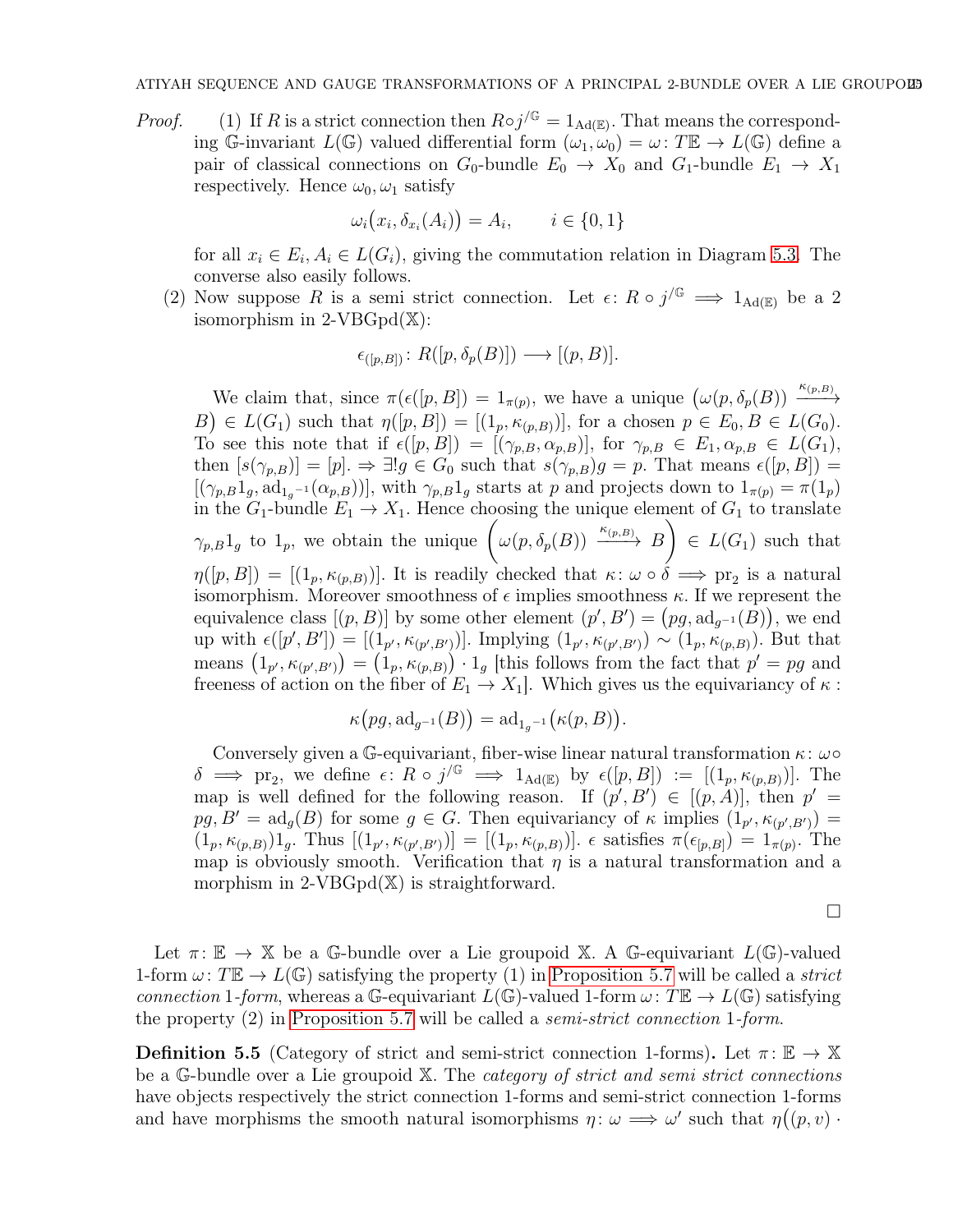*Proof.* (1) If $R$ is a strict connection then $R \circ j^{/\mathbb{G}} = 1_{\mathrm{Ad}(\mathbb{E})}$. That means the corresponding $\mathbb{G}$-invariant $L(\mathbb{G})$ valued differential form $(\omega_1, \omega_0) = \omega \colon T\mathbb{E} \to L(\mathbb{G})$ define a pair of classical connections on $G_0$-bundle $E_0 \to X_0$ and $G_1$-bundle $E_1 \to X_1$ respectively. Hence $\omega_0, \omega_1$ satisfy

$$\omega_i\big(x_i, \delta_{x_i}(A_i)\big) = A_i, \qquad i \in \{0,1\}$$

for all $x_i \in E_i, A_i \in L(G_i)$, giving the commutation relation in Diagram 5.3. The converse also easily follows.

(2) Now suppose $R$ is a semi strict connection. Let $\epsilon \colon R \circ j^{/\mathbb{G}} \implies 1_{\mathrm{Ad}(\mathbb{E})}$ be a 2 isomorphism in 2-VBGpd($\mathbb{X}$):

$$\epsilon_{([p,B])} \colon R([p, \delta_p(B)]) \longrightarrow [(p, B)].$$

We claim that, since $\pi(\epsilon([p,B]) = 1_{\pi(p)}$, we have a unique $\big(\omega(p, \delta_p(B)) \xrightarrow{\kappa_{(p,B)}} B\big) \in L(G_1)$ such that $\eta([p,B]) = [(1_p, \kappa_{(p,B)})]$, for a chosen $p \in E_0, B \in L(G_0)$. To see this note that if $\epsilon([p,B]) = [(\gamma_{p,B}, \alpha_{p,B})]$, for $\gamma_{p,B} \in E_1, \alpha_{p,B} \in L(G_1)$, then $[s(\gamma_{p,B})] = [p]. \Rightarrow \exists! g \in G_0$ such that $s(\gamma_{p,B})g = p$. That means $\epsilon([p,B]) = [(\gamma_{p,B} 1_g, \mathrm{ad}_{1_g{}^{-1}}(\alpha_{p,B}))]$, with $\gamma_{p,B} 1_g$ starts at $p$ and projects down to $1_{\pi(p)} = \pi(1_p)$ in the $G_1$-bundle $E_1 \to X_1$. Hence choosing the unique element of $G_1$ to translate $\gamma_{p,B} 1_g$ to $1_p$, we obtain the unique $\left(\omega(p, \delta_p(B)) \xrightarrow{\kappa_{(p,B)}} B\right) \in L(G_1)$ such that $\eta([p,B]) = [(1_p, \kappa_{(p,B)})]$. It is readily checked that $\kappa \colon \omega \circ \delta \implies \mathrm{pr}_2$ is a natural isomorphism. Moreover smoothness of $\epsilon$ implies smoothness $\kappa$. If we represent the equivalence class $[(p,B)]$ by some other element $(p', B') = \big(pg, \mathrm{ad}_{g^{-1}}(B)\big)$, we end up with $\epsilon([p', B']) = [(1_{p'}, \kappa_{(p',B')})]$. Implying $(1_{p'}, \kappa_{(p',B')}) \sim (1_p, \kappa_{(p,B)})$. But that means $\big(1_{p'}, \kappa_{(p',B')}\big) = \big(1_p, \kappa_{(p,B)}\big) \cdot 1_g$ [this follows from the fact that $p' = pg$ and freeness of action on the fiber of $E_1 \to X_1$]. Which gives us the equivariancy of $\kappa$ :

$$\kappa\big(pg, \mathrm{ad}_{g^{-1}}(B)\big) = \mathrm{ad}_{1_g{}^{-1}}\big(\kappa(p,B)\big).$$

Conversely given a $\mathbb{G}$-equivariant, fiber-wise linear natural transformation $\kappa \colon \omega \circ \delta \implies \mathrm{pr}_2$, we define $\epsilon \colon R \circ j^{/\mathbb{G}} \implies 1_{\mathrm{Ad}(\mathbb{E})}$ by $\epsilon([p,B]) := [(1_p, \kappa_{(p,B)})]$. The map is well defined for the following reason. If $(p', B') \in [(p, A)]$, then $p' = pg, B' = \mathrm{ad}_g(B)$ for some $g \in G$. Then equivariancy of $\kappa$ implies $(1_{p'}, \kappa_{(p',B')}) = (1_p, \kappa_{(p,B)})1_g$. Thus $[(1_{p'}, \kappa_{(p',B')})] = [(1_p, \kappa_{(p,B)})]$. $\epsilon$ satisfies $\pi(\epsilon_{[p,B]}) = 1_{\pi(p)}$. The map is obviously smooth. Verification that $\eta$ is a natural transformation and a morphism in 2-VBGpd($\mathbb{X}$) is straightforward.

□

Let $\pi \colon \mathbb{E} \to \mathbb{X}$ be a $\mathbb{G}$-bundle over a Lie groupoid $\mathbb{X}$. A $\mathbb{G}$-equivariant $L(\mathbb{G})$-valued 1-form $\omega \colon T\mathbb{E} \to L(\mathbb{G})$ satisfying the property (1) in Proposition 5.7 will be called a *strict connection* 1-*form*, whereas a $\mathbb{G}$-equivariant $L(\mathbb{G})$-valued 1-form $\omega \colon T\mathbb{E} \to L(\mathbb{G})$ satisfying the property (2) in Proposition 5.7 will be called a *semi-strict connection* 1-*form*.

**Definition 5.5** (Category of strict and semi-strict connection 1-forms)**.** Let $\pi \colon \mathbb{E} \to \mathbb{X}$ be a $\mathbb{G}$-bundle over a Lie groupoid $\mathbb{X}$. The *category of strict and semi strict connections* have objects respectively the strict connection 1-forms and semi-strict connection 1-forms and have morphisms the smooth natural isomorphisms $\eta \colon \omega \implies \omega'$ such that $\eta\big((p, v) \cdot$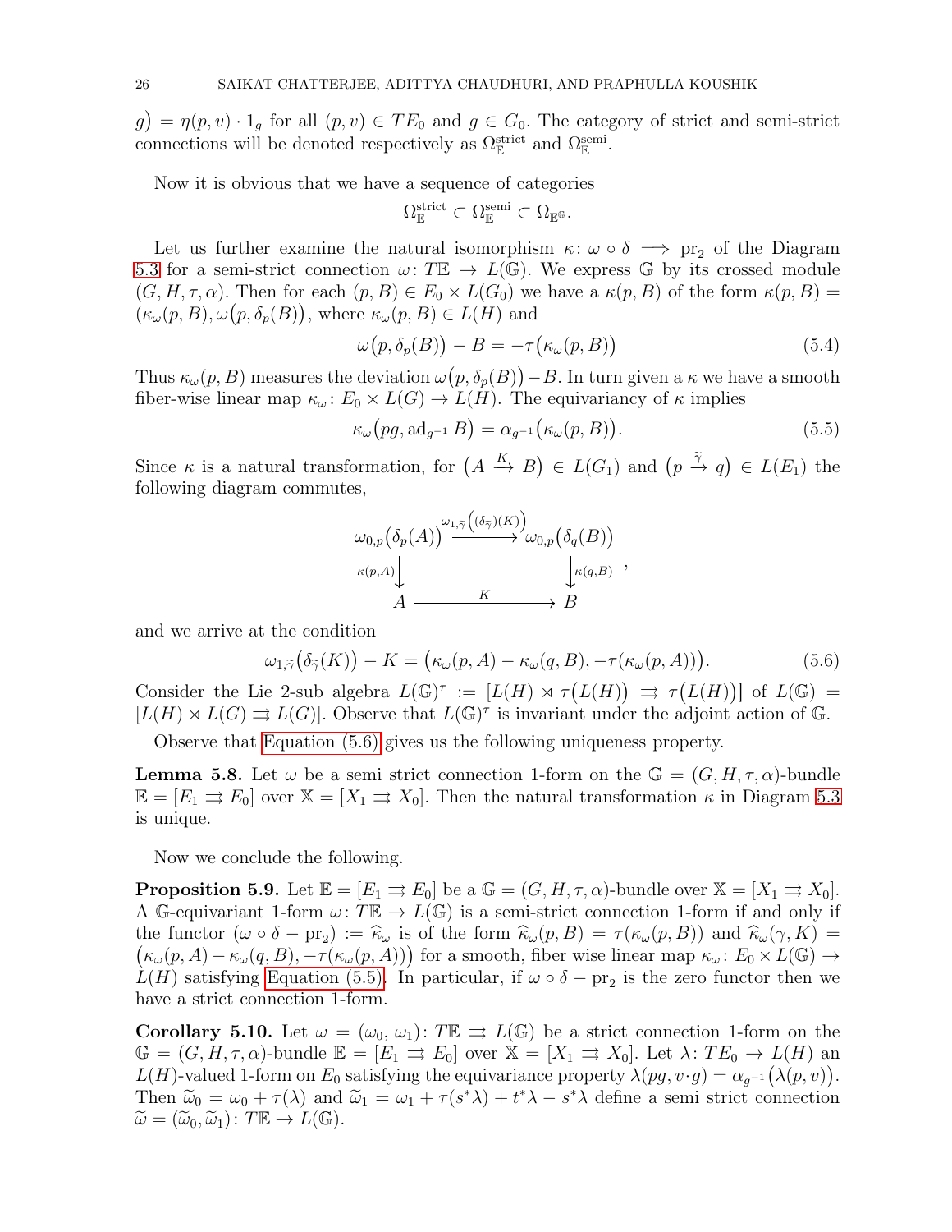$g\big) = \eta(p,v)\cdot 1_g$ for all $(p,v)\in TE_0$ and $g\in G_0$. The category of strict and semi-strict connections will be denoted respectively as $\Omega_{\mathbb{E}}^{\text{strict}}$ and $\Omega_{\mathbb{E}}^{\text{semi}}$.

Now it is obvious that we have a sequence of categories

$$\Omega_{\mathbb{E}}^{\text{strict}} \subset \Omega_{\mathbb{E}}^{\text{semi}} \subset \Omega_{\mathbb{E}^{\mathbb{G}}}.$$

Let us further examine the natural isomorphism $\kappa\colon \omega\circ\delta \implies \mathrm{pr}_2$ of the Diagram 5.3 for a semi-strict connection $\omega\colon T\mathbb{E}\to L(\mathbb{G})$. We express $\mathbb{G}$ by its crossed module $(G,H,\tau,\alpha)$. Then for each $(p,B)\in E_0\times L(G_0)$ we have a $\kappa(p,B)$ of the form $\kappa(p,B) = \big(\kappa_\omega(p,B), \omega\big(p,\delta_p(B)\big)$, where $\kappa_\omega(p,B)\in L(H)$ and

$$\omega\big(p,\delta_p(B)\big) - B = -\tau\big(\kappa_\omega(p,B)\big) \tag{5.4}$$

Thus $\kappa_\omega(p,B)$ measures the deviation $\omega\big(p,\delta_p(B)\big)-B$. In turn given a $\kappa$ we have a smooth fiber-wise linear map $\kappa_\omega\colon E_0\times L(G)\to L(H)$. The equivariancy of $\kappa$ implies

$$\kappa_\omega\big(pg,\mathrm{ad}_{g^{-1}}B\big) = \alpha_{g^{-1}}\big(\kappa_\omega(p,B)\big). \tag{5.5}$$

Since $\kappa$ is a natural transformation, for $\big(A\xrightarrow{K}B\big)\in L(G_1)$ and $\big(p\xrightarrow{\widetilde{\gamma}}q\big)\in L(E_1)$ the following diagram commutes,

$$\begin{array}{ccc}
\omega_{0,p}\big(\delta_p(A)\big) & \xrightarrow{\omega_{1,\widetilde{\gamma}}\left((\delta_{\widetilde{\gamma}})(K)\right)} & \omega_{0,p}\big(\delta_q(B)\big) \\
\Big\downarrow{\scriptstyle \kappa(p,A)} & & \Big\downarrow{\scriptstyle \kappa(q,B)} \\
A & \xrightarrow{\quad K \quad} & B
\end{array},$$

and we arrive at the condition

$$\omega_{1,\widetilde{\gamma}}\big(\delta_{\widetilde{\gamma}}(K)\big) - K = \big(\kappa_\omega(p,A)-\kappa_\omega(q,B), -\tau(\kappa_\omega(p,A))\big). \tag{5.6}$$

Consider the Lie 2-sub algebra $L(\mathbb{G})^\tau := [L(H)\rtimes\tau\big(L(H)\big) \rightrightarrows \tau\big(L(H)\big)]$ of $L(\mathbb{G}) = [L(H)\rtimes L(G)\rightrightarrows L(G)]$. Observe that $L(\mathbb{G})^\tau$ is invariant under the adjoint action of $\mathbb{G}$.

Observe that Equation (5.6) gives us the following uniqueness property.

**Lemma 5.8.** Let $\omega$ be a semi strict connection 1-form on the $\mathbb{G}=(G,H,\tau,\alpha)$-bundle $\mathbb{E}=[E_1\rightrightarrows E_0]$ over $\mathbb{X}=[X_1\rightrightarrows X_0]$. Then the natural transformation $\kappa$ in Diagram 5.3 is unique.

Now we conclude the following.

**Proposition 5.9.** Let $\mathbb{E}=[E_1\rightrightarrows E_0]$ be a $\mathbb{G}=(G,H,\tau,\alpha)$-bundle over $\mathbb{X}=[X_1\rightrightarrows X_0]$. A $\mathbb{G}$-equivariant 1-form $\omega\colon T\mathbb{E}\to L(\mathbb{G})$ is a semi-strict connection 1-form if and only if the functor $(\omega\circ\delta-\mathrm{pr}_2) := \widehat{\kappa}_\omega$ is of the form $\widehat{\kappa}_\omega(p,B)=\tau(\kappa_\omega(p,B))$ and $\widehat{\kappa}_\omega(\gamma,K) = \big(\kappa_\omega(p,A)-\kappa_\omega(q,B), -\tau(\kappa_\omega(p,A))\big)$ for a smooth, fiber wise linear map $\kappa_\omega\colon E_0\times L(\mathbb{G})\to L(H)$ satisfying Equation (5.5). In particular, if $\omega\circ\delta-\mathrm{pr}_2$ is the zero functor then we have a strict connection 1-form.

**Corollary 5.10.** Let $\omega=(\omega_0,\omega_1)\colon T\mathbb{E}\rightrightarrows L(\mathbb{G})$ be a strict connection 1-form on the $\mathbb{G}=(G,H,\tau,\alpha)$-bundle $\mathbb{E}=[E_1\rightrightarrows E_0]$ over $\mathbb{X}=[X_1\rightrightarrows X_0]$. Let $\lambda\colon TE_0\to L(H)$ an $L(H)$-valued 1-form on $E_0$ satisfying the equivariance property $\lambda(pg, v\cdot g)=\alpha_{g^{-1}}\big(\lambda(p,v)\big)$. Then $\widetilde{\omega}_0=\omega_0+\tau(\lambda)$ and $\widetilde{\omega}_1=\omega_1+\tau(s^*\lambda)+t^*\lambda-s^*\lambda$ define a semi strict connection $\widetilde{\omega}=(\widetilde{\omega}_0,\widetilde{\omega}_1)\colon T\mathbb{E}\to L(\mathbb{G})$.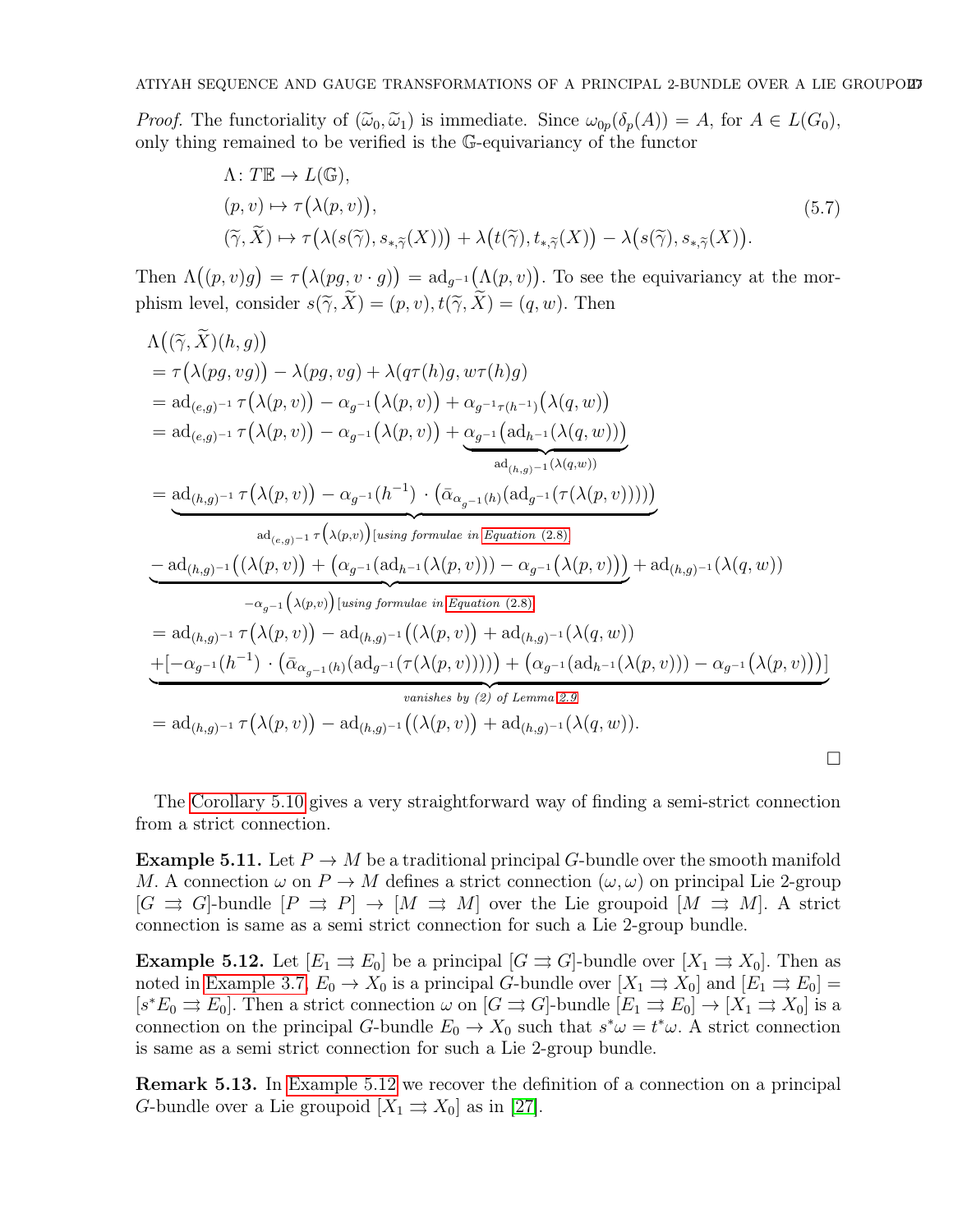*Proof.* The functoriality of $(\widetilde{\omega}_0, \widetilde{\omega}_1)$ is immediate. Since $\omega_{0p}(\delta_p(A)) = A$, for $A \in L(G_0)$, only thing remained to be verified is the $\mathbb{G}$-equivariancy of the functor

$$
\begin{aligned}
&\Lambda\colon T\mathbb{E} \to L(\mathbb{G}),\\
&(p,v) \mapsto \tau\big(\lambda(p,v)\big),\\
&(\widetilde{\gamma}, \widetilde{X}) \mapsto \tau\big(\lambda(s(\widetilde{\gamma}), s_{*,\widetilde{\gamma}}(X))\big) + \lambda\big(t(\widetilde{\gamma}), t_{*,\widetilde{\gamma}}(X)\big) - \lambda\big(s(\widetilde{\gamma}), s_{*,\widetilde{\gamma}}(X)\big).
\end{aligned}
\tag{5.7}
$$

Then $\Lambda\big((p,v)g\big) = \tau\big(\lambda(pg, v\cdot g)\big) = \mathrm{ad}_{g^{-1}}\big(\Lambda(p,v)\big)$. To see the equivariancy at the morphism level, consider $s(\widetilde{\gamma}, \widetilde{X}) = (p,v), t(\widetilde{\gamma}, \widetilde{X}) = (q,w)$. Then

$$
\begin{aligned}
&\Lambda\big((\widetilde{\gamma}, \widetilde{X})(h,g)\big)\\
&= \tau\big(\lambda(pg, vg)\big) - \lambda(pg, vg) + \lambda(q\tau(h)g, w\tau(h)g)\\
&= \mathrm{ad}_{(e,g)^{-1}}\, \tau\big(\lambda(p,v)\big) - \alpha_{g^{-1}}\big(\lambda(p,v)\big) + \alpha_{g^{-1}\tau(h^{-1})}\big(\lambda(q,w)\big)\\
&= \mathrm{ad}_{(e,g)^{-1}}\, \tau\big(\lambda(p,v)\big) - \alpha_{g^{-1}}\big(\lambda(p,v)\big) + \underbrace{\alpha_{g^{-1}}\big(\mathrm{ad}_{h^{-1}}(\lambda(q,w))\big)}_{\mathrm{ad}_{(h,g)^{-1}}(\lambda(q,w))}\\
&= \underbrace{\mathrm{ad}_{(h,g)^{-1}}\, \tau\big(\lambda(p,v)\big) - \alpha_{g^{-1}}(h^{-1}) \cdot \big(\bar{\alpha}_{\alpha_{g^{-1}}(h)}(\mathrm{ad}_{g^{-1}}(\tau(\lambda(p,v))))\big)}_{\mathrm{ad}_{(e,g)^{-1}}\,\tau(\lambda(p,v))\ [\textit{using formulae in Equation (2.8)}]}\\
&\underbrace{- \mathrm{ad}_{(h,g)^{-1}}\big((\lambda(p,v)\big) + \big(\alpha_{g^{-1}}(\mathrm{ad}_{h^{-1}}(\lambda(p,v))) - \alpha_{g^{-1}}\big(\lambda(p,v)\big)\big)}_{-\alpha_{g^{-1}}(\lambda(p,v))\ [\textit{using formulae in Equation (2.8)}]} + \mathrm{ad}_{(h,g)^{-1}}(\lambda(q,w))\\
&= \mathrm{ad}_{(h,g)^{-1}}\, \tau\big(\lambda(p,v)\big) - \mathrm{ad}_{(h,g)^{-1}}\big((\lambda(p,v)\big) + \mathrm{ad}_{(h,g)^{-1}}(\lambda(q,w))\\
&\underbrace{+[-\alpha_{g^{-1}}(h^{-1}) \cdot \big(\bar{\alpha}_{\alpha_{g^{-1}}(h)}(\mathrm{ad}_{g^{-1}}(\tau(\lambda(p,v))))\big) + \big(\alpha_{g^{-1}}(\mathrm{ad}_{h^{-1}}(\lambda(p,v))) - \alpha_{g^{-1}}\big(\lambda(p,v)\big)\big)]}_{\textit{vanishes by (2) of Lemma 2.9}}\\
&= \mathrm{ad}_{(h,g)^{-1}}\, \tau\big(\lambda(p,v)\big) - \mathrm{ad}_{(h,g)^{-1}}\big((\lambda(p,v)\big) + \mathrm{ad}_{(h,g)^{-1}}(\lambda(q,w)).
\end{aligned}
$$

□

The Corollary 5.10 gives a very straightforward way of finding a semi-strict connection from a strict connection.

**Example 5.11.** Let $P \to M$ be a traditional principal $G$-bundle over the smooth manifold $M$. A connection $\omega$ on $P \to M$ defines a strict connection $(\omega, \omega)$ on principal Lie 2-group $[G \rightrightarrows G]$-bundle $[P \rightrightarrows P] \to [M \rightrightarrows M]$ over the Lie groupoid $[M \rightrightarrows M]$. A strict connection is same as a semi strict connection for such a Lie 2-group bundle.

**Example 5.12.** Let $[E_1 \rightrightarrows E_0]$ be a principal $[G \rightrightarrows G]$-bundle over $[X_1 \rightrightarrows X_0]$. Then as noted in Example 3.7, $E_0 \to X_0$ is a principal $G$-bundle over $[X_1 \rightrightarrows X_0]$ and $[E_1 \rightrightarrows E_0] = [s^*E_0 \rightrightarrows E_0]$. Then a strict connection $\omega$ on $[G \rightrightarrows G]$-bundle $[E_1 \rightrightarrows E_0] \to [X_1 \rightrightarrows X_0]$ is a connection on the principal $G$-bundle $E_0 \to X_0$ such that $s^*\omega = t^*\omega$. A strict connection is same as a semi strict connection for such a Lie 2-group bundle.

**Remark 5.13.** In Example 5.12 we recover the definition of a connection on a principal $G$-bundle over a Lie groupoid $[X_1 \rightrightarrows X_0]$ as in [27].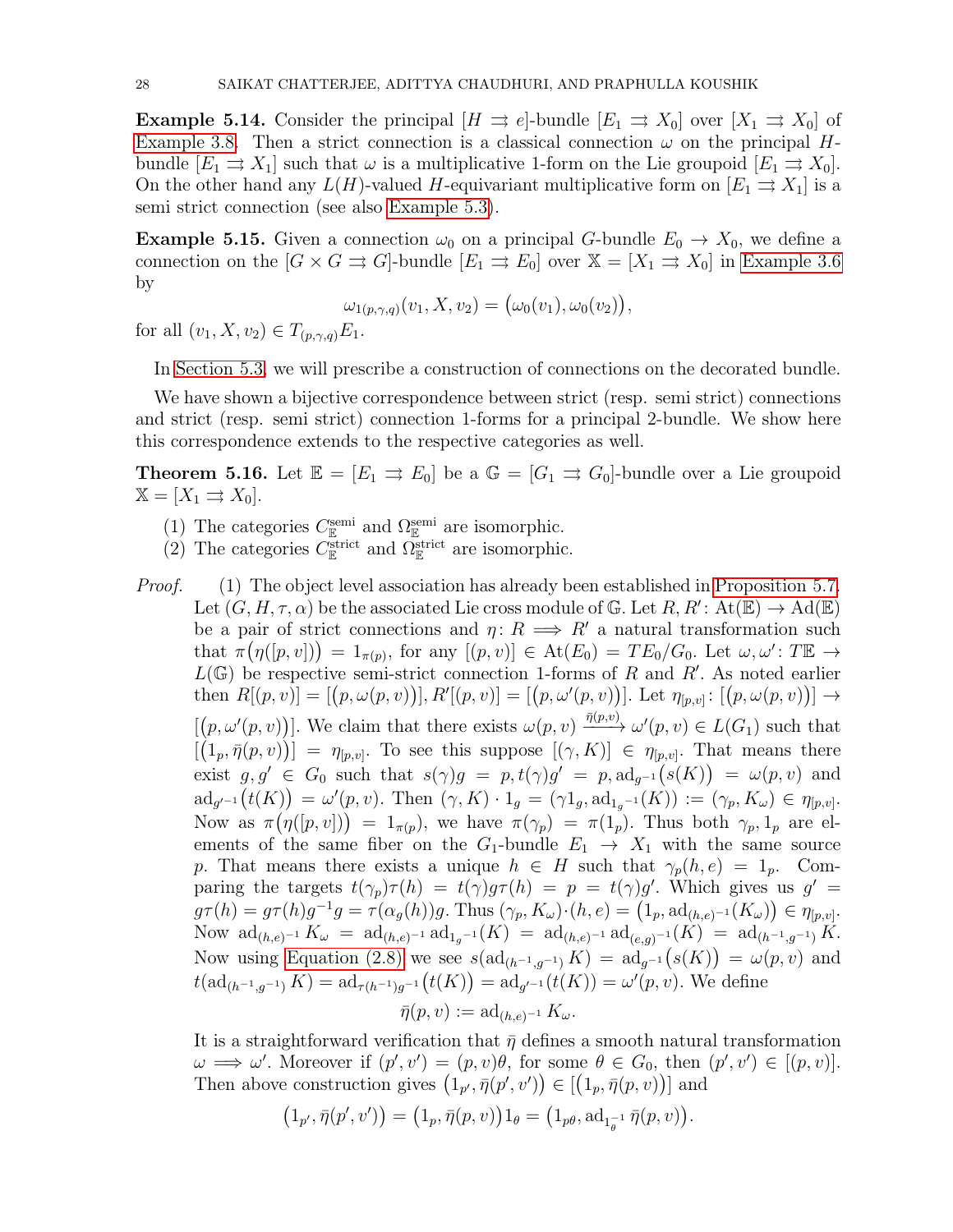**Example 5.14.** Consider the principal $[H \rightrightarrows e]$-bundle $[E_1 \rightrightarrows X_0]$ over $[X_1 \rightrightarrows X_0]$ of Example 3.8. Then a strict connection is a classical connection $\omega$ on the principal $H$-bundle $[E_1 \rightrightarrows X_1]$ such that $\omega$ is a multiplicative 1-form on the Lie groupoid $[E_1 \rightrightarrows X_0]$. On the other hand any $L(H)$-valued $H$-equivariant multiplicative form on $[E_1 \rightrightarrows X_1]$ is a semi strict connection (see also Example 5.3).

**Example 5.15.** Given a connection $\omega_0$ on a principal $G$-bundle $E_0 \to X_0$, we define a connection on the $[G \times G \rightrightarrows G]$-bundle $[E_1 \rightrightarrows E_0]$ over $\mathbb{X} = [X_1 \rightrightarrows X_0]$ in Example 3.6 by

$$\omega_{1(p,\gamma,q)}(v_1, X, v_2) = \big(\omega_0(v_1), \omega_0(v_2)\big),$$

for all $(v_1, X, v_2) \in T_{(p,\gamma,q)}E_1$.

In Section 5.3, we will prescribe a construction of connections on the decorated bundle.

We have shown a bijective correspondence between strict (resp. semi strict) connections and strict (resp. semi strict) connection 1-forms for a principal 2-bundle. We show here this correspondence extends to the respective categories as well.

**Theorem 5.16.** Let $\mathbb{E} = [E_1 \rightrightarrows E_0]$ be a $\mathbb{G} = [G_1 \rightrightarrows G_0]$-bundle over a Lie groupoid $\mathbb{X} = [X_1 \rightrightarrows X_0]$.

(1) The categories $C^{\text{semi}}_{\mathbb{E}}$ and $\Omega^{\text{semi}}_{\mathbb{E}}$ are isomorphic.
(2) The categories $C^{\text{strict}}_{\mathbb{E}}$ and $\Omega^{\text{strict}}_{\mathbb{E}}$ are isomorphic.

*Proof.* (1) The object level association has already been established in Proposition 5.7. Let $(G, H, \tau, \alpha)$ be the associated Lie cross module of $\mathbb{G}$. Let $R, R' \colon \mathrm{At}(\mathbb{E}) \to \mathrm{Ad}(\mathbb{E})$ be a pair of strict connections and $\eta \colon R \Longrightarrow R'$ a natural transformation such that $\pi\big(\eta([p,v])\big) = 1_{\pi(p)}$, for any $[(p,v)] \in \mathrm{At}(E_0) = TE_0/G_0$. Let $\omega, \omega' \colon T\mathbb{E} \to L(\mathbb{G})$ be respective semi-strict connection 1-forms of $R$ and $R'$. As noted earlier then $R[(p,v)] = [(p, \omega(p,v))]$, $R'[(p,v)] = [\big(p, \omega'(p,v)\big)]$. Let $\eta_{[p,v]} \colon [\big(p, \omega(p,v)\big)] \to [\big(p, \omega'(p,v)\big)]$. We claim that there exists $\omega(p,v) \xrightarrow{\bar{\eta}(p,v)} \omega'(p,v) \in L(G_1)$ such that $[\big(1_p, \bar{\eta}(p,v)\big)] = \eta_{[p,v]}$. To see this suppose $[(\gamma, K)] \in \eta_{[p,v]}$. That means there exist $g, g' \in G_0$ such that $s(\gamma)g = p, t(\gamma)g' = p, \mathrm{ad}_{g^{-1}}\big(s(K)\big) = \omega(p,v)$ and $\mathrm{ad}_{g'^{-1}}\big(t(K)\big) = \omega'(p,v)$. Then $(\gamma, K)\cdot 1_g = (\gamma 1_g, \mathrm{ad}_{1_g{}^{-1}}(K)) := (\gamma_p, K_\omega) \in \eta_{[p,v]}$. Now as $\pi\big(\eta([p,v])\big) = 1_{\pi(p)}$, we have $\pi(\gamma_p) = \pi(1_p)$. Thus both $\gamma_p, 1_p$ are elements of the same fiber on the $G_1$-bundle $E_1 \to X_1$ with the same source $p$. That means there exists a unique $h \in H$ such that $\gamma_p(h, e) = 1_p$. Comparing the targets $t(\gamma_p)\tau(h) = t(\gamma)g\tau(h) = p = t(\gamma)g'$. Which gives us $g' = g\tau(h) = g\tau(h)g^{-1}g = \tau(\alpha_g(h))g$. Thus $(\gamma_p, K_\omega)\cdot(h,e) = \big(1_p, \mathrm{ad}_{(h,e)^{-1}}(K_\omega)\big) \in \eta_{[p,v]}$. Now $\mathrm{ad}_{(h,e)^{-1}} K_\omega = \mathrm{ad}_{(h,e)^{-1}} \mathrm{ad}_{1_g{}^{-1}}(K) = \mathrm{ad}_{(h,e)^{-1}} \mathrm{ad}_{(e,g)^{-1}}(K) = \mathrm{ad}_{(h^{-1}, g^{-1})} K$. Now using Equation (2.8) we see $s(\mathrm{ad}_{(h^{-1},g^{-1})} K) = \mathrm{ad}_{g^{-1}}\big(s(K)\big) = \omega(p,v)$ and $t(\mathrm{ad}_{(h^{-1},g^{-1})} K) = \mathrm{ad}_{\tau(h^{-1})g^{-1}}\big(t(K)\big) = \mathrm{ad}_{g'^{-1}}(t(K)) = \omega'(p,v)$. We define

$$\bar{\eta}(p,v) := \mathrm{ad}_{(h,e)^{-1}} K_\omega.$$

It is a straightforward verification that $\bar{\eta}$ defines a smooth natural transformation $\omega \Longrightarrow \omega'$. Moreover if $(p', v') = (p,v)\theta$, for some $\theta \in G_0$, then $(p', v') \in [(p,v)]$. Then above construction gives $\big(1_{p'}, \bar{\eta}(p', v')\big) \in [\big(1_p, \bar{\eta}(p,v)\big)]$ and

$$\big(1_{p'}, \bar{\eta}(p', v')\big) = \big(1_p, \bar{\eta}(p,v)\big)1_\theta = \big(1_{p\theta}, \mathrm{ad}_{1_\theta^{-1}} \bar{\eta}(p,v)\big).$$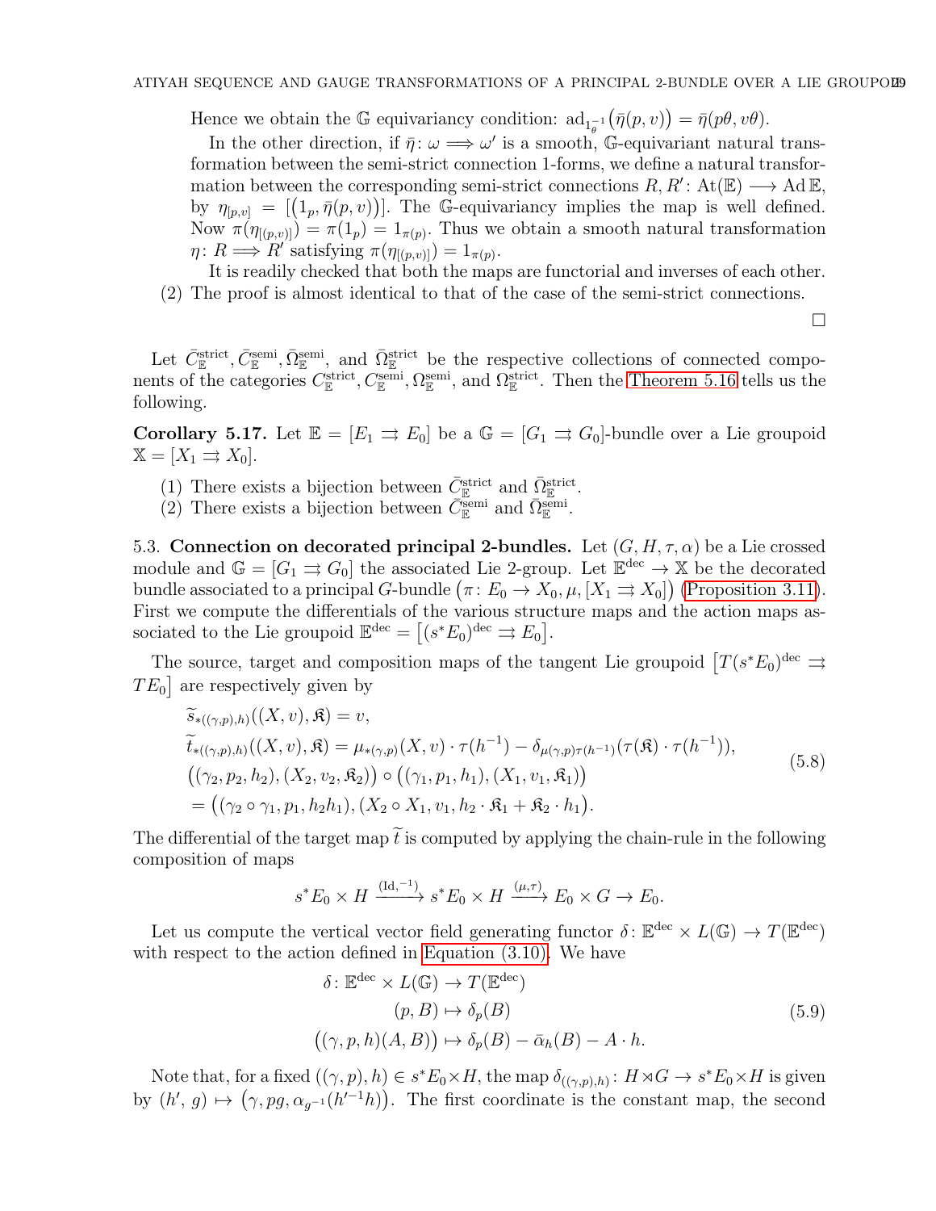Hence we obtain the $\mathbb{G}$ equivariancy condition: $\mathrm{ad}_{1_{\theta}^{-1}}\big(\bar{\eta}(p,v)\big) = \bar{\eta}(p\theta, v\theta)$.

In the other direction, if $\bar{\eta}\colon \omega \Longrightarrow \omega'$ is a smooth, $\mathbb{G}$-equivariant natural transformation between the semi-strict connection 1-forms, we define a natural transformation between the corresponding semi-strict connections $R, R'\colon \mathrm{At}(\mathbb{E}) \longrightarrow \mathrm{Ad}\,\mathbb{E}$, by $\eta_{[p,v]} = \big[\big(1_p, \bar{\eta}(p,v)\big)\big]$. The $\mathbb{G}$-equivariancy implies the map is well defined. Now $\pi(\eta_{[(p,v)]}) = \pi(1_p) = 1_{\pi(p)}$. Thus we obtain a smooth natural transformation $\eta\colon R \Longrightarrow R'$ satisfying $\pi(\eta_{[(p,v)]}) = 1_{\pi(p)}$.

It is readily checked that both the maps are functorial and inverses of each other.

(2) The proof is almost identical to that of the case of the semi-strict connections.

□

Let $\bar{C}^{\text{strict}}_{\mathbb{E}}, \bar{C}^{\text{semi}}_{\mathbb{E}}, \bar{\Omega}^{\text{semi}}_{\mathbb{E}}$, and $\bar{\Omega}^{\text{strict}}_{\mathbb{E}}$ be the respective collections of connected components of the categories $C^{\text{strict}}_{\mathbb{E}}, C^{\text{semi}}_{\mathbb{E}}, \Omega^{\text{semi}}_{\mathbb{E}}$, and $\Omega^{\text{strict}}_{\mathbb{E}}$. Then the Theorem 5.16 tells us the following.

**Corollary 5.17.** Let $\mathbb{E} = [E_1 \rightrightarrows E_0]$ be a $\mathbb{G} = [G_1 \rightrightarrows G_0]$-bundle over a Lie groupoid $\mathbb{X} = [X_1 \rightrightarrows X_0]$.

(1) There exists a bijection between $\bar{C}^{\text{strict}}_{\mathbb{E}}$ and $\bar{\Omega}^{\text{strict}}_{\mathbb{E}}$.
(2) There exists a bijection between $\bar{C}^{\text{semi}}_{\mathbb{E}}$ and $\bar{\Omega}^{\text{semi}}_{\mathbb{E}}$.

5.3. **Connection on decorated principal 2-bundles.** Let $(G, H, \tau, \alpha)$ be a Lie crossed module and $\mathbb{G} = [G_1 \rightrightarrows G_0]$ the associated Lie 2-group. Let $\mathbb{E}^{\text{dec}} \to \mathbb{X}$ be the decorated bundle associated to a principal $G$-bundle $\big(\pi\colon E_0 \to X_0, \mu, [X_1 \rightrightarrows X_0]\big)$ (Proposition 3.11). First we compute the differentials of the various structure maps and the action maps associated to the Lie groupoid $\mathbb{E}^{\text{dec}} = \big[(s^*E_0)^{\text{dec}} \rightrightarrows E_0\big]$.

The source, target and composition maps of the tangent Lie groupoid $\big[T(s^*E_0)^{\text{dec}} \rightrightarrows TE_0\big]$ are respectively given by

$$
\begin{aligned}
&\widetilde{s}_{*((\gamma,p),h)}\big((X,v),\mathfrak{K}\big) = v,\\
&\widetilde{t}_{*((\gamma,p),h)}\big((X,v),\mathfrak{K}\big) = \mu_{*(\gamma,p)}(X,v)\cdot\tau(h^{-1}) - \delta_{\mu(\gamma,p)\tau(h^{-1})}(\tau(\mathfrak{K})\cdot\tau(h^{-1})),\\
&\big((\gamma_2,p_2,h_2),(X_2,v_2,\mathfrak{K}_2)\big)\circ\big((\gamma_1,p_1,h_1),(X_1,v_1,\mathfrak{K}_1)\big)\\
&= \big((\gamma_2\circ\gamma_1, p_1, h_2h_1),(X_2\circ X_1, v_1, h_2\cdot\mathfrak{K}_1 + \mathfrak{K}_2\cdot h_1\big).
\end{aligned}
\tag{5.8}
$$

The differential of the target map $\widetilde{t}$ is computed by applying the chain-rule in the following composition of maps

$$
s^*E_0 \times H \xrightarrow{(\mathrm{Id},^{-1})} s^*E_0 \times H \xrightarrow{(\mu,\tau)} E_0 \times G \to E_0.
$$

Let us compute the vertical vector field generating functor $\delta\colon \mathbb{E}^{\text{dec}} \times L(\mathbb{G}) \to T(\mathbb{E}^{\text{dec}})$ with respect to the action defined in Equation (3.10). We have

$$
\begin{aligned}
\delta\colon \mathbb{E}^{\text{dec}} \times L(\mathbb{G}) &\to T(\mathbb{E}^{\text{dec}})\\
(p,B) &\mapsto \delta_p(B)\\
\big((\gamma,p,h)(A,B)\big) &\mapsto \delta_p(B) - \bar{\alpha}_h(B) - A\cdot h.
\end{aligned}
\tag{5.9}
$$

Note that, for a fixed $((\gamma,p),h) \in s^*E_0 \times H$, the map $\delta_{((\gamma,p),h)}\colon H \rtimes G \to s^*E_0 \times H$ is given by $(h', g) \mapsto \big(\gamma, pg, \alpha_{g^{-1}}(h'^{-1}h)\big)$. The first coordinate is the constant map, the second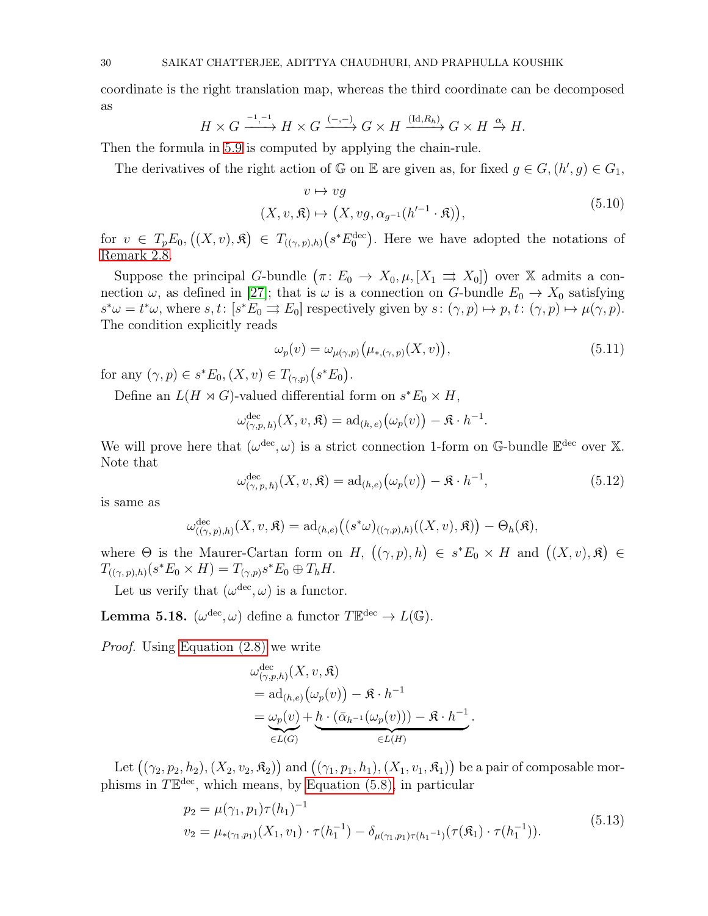coordinate is the right translation map, whereas the third coordinate can be decomposed as

$$H \times G \xrightarrow{-1,-1} H \times G \xrightarrow{(-,-)} G \times H \xrightarrow{(\mathrm{Id}, R_h)} G \times H \xrightarrow{\alpha} H.$$

Then the formula in 5.9 is computed by applying the chain-rule.

The derivatives of the right action of $\mathbb{G}$ on $\mathbb{E}$ are given as, for fixed $g \in G, (h', g) \in G_1$,

$$\begin{aligned} v &\mapsto vg \\ (X, v, \mathfrak{K}) &\mapsto \big(X, vg, \alpha_{g^{-1}}(h'^{-1} \cdot \mathfrak{K})\big), \end{aligned} \tag{5.10}$$

for $v \in T_p E_0, \big((X, v), \mathfrak{K}\big) \in T_{((\gamma,p),h)}\big(s^* E_0^{\mathrm{dec}}\big)$. Here we have adopted the notations of Remark 2.8.

Suppose the principal $G$-bundle $\big(\pi\colon E_0 \to X_0, \mu, [X_1 \rightrightarrows X_0]\big)$ over $\mathbb{X}$ admits a connection $\omega$, as defined in [27]; that is $\omega$ is a connection on $G$-bundle $E_0 \to X_0$ satisfying $s^*\omega = t^*\omega$, where $s, t\colon [s^*E_0 \rightrightarrows E_0]$ respectively given by $s\colon (\gamma, p) \mapsto p$, $t\colon (\gamma, p) \mapsto \mu(\gamma, p)$. The condition explicitly reads

$$\omega_p(v) = \omega_{\mu(\gamma,p)}\big(\mu_{*,(\gamma,p)}(X, v)\big), \tag{5.11}$$

for any $(\gamma, p) \in s^*E_0, (X, v) \in T_{(\gamma,p)}\big(s^*E_0\big)$.

Define an $L(H \rtimes G)$-valued differential form on $s^*E_0 \times H$,

$$\omega^{\mathrm{dec}}_{(\gamma,p,\,h)}(X, v, \mathfrak{K}) = \mathrm{ad}_{(h,\,e)}\big(\omega_p(v)\big) - \mathfrak{K} \cdot h^{-1}.$$

We will prove here that $(\omega^{\mathrm{dec}}, \omega)$ is a strict connection 1-form on $\mathbb{G}$-bundle $\mathbb{E}^{\mathrm{dec}}$ over $\mathbb{X}$. Note that

$$\omega^{\mathrm{dec}}_{(\gamma,\,p,\,h)}(X, v, \mathfrak{K}) = \mathrm{ad}_{(h,e)}\big(\omega_p(v)\big) - \mathfrak{K} \cdot h^{-1}, \tag{5.12}$$

is same as

$$\omega^{\mathrm{dec}}_{((\gamma,\,p),h)}(X, v, \mathfrak{K}) = \mathrm{ad}_{(h,e)}\big((s^*\omega)_{((\gamma,p),h)}((X, v), \mathfrak{K})\big) - \Theta_h(\mathfrak{K}),$$

where $\Theta$ is the Maurer-Cartan form on $H$, $\big((\gamma, p), h\big) \in s^*E_0 \times H$ and $\big((X, v), \mathfrak{K}\big) \in T_{((\gamma,p),h)}(s^*E_0 \times H) = T_{(\gamma,p)}s^*E_0 \oplus T_h H$.

Let us verify that $(\omega^{\mathrm{dec}}, \omega)$ is a functor.

**Lemma 5.18.** $(\omega^{\mathrm{dec}}, \omega)$ define a functor $T\mathbb{E}^{\mathrm{dec}} \to L(\mathbb{G})$.

*Proof.* Using Equation (2.8) we write

$$\begin{aligned} &\omega^{\mathrm{dec}}_{(\gamma,p,h)}(X, v, \mathfrak{K}) \\ &= \mathrm{ad}_{(h,e)}\big(\omega_p(v)\big) - \mathfrak{K} \cdot h^{-1} \\ &= \underbrace{\omega_p(v)}_{\in L(G)} + \underbrace{h \cdot (\bar{\alpha}_{h^{-1}}(\omega_p(v))) - \mathfrak{K} \cdot h^{-1}}_{\in L(H)}. \end{aligned}$$

Let $\big((\gamma_2, p_2, h_2), (X_2, v_2, \mathfrak{K}_2)\big)$ and $\big((\gamma_1, p_1, h_1), (X_1, v_1, \mathfrak{K}_1)\big)$ be a pair of composable morphisms in $T\mathbb{E}^{\mathrm{dec}}$, which means, by Equation (5.8), in particular

$$\begin{aligned} p_2 &= \mu(\gamma_1, p_1)\tau(h_1)^{-1} \\ v_2 &= \mu_{*(\gamma_1,p_1)}(X_1, v_1) \cdot \tau(h_1^{-1}) - \delta_{\mu(\gamma_1,p_1)\tau(h_1{}^{-1})}(\tau(\mathfrak{K}_1) \cdot \tau(h_1^{-1})). \end{aligned} \tag{5.13}$$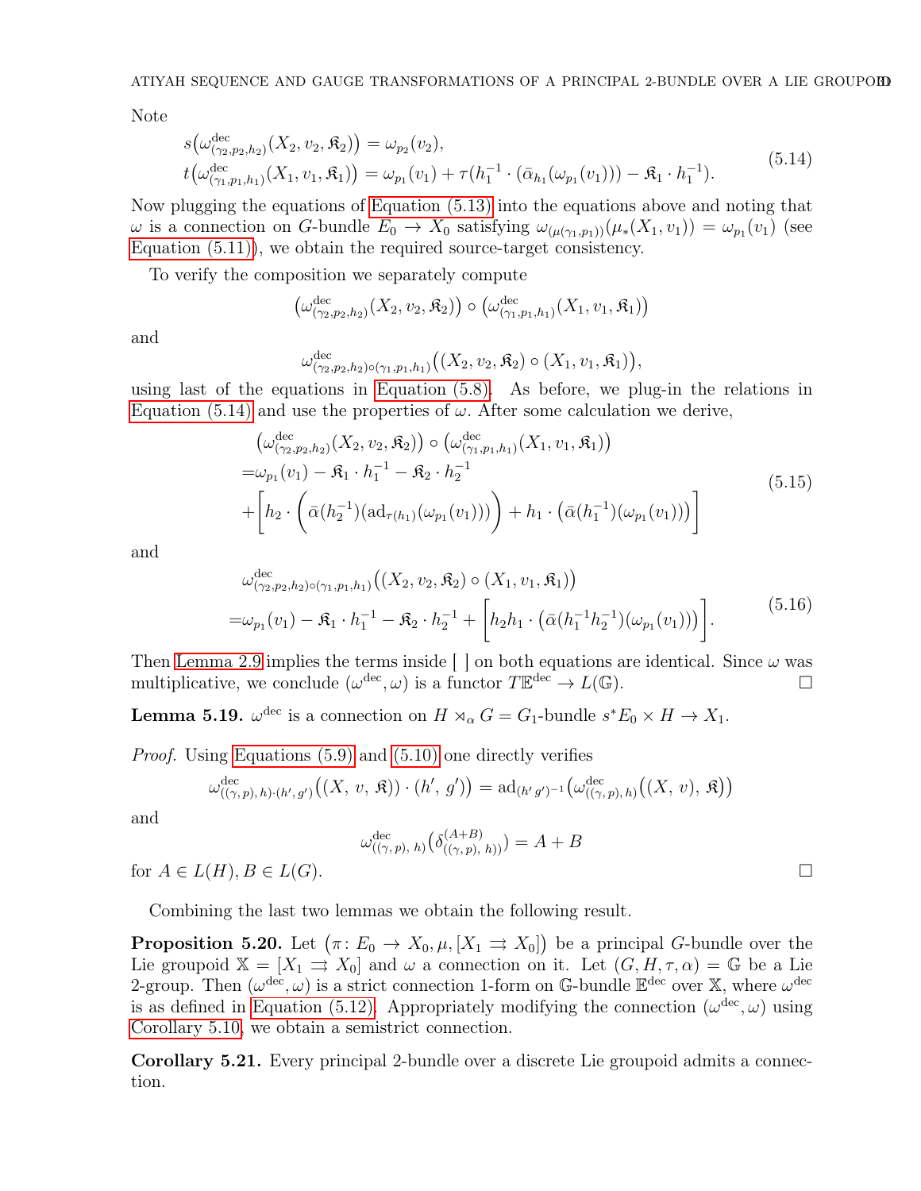Note

$$
\begin{aligned}
&s\big(\omega^{\mathrm{dec}}_{(\gamma_2,p_2,h_2)}(X_2,v_2,\mathfrak{K}_2)\big)=\omega_{p_2}(v_2),\\
&t\big(\omega^{\mathrm{dec}}_{(\gamma_1,p_1,h_1)}(X_1,v_1,\mathfrak{K}_1)\big)=\omega_{p_1}(v_1)+\tau(h_1^{-1}\cdot(\bar{\alpha}_{h_1}(\omega_{p_1}(v_1)))-\mathfrak{K}_1\cdot h_1^{-1}).
\end{aligned}
\tag{5.14}
$$

Now plugging the equations of Equation (5.13) into the equations above and noting that $\omega$ is a connection on $G$-bundle $E_0 \to X_0$ satisfying $\omega_{(\mu(\gamma_1,p_1))}(\mu_*(X_1,v_1)) = \omega_{p_1}(v_1)$ (see Equation (5.11)), we obtain the required source-target consistency.

To verify the composition we separately compute

$$
\big(\omega^{\mathrm{dec}}_{(\gamma_2,p_2,h_2)}(X_2,v_2,\mathfrak{K}_2)\big)\circ\big(\omega^{\mathrm{dec}}_{(\gamma_1,p_1,h_1)}(X_1,v_1,\mathfrak{K}_1)\big)
$$

and

$$
\omega^{\mathrm{dec}}_{(\gamma_2,p_2,h_2)\circ(\gamma_1,p_1,h_1)}\big((X_2,v_2,\mathfrak{K}_2)\circ(X_1,v_1,\mathfrak{K}_1)\big),
$$

using last of the equations in Equation (5.8). As before, we plug-in the relations in Equation (5.14) and use the properties of $\omega$. After some calculation we derive,

$$
\begin{aligned}
&\big(\omega^{\mathrm{dec}}_{(\gamma_2,p_2,h_2)}(X_2,v_2,\mathfrak{K}_2)\big)\circ\big(\omega^{\mathrm{dec}}_{(\gamma_1,p_1,h_1)}(X_1,v_1,\mathfrak{K}_1)\big)\\
=&\omega_{p_1}(v_1)-\mathfrak{K}_1\cdot h_1^{-1}-\mathfrak{K}_2\cdot h_2^{-1}\\
&+\Bigg[h_2\cdot\bigg(\bar{\alpha}(h_2^{-1})(\mathrm{ad}_{\tau(h_1)}(\omega_{p_1}(v_1)))\bigg)+h_1\cdot\big(\bar{\alpha}(h_1^{-1})(\omega_{p_1}(v_1))\big)\Bigg]
\end{aligned}
\tag{5.15}
$$

and

$$
\begin{aligned}
&\omega^{\mathrm{dec}}_{(\gamma_2,p_2,h_2)\circ(\gamma_1,p_1,h_1)}\big((X_2,v_2,\mathfrak{K}_2)\circ(X_1,v_1,\mathfrak{K}_1)\big)\\
=&\omega_{p_1}(v_1)-\mathfrak{K}_1\cdot h_1^{-1}-\mathfrak{K}_2\cdot h_2^{-1}+\Big[h_2h_1\cdot\big(\bar{\alpha}(h_1^{-1}h_2^{-1})(\omega_{p_1}(v_1))\big)\Big].
\end{aligned}
\tag{5.16}
$$

Then Lemma 2.9 implies the terms inside [ ] on both equations are identical. Since $\omega$ was multiplicative, we conclude $(\omega^{\mathrm{dec}},\omega)$ is a functor $T\mathbb{E}^{\mathrm{dec}} \to L(\mathbb{G})$. □

**Lemma 5.19.** $\omega^{\mathrm{dec}}$ is a connection on $H \rtimes_\alpha G = G_1$-bundle $s^*E_0 \times H \to X_1$.

*Proof.* Using Equations (5.9) and (5.10) one directly verifies

$$
\omega^{\mathrm{dec}}_{((\gamma,p),h)\cdot(h',g')}\big((X,\,v,\,\mathfrak{K}))\cdot(h',\,g')\big)=\mathrm{ad}_{(h'\,g')^{-1}}\big(\omega^{\mathrm{dec}}_{((\gamma,p),h)}\big((X,\,v),\,\mathfrak{K}\big)\big)
$$

and

$$
\omega^{\mathrm{dec}}_{((\gamma,p),\,h)}\big(\delta^{(A+B)}_{((\gamma,p),\,h))}\big)=A+B
$$

for $A\in L(H), B\in L(G)$. □

Combining the last two lemmas we obtain the following result.

**Proposition 5.20.** Let $\big(\pi\colon E_0 \to X_0, \mu, [X_1 \rightrightarrows X_0]\big)$ be a principal $G$-bundle over the Lie groupoid $\mathbb{X} = [X_1 \rightrightarrows X_0]$ and $\omega$ a connection on it. Let $(G, H, \tau, \alpha) = \mathbb{G}$ be a Lie 2-group. Then $(\omega^{\mathrm{dec}}, \omega)$ is a strict connection 1-form on $\mathbb{G}$-bundle $\mathbb{E}^{\mathrm{dec}}$ over $\mathbb{X}$, where $\omega^{\mathrm{dec}}$ is as defined in Equation (5.12). Appropriately modifying the connection $(\omega^{\mathrm{dec}}, \omega)$ using Corollary 5.10, we obtain a semistrict connection.

**Corollary 5.21.** Every principal 2-bundle over a discrete Lie groupoid admits a connection.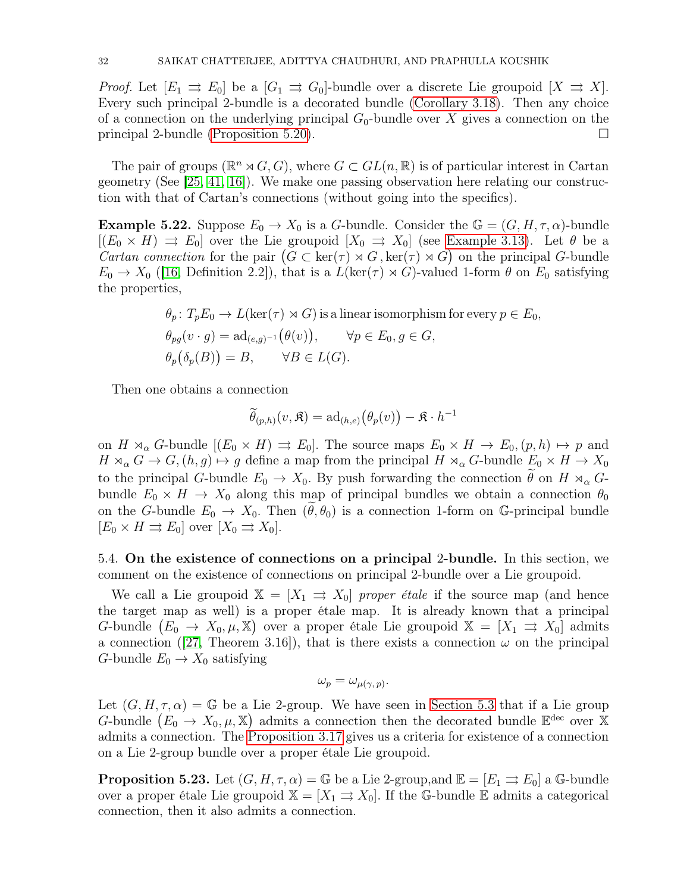*Proof.* Let $[E_1 \rightrightarrows E_0]$ be a $[G_1 \rightrightarrows G_0]$-bundle over a discrete Lie groupoid $[X \rightrightarrows X]$. Every such principal 2-bundle is a decorated bundle (Corollary 3.18). Then any choice of a connection on the underlying principal $G_0$-bundle over $X$ gives a connection on the principal 2-bundle (Proposition 5.20). □

The pair of groups $(\mathbb{R}^n \rtimes G, G)$, where $G \subset GL(n, \mathbb{R})$ is of particular interest in Cartan geometry (See [25, 41, 16]). We make one passing observation here relating our construction with that of Cartan's connections (without going into the specifics).

**Example 5.22.** Suppose $E_0 \to X_0$ is a $G$-bundle. Consider the $\mathbb{G} = (G, H, \tau, \alpha)$-bundle $[(E_0 \times H) \rightrightarrows E_0]$ over the Lie groupoid $[X_0 \rightrightarrows X_0]$ (see Example 3.13). Let $\theta$ be a *Cartan connection* for the pair $\big(G \subset \ker(\tau) \rtimes G\, , \ker(\tau) \rtimes G\big)$ on the principal $G$-bundle $E_0 \to X_0$ ([16, Definition 2.2]), that is a $L(\ker(\tau) \rtimes G)$-valued 1-form $\theta$ on $E_0$ satisfying the properties,

$$
\begin{aligned}
&\theta_p \colon T_pE_0 \to L(\ker(\tau) \rtimes G) \text{ is a linear isomorphism for every } p \in E_0,\\
&\theta_{pg}(v \cdot g) = \mathrm{ad}_{(e,g)^{-1}}\big(\theta(v)\big), \qquad \forall p \in E_0, g \in G,\\
&\theta_p\big(\delta_p(B)\big) = B, \qquad \forall B \in L(G).
\end{aligned}
$$

Then one obtains a connection

$$
\widetilde{\theta}_{(p,h)}(v, \mathfrak{K}) = \mathrm{ad}_{(h,e)}\big(\theta_p(v)\big) - \mathfrak{K} \cdot h^{-1}
$$

on $H \rtimes_\alpha G$-bundle $[(E_0 \times H) \rightrightarrows E_0]$. The source maps $E_0 \times H \to E_0, (p, h) \mapsto p$ and $H \rtimes_\alpha G \to G, (h, g) \mapsto g$ define a map from the principal $H \rtimes_\alpha G$-bundle $E_0 \times H \to X_0$ to the principal $G$-bundle $E_0 \to X_0$. By push forwarding the connection $\widetilde{\theta}$ on $H \rtimes_\alpha G$-bundle $E_0 \times H \to X_0$ along this map of principal bundles we obtain a connection $\theta_0$ on the $G$-bundle $E_0 \to X_0$. Then $(\widetilde{\theta}, \theta_0)$ is a connection 1-form on $\mathbb{G}$-principal bundle $[E_0 \times H \rightrightarrows E_0]$ over $[X_0 \rightrightarrows X_0]$.

5.4. **On the existence of connections on a principal 2-bundle.** In this section, we comment on the existence of connections on principal 2-bundle over a Lie groupoid.

We call a Lie groupoid $\mathbb{X} = [X_1 \rightrightarrows X_0]$ *proper étale* if the source map (and hence the target map as well) is a proper étale map. It is already known that a principal $G$-bundle $\big(E_0 \to X_0, \mu, \mathbb{X}\big)$ over a proper étale Lie groupoid $\mathbb{X} = [X_1 \rightrightarrows X_0]$ admits a connection ([27, Theorem 3.16]), that is there exists a connection $\omega$ on the principal $G$-bundle $E_0 \to X_0$ satisfying

$$
\omega_p = \omega_{\mu(\gamma, p)}.
$$

Let $(G, H, \tau, \alpha) = \mathbb{G}$ be a Lie 2-group. We have seen in Section 5.3 that if a Lie group $G$-bundle $\big(E_0 \to X_0, \mu, \mathbb{X}\big)$ admits a connection then the decorated bundle $\mathbb{E}^{\mathrm{dec}}$ over $\mathbb{X}$ admits a connection. The Proposition 3.17 gives us a criteria for existence of a connection on a Lie 2-group bundle over a proper étale Lie groupoid.

**Proposition 5.23.** Let $(G, H, \tau, \alpha) = \mathbb{G}$ be a Lie 2-group,and $\mathbb{E} = [E_1 \rightrightarrows E_0]$ a $\mathbb{G}$-bundle over a proper étale Lie groupoid $\mathbb{X} = [X_1 \rightrightarrows X_0]$. If the $\mathbb{G}$-bundle $\mathbb{E}$ admits a categorical connection, then it also admits a connection.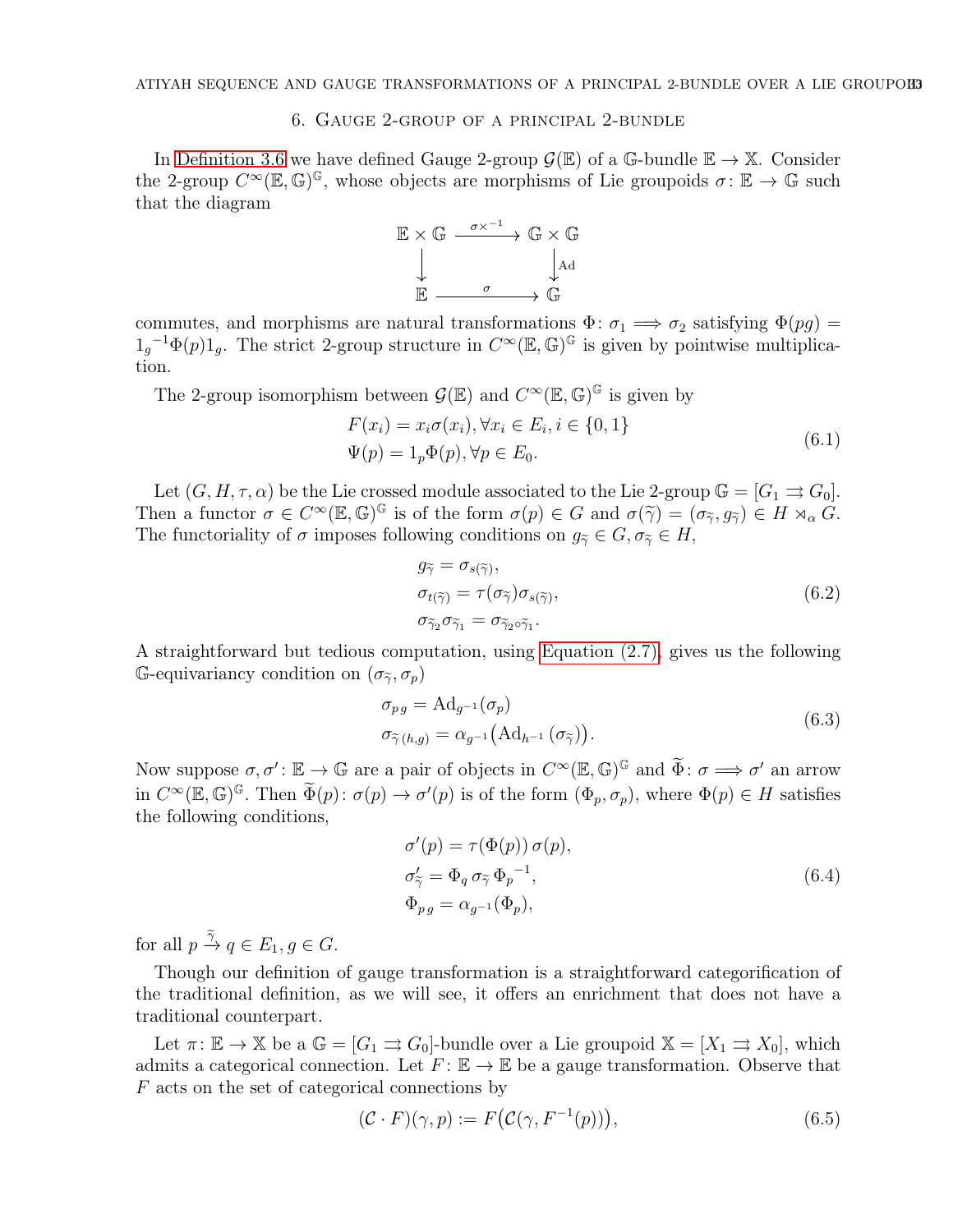## 6. Gauge 2-group of a principal 2-bundle

In Definition 3.6 we have defined Gauge 2-group $\mathcal{G}(\mathbb{E})$ of a $\mathbb{G}$-bundle $\mathbb{E} \to \mathbb{X}$. Consider the 2-group $C^\infty(\mathbb{E}, \mathbb{G})^{\mathbb{G}}$, whose objects are morphisms of Lie groupoids $\sigma \colon \mathbb{E} \to \mathbb{G}$ such that the diagram

$$\begin{array}{ccc} \mathbb{E} \times \mathbb{G} & \xrightarrow{\sigma \times^{-1}} & \mathbb{G} \times \mathbb{G} \\ \downarrow & & \downarrow \mathrm{Ad} \\ \mathbb{E} & \xrightarrow{\sigma} & \mathbb{G} \end{array}$$

commutes, and morphisms are natural transformations $\Phi \colon \sigma_1 \Longrightarrow \sigma_2$ satisfying $\Phi(pg) = {1_g}^{-1}\Phi(p)1_g$. The strict 2-group structure in $C^\infty(\mathbb{E}, \mathbb{G})^{\mathbb{G}}$ is given by pointwise multiplication.

The 2-group isomorphism between $\mathcal{G}(\mathbb{E})$ and $C^\infty(\mathbb{E}, \mathbb{G})^{\mathbb{G}}$ is given by

$$\begin{aligned} &F(x_i) = x_i \sigma(x_i), \forall x_i \in E_i, i \in \{0, 1\} \\ &\Psi(p) = 1_p \Phi(p), \forall p \in E_0. \end{aligned} \tag{6.1}$$

Let $(G, H, \tau, \alpha)$ be the Lie crossed module associated to the Lie 2-group $\mathbb{G} = [G_1 \rightrightarrows G_0]$. Then a functor $\sigma \in C^\infty(\mathbb{E}, \mathbb{G})^{\mathbb{G}}$ is of the form $\sigma(p) \in G$ and $\sigma(\widetilde{\gamma}) = (\sigma_{\widetilde{\gamma}}, g_{\widetilde{\gamma}}) \in H \rtimes_\alpha G$. The functoriality of $\sigma$ imposes following conditions on $g_{\widetilde{\gamma}} \in G, \sigma_{\widetilde{\gamma}} \in H$,

$$\begin{aligned} &g_{\widetilde{\gamma}} = \sigma_{s(\widetilde{\gamma})}, \\ &\sigma_{t(\widetilde{\gamma})} = \tau(\sigma_{\widetilde{\gamma}})\sigma_{s(\widetilde{\gamma})}, \\ &\sigma_{\widetilde{\gamma}_2}\sigma_{\widetilde{\gamma}_1} = \sigma_{\widetilde{\gamma}_2 \circ \widetilde{\gamma}_1}. \end{aligned} \tag{6.2}$$

A straightforward but tedious computation, using Equation (2.7), gives us the following $\mathbb{G}$-equivariancy condition on $(\sigma_{\widetilde{\gamma}}, \sigma_p)$

$$\begin{aligned} &\sigma_{pg} = \mathrm{Ad}_{g^{-1}}(\sigma_p) \\ &\sigma_{\widetilde{\gamma}(h,g)} = \alpha_{g^{-1}}\big(\mathrm{Ad}_{h^{-1}}(\sigma_{\widetilde{\gamma}})\big). \end{aligned} \tag{6.3}$$

Now suppose $\sigma, \sigma' \colon \mathbb{E} \to \mathbb{G}$ are a pair of objects in $C^\infty(\mathbb{E}, \mathbb{G})^{\mathbb{G}}$ and $\widetilde{\Phi} \colon \sigma \Longrightarrow \sigma'$ an arrow in $C^\infty(\mathbb{E}, \mathbb{G})^{\mathbb{G}}$. Then $\widetilde{\Phi}(p) \colon \sigma(p) \to \sigma'(p)$ is of the form $(\Phi_p, \sigma_p)$, where $\Phi(p) \in H$ satisfies the following conditions,

$$\begin{aligned} &\sigma'(p) = \tau(\Phi(p))\, \sigma(p), \\ &\sigma'_{\widetilde{\gamma}} = \Phi_q\, \sigma_{\widetilde{\gamma}}\, {\Phi_p}^{-1}, \\ &\Phi_{pg} = \alpha_{g^{-1}}(\Phi_p), \end{aligned} \tag{6.4}$$

for all $p \xrightarrow{\widetilde{\gamma}} q \in E_1, g \in G$.

Though our definition of gauge transformation is a straightforward categorification of the traditional definition, as we will see, it offers an enrichment that does not have a traditional counterpart.

Let $\pi \colon \mathbb{E} \to \mathbb{X}$ be a $\mathbb{G} = [G_1 \rightrightarrows G_0]$-bundle over a Lie groupoid $\mathbb{X} = [X_1 \rightrightarrows X_0]$, which admits a categorical connection. Let $F \colon \mathbb{E} \to \mathbb{E}$ be a gauge transformation. Observe that $F$ acts on the set of categorical connections by

$$(\mathcal{C} \cdot F)(\gamma, p) := F\big(\mathcal{C}(\gamma, F^{-1}(p))\big), \tag{6.5}$$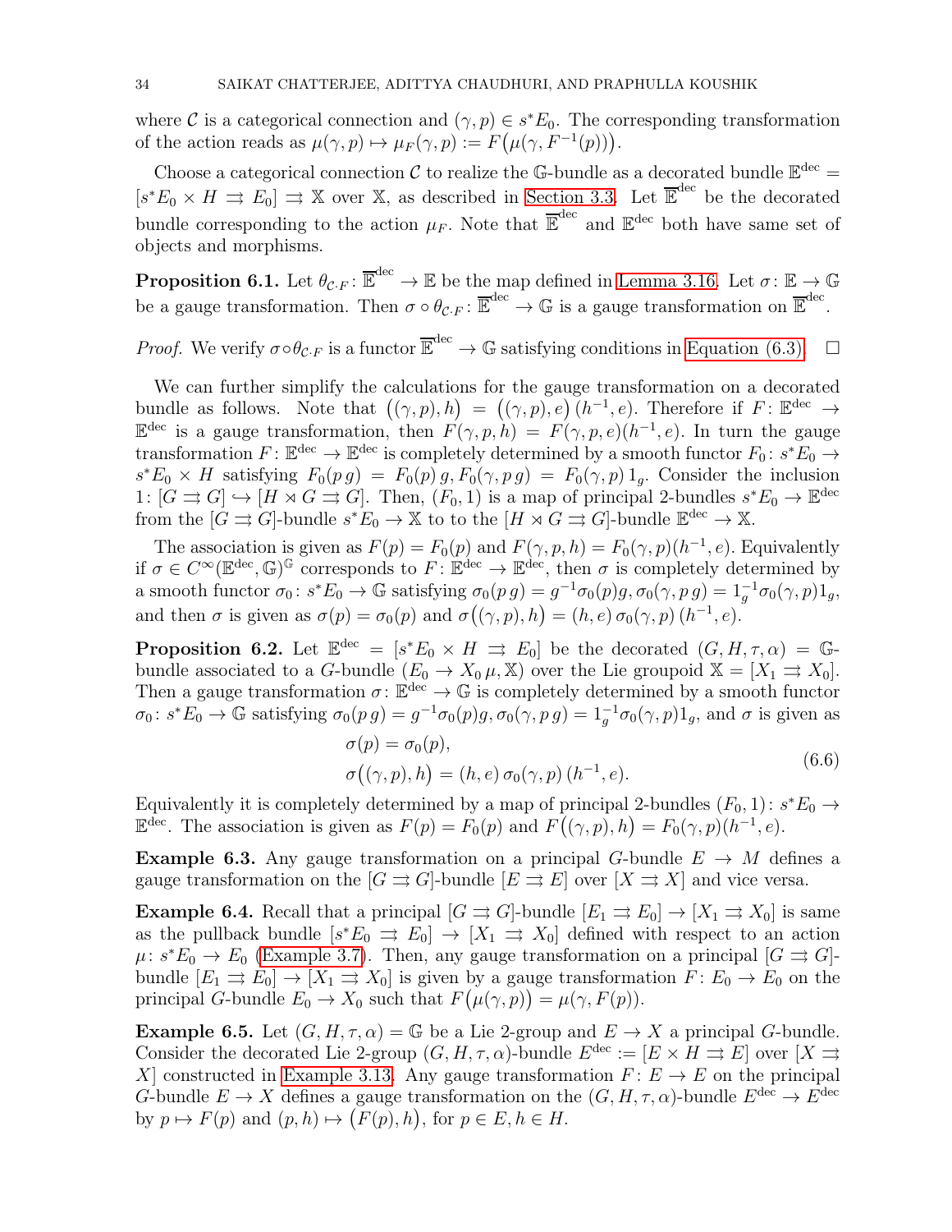where $\mathcal{C}$ is a categorical connection and $(\gamma, p) \in s^*E_0$. The corresponding transformation of the action reads as $\mu(\gamma, p) \mapsto \mu_F(\gamma, p) := F\big(\mu(\gamma, F^{-1}(p))\big)$.

Choose a categorical connection $\mathcal{C}$ to realize the $\mathbb{G}$-bundle as a decorated bundle $\mathbb{E}^{\text{dec}} = [s^*E_0 \times H \rightrightarrows E_0] \rightrightarrows \mathbb{X}$ over $\mathbb{X}$, as described in Section 3.3. Let $\overline{\mathbb{E}}^{\text{dec}}$ be the decorated bundle corresponding to the action $\mu_F$. Note that $\overline{\mathbb{E}}^{\text{dec}}$ and $\mathbb{E}^{\text{dec}}$ both have same set of objects and morphisms.

**Proposition 6.1.** Let $\theta_{\mathcal{C}\cdot F} \colon \overline{\mathbb{E}}^{\text{dec}} \to \mathbb{E}$ be the map defined in Lemma 3.16. Let $\sigma \colon \mathbb{E} \to \mathbb{G}$ be a gauge transformation. Then $\sigma \circ \theta_{\mathcal{C}\cdot F} \colon \overline{\mathbb{E}}^{\text{dec}} \to \mathbb{G}$ is a gauge transformation on $\overline{\mathbb{E}}^{\text{dec}}$.

*Proof.* We verify $\sigma \circ \theta_{\mathcal{C}\cdot F}$ is a functor $\overline{\mathbb{E}}^{\text{dec}} \to \mathbb{G}$ satisfying conditions in Equation (6.3). $\square$

We can further simplify the calculations for the gauge transformation on a decorated bundle as follows. Note that $\big((\gamma, p), h\big) = \big((\gamma, p), e\big)\,(h^{-1}, e)$. Therefore if $F \colon \mathbb{E}^{\text{dec}} \to \mathbb{E}^{\text{dec}}$ is a gauge transformation, then $F(\gamma, p, h) = F(\gamma, p, e)(h^{-1}, e)$. In turn the gauge transformation $F \colon \mathbb{E}^{\text{dec}} \to \mathbb{E}^{\text{dec}}$ is completely determined by a smooth functor $F_0 \colon s^*E_0 \to s^*E_0 \times H$ satisfying $F_0(p\,g) = F_0(p)\,g, F_0(\gamma, p\,g) = F_0(\gamma, p)\,1_g$. Consider the inclusion $1 \colon [G \rightrightarrows G] \hookrightarrow [H \rtimes G \rightrightarrows G]$. Then, $(F_0, 1)$ is a map of principal 2-bundles $s^*E_0 \to \mathbb{E}^{\text{dec}}$ from the $[G \rightrightarrows G]$-bundle $s^*E_0 \to \mathbb{X}$ to to the $[H \rtimes G \rightrightarrows G]$-bundle $\mathbb{E}^{\text{dec}} \to \mathbb{X}$.

The association is given as $F(p) = F_0(p)$ and $F(\gamma, p, h) = F_0(\gamma, p)(h^{-1}, e)$. Equivalently if $\sigma \in C^\infty(\mathbb{E}^{\text{dec}}, \mathbb{G})^{\mathbb{G}}$ corresponds to $F \colon \mathbb{E}^{\text{dec}} \to \mathbb{E}^{\text{dec}}$, then $\sigma$ is completely determined by a smooth functor $\sigma_0 \colon s^*E_0 \to \mathbb{G}$ satisfying $\sigma_0(p\,g) = g^{-1}\sigma_0(p)g, \sigma_0(\gamma, p\,g) = 1_g^{-1}\sigma_0(\gamma, p)1_g$, and then $\sigma$ is given as $\sigma(p) = \sigma_0(p)$ and $\sigma\big((\gamma, p), h\big) = (h, e)\,\sigma_0(\gamma, p)\,(h^{-1}, e)$.

**Proposition 6.2.** Let $\mathbb{E}^{\text{dec}} = [s^*E_0 \times H \rightrightarrows E_0]$ be the decorated $(G, H, \tau, \alpha) = \mathbb{G}$-bundle associated to a $G$-bundle $(E_0 \to X_0\,\mu, \mathbb{X})$ over the Lie groupoid $\mathbb{X} = [X_1 \rightrightarrows X_0]$. Then a gauge transformation $\sigma \colon \mathbb{E}^{\text{dec}} \to \mathbb{G}$ is completely determined by a smooth functor $\sigma_0 \colon s^*E_0 \to \mathbb{G}$ satisfying $\sigma_0(p\,g) = g^{-1}\sigma_0(p)g, \sigma_0(\gamma, p\,g) = 1_g^{-1}\sigma_0(\gamma, p)1_g$, and $\sigma$ is given as

$$
\begin{aligned}
&\sigma(p) = \sigma_0(p), \\
&\sigma\big((\gamma, p), h\big) = (h, e)\,\sigma_0(\gamma, p)\,(h^{-1}, e).
\end{aligned}
\tag{6.6}
$$

Equivalently it is completely determined by a map of principal 2-bundles $(F_0, 1) \colon s^*E_0 \to \mathbb{E}^{\text{dec}}$. The association is given as $F(p) = F_0(p)$ and $F\big((\gamma, p), h\big) = F_0(\gamma, p)(h^{-1}, e)$.

**Example 6.3.** Any gauge transformation on a principal $G$-bundle $E \to M$ defines a gauge transformation on the $[G \rightrightarrows G]$-bundle $[E \rightrightarrows E]$ over $[X \rightrightarrows X]$ and vice versa.

**Example 6.4.** Recall that a principal $[G \rightrightarrows G]$-bundle $[E_1 \rightrightarrows E_0] \to [X_1 \rightrightarrows X_0]$ is same as the pullback bundle $[s^*E_0 \rightrightarrows E_0] \to [X_1 \rightrightarrows X_0]$ defined with respect to an action $\mu \colon s^*E_0 \to E_0$ (Example 3.7). Then, any gauge transformation on a principal $[G \rightrightarrows G]$-bundle $[E_1 \rightrightarrows E_0] \to [X_1 \rightrightarrows X_0]$ is given by a gauge transformation $F \colon E_0 \to E_0$ on the principal $G$-bundle $E_0 \to X_0$ such that $F\big(\mu(\gamma, p)\big) = \mu(\gamma, F(p))$.

**Example 6.5.** Let $(G, H, \tau, \alpha) = \mathbb{G}$ be a Lie 2-group and $E \to X$ a principal $G$-bundle. Consider the decorated Lie 2-group $(G, H, \tau, \alpha)$-bundle $E^{\text{dec}} := [E \times H \rightrightarrows E]$ over $[X \rightrightarrows X]$ constructed in Example 3.13. Any gauge transformation $F \colon E \to E$ on the principal $G$-bundle $E \to X$ defines a gauge transformation on the $(G, H, \tau, \alpha)$-bundle $E^{\text{dec}} \to E^{\text{dec}}$ by $p \mapsto F(p)$ and $(p, h) \mapsto \big(F(p), h\big)$, for $p \in E, h \in H$.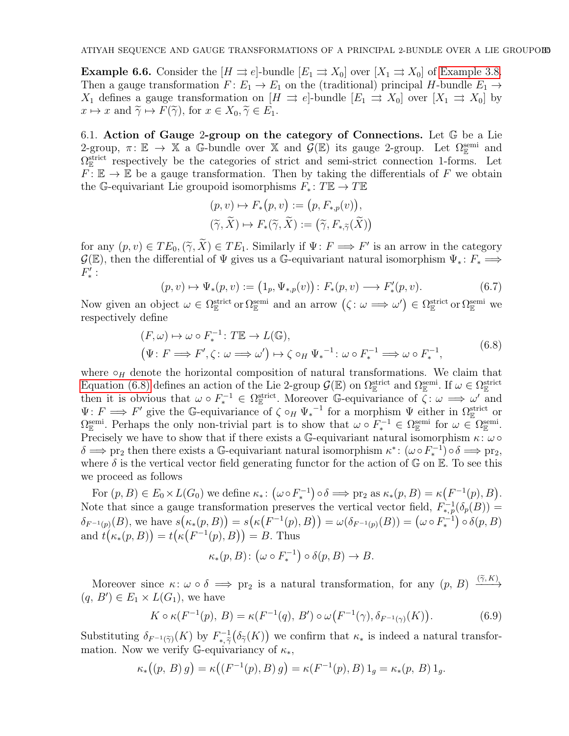**Example 6.6.** Consider the $[H \rightrightarrows e]$-bundle $[E_1 \rightrightarrows X_0]$ over $[X_1 \rightrightarrows X_0]$ of Example 3.8. Then a gauge transformation $F\colon E_1 \to E_1$ on the (traditional) principal $H$-bundle $E_1 \to X_1$ defines a gauge transformation on $[H \rightrightarrows e]$-bundle $[E_1 \rightrightarrows X_0]$ over $[X_1 \rightrightarrows X_0]$ by $x \mapsto x$ and $\widetilde{\gamma} \mapsto F(\widetilde{\gamma})$, for $x \in X_0, \widetilde{\gamma} \in E_1$.

6.1. **Action of Gauge 2-group on the category of Connections.** Let $\mathbb{G}$ be a Lie 2-group, $\pi\colon \mathbb{E} \to \mathbb{X}$ a $\mathbb{G}$-bundle over $\mathbb{X}$ and $\mathcal{G}(\mathbb{E})$ its gauge 2-group. Let $\Omega^{\text{semi}}_{\mathbb{E}}$ and $\Omega^{\text{strict}}_{\mathbb{E}}$ respectively be the categories of strict and semi-strict connection 1-forms. Let $F\colon \mathbb{E} \to \mathbb{E}$ be a gauge transformation. Then by taking the differentials of $F$ we obtain the $\mathbb{G}$-equivariant Lie groupoid isomorphisms $F_*\colon T\mathbb{E} \to T\mathbb{E}$

$$
\begin{aligned}
(p, v) &\mapsto F_*\big(p, v\big) := \big(p, F_{*,p}(v)\big),\\
(\widetilde{\gamma}, \widetilde{X}) &\mapsto F_*(\widetilde{\gamma}, \widetilde{X}) := \big(\widetilde{\gamma}, F_{*,\widetilde{\gamma}}(\widetilde{X})\big)
\end{aligned}
$$

for any $(p, v) \in TE_0, (\widetilde{\gamma}, \widetilde{X}) \in TE_1$. Similarly if $\Psi\colon F \Longrightarrow F'$ is an arrow in the category $\mathcal{G}(\mathbb{E})$, then the differential of $\Psi$ gives us a $\mathbb{G}$-equivariant natural isomorphism $\Psi_*\colon F_* \Longrightarrow F'_*$:

$$
(p, v) \mapsto \Psi_*(p, v) := \big(1_p, \Psi_{*,p}(v)\big)\colon F_*(p, v) \longrightarrow F'_*(p, v). \tag{6.7}
$$

Now given an object $\omega \in \Omega^{\text{strict}}_{\mathbb{E}}$ or $\Omega^{\text{semi}}_{\mathbb{E}}$ and an arrow $\big(\zeta\colon \omega \Longrightarrow \omega'\big) \in \Omega^{\text{strict}}_{\mathbb{E}}$ or $\Omega^{\text{semi}}_{\mathbb{E}}$ we respectively define

$$
\begin{aligned}
&(F, \omega) \mapsto \omega \circ F_*^{-1}\colon T\mathbb{E} \to L(\mathbb{G}),\\
&\big(\Psi\colon F \Longrightarrow F', \zeta\colon \omega \Longrightarrow \omega'\big) \mapsto \zeta \circ_H {\Psi_*}^{-1}\colon \omega \circ F_*^{-1} \Longrightarrow \omega \circ F_*^{-1},
\end{aligned} \tag{6.8}
$$

where $\circ_H$ denote the horizontal composition of natural transformations. We claim that Equation (6.8) defines an action of the Lie 2-group $\mathcal{G}(\mathbb{E})$ on $\Omega^{\text{strict}}_{\mathbb{E}}$ and $\Omega^{\text{semi}}_{\mathbb{E}}$. If $\omega \in \Omega^{\text{strict}}_{\mathbb{E}}$ then it is obvious that $\omega \circ F_*^{-1} \in \Omega^{\text{strict}}_{\mathbb{E}}$. Moreover $\mathbb{G}$-equivariance of $\zeta\colon \omega \Longrightarrow \omega'$ and $\Psi\colon F \Longrightarrow F'$ give the $\mathbb{G}$-equivariance of $\zeta \circ_H {\Psi_*}^{-1}$ for a morphism $\Psi$ either in $\Omega^{\text{strict}}_{\mathbb{E}}$ or $\Omega^{\text{semi}}_{\mathbb{E}}$. Perhaps the only non-trivial part is to show that $\omega \circ F_*^{-1} \in \Omega^{\text{semi}}_{\mathbb{E}}$ for $\omega \in \Omega^{\text{semi}}_{\mathbb{E}}$. Precisely we have to show that if there exists a $\mathbb{G}$-equivariant natural isomorphism $\kappa\colon \omega \circ \delta \Longrightarrow \text{pr}_2$ then there exists a $\mathbb{G}$-equivariant natural isomorphism $\kappa^*\colon (\omega \circ F_*^{-1}) \circ \delta \Longrightarrow \text{pr}_2$, where $\delta$ is the vertical vector field generating functor for the action of $\mathbb{G}$ on $\mathbb{E}$. To see this we proceed as follows

For $(p, B) \in E_0 \times L(G_0)$ we define $\kappa_*\colon \big(\omega \circ F_*^{-1}\big) \circ \delta \Longrightarrow \text{pr}_2$ as $\kappa_*(p, B) = \kappa\big(F^{-1}(p), B\big)$. Note that since a gauge transformation preserves the vertical vector field, $F^{-1}_{*,p}(\delta_p(B)) = \delta_{F^{-1}(p)}(B)$, we have $s\big(\kappa_*(p, B)\big) = s\big(\kappa\big(F^{-1}(p), B\big)\big) = \omega(\delta_{F^{-1}(p)}(B)) = \big(\omega \circ F_*^{-1}\big) \circ \delta(p, B)$ and $t\big(\kappa_*(p, B)\big) = t\big(\kappa\big(F^{-1}(p), B\big)\big) = B$. Thus

$$
\kappa_*(p, B)\colon \big(\omega \circ F_*^{-1}\big) \circ \delta(p, B) \to B.
$$

Moreover since $\kappa\colon \omega \circ \delta \Longrightarrow \text{pr}_2$ is a natural transformation, for any $(p,\, B) \xrightarrow{(\tilde{\gamma}, K)} (q,\, B') \in E_1 \times L(G_1)$, we have

$$
K \circ \kappa(F^{-1}(p),\, B) = \kappa(F^{-1}(q),\, B') \circ \omega\big(F^{-1}(\gamma), \delta_{F^{-1}(\gamma)}(K)\big). \tag{6.9}
$$

Substituting $\delta_{F^{-1}(\widetilde{\gamma})}(K)$ by $F^{-1}_{*,\widetilde{\gamma}}\big(\delta_{\widetilde{\gamma}}(K)\big)$ we confirm that $\kappa_*$ is indeed a natural transformation. Now we verify $\mathbb{G}$-equivariancy of $\kappa_*$,

$$
\kappa_*\big((p,\, B)\, g\big) = \kappa\big((F^{-1}(p), B)\, g\big) = \kappa(F^{-1}(p), B)\, 1_g = \kappa_*(p,\, B)\, 1_g.
$$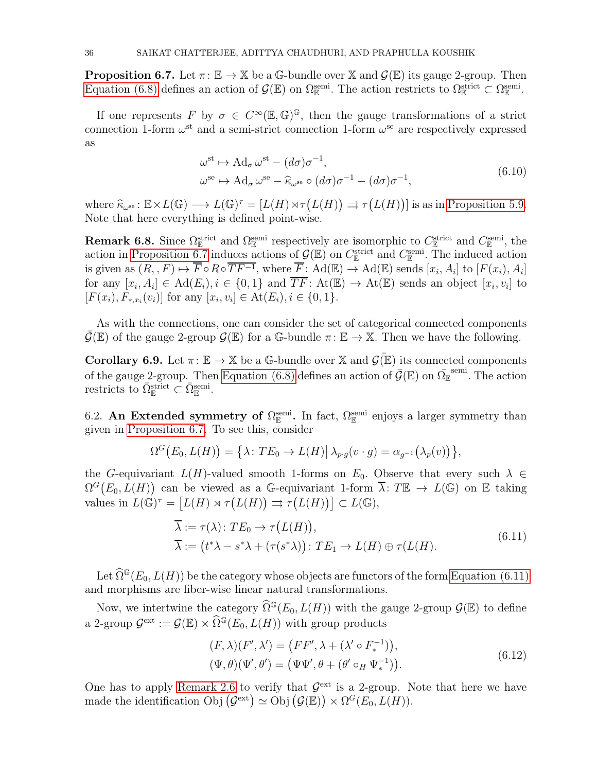**Proposition 6.7.** Let $\pi\colon \mathbb{E} \to \mathbb{X}$ be a $\mathbb{G}$-bundle over $\mathbb{X}$ and $\mathcal{G}(\mathbb{E})$ its gauge 2-group. Then Equation (6.8) defines an action of $\mathcal{G}(\mathbb{E})$ on $\Omega_{\mathbb{E}}^{\text{semi}}$. The action restricts to $\Omega_{\mathbb{E}}^{\text{strict}} \subset \Omega_{\mathbb{E}}^{\text{semi}}$.

If one represents $F$ by $\sigma \in C^{\infty}(\mathbb{E}, \mathbb{G})^{\mathbb{G}}$, then the gauge transformations of a strict connection 1-form $\omega^{\text{st}}$ and a semi-strict connection 1-form $\omega^{\text{se}}$ are respectively expressed as

$$
\begin{aligned}
&\omega^{\text{st}} \mapsto \operatorname{Ad}_{\sigma} \omega^{\text{st}} - (d\sigma)\sigma^{-1},\\
&\omega^{\text{se}} \mapsto \operatorname{Ad}_{\sigma} \omega^{\text{se}} - \widehat{\kappa}_{\omega^{\text{se}}} \circ (d\sigma)\sigma^{-1} - (d\sigma)\sigma^{-1},
\end{aligned}
\tag{6.10}
$$

where $\widehat{\kappa}_{\omega^{\text{se}}}\colon \mathbb{E} \times L(\mathbb{G}) \longrightarrow L(\mathbb{G})^{\tau} = [L(H) \rtimes \tau\big(L(H)\big) \rightrightarrows \tau\big(L(H)\big)]$ is as in Proposition 5.9. Note that here everything is defined point-wise.

**Remark 6.8.** Since $\Omega_{\mathbb{E}}^{\text{strict}}$ and $\Omega_{\mathbb{E}}^{\text{semi}}$ respectively are isomorphic to $C_{\mathbb{E}}^{\text{strict}}$ and $C_{\mathbb{E}}^{\text{semi}}$, the action in Proposition 6.7 induces actions of $\mathcal{G}(\mathbb{E})$ on $C_{\mathbb{E}}^{\text{strict}}$ and $C_{\mathbb{E}}^{\text{semi}}$. The induced action is given as $(R, , F) \mapsto \overline{F} \circ R \circ \overline{TF^{-1}}$, where $\overline{F}\colon \operatorname{Ad}(\mathbb{E}) \to \operatorname{Ad}(\mathbb{E})$ sends $[x_i, A_i]$ to $[F(x_i), A_i]$ for any $[x_i, A_i] \in \operatorname{Ad}(E_i), i \in \{0, 1\}$ and $\overline{TF}\colon \operatorname{At}(\mathbb{E}) \to \operatorname{At}(\mathbb{E})$ sends an object $[x_i, v_i]$ to $[F(x_i), F_{*,x_i}(v_i)]$ for any $[x_i, v_i] \in \operatorname{At}(E_i), i \in \{0, 1\}$.

As with the connections, one can consider the set of categorical connected components $\bar{\mathcal{G}}(\mathbb{E})$ of the gauge 2-group $\mathcal{G}(\mathbb{E})$ for a $\mathbb{G}$-bundle $\pi\colon \mathbb{E} \to \mathbb{X}$. Then we have the following.

**Corollary 6.9.** Let $\pi\colon \mathbb{E} \to \mathbb{X}$ be a $\mathbb{G}$-bundle over $\mathbb{X}$ and $\bar{\mathcal{G}}(\mathbb{E})$ its connected components of the gauge 2-group. Then Equation (6.8) defines an action of $\bar{\mathcal{G}}(\mathbb{E})$ on $\bar{\Omega}_{\mathbb{E}}^{\text{semi}}$. The action restricts to $\bar{\Omega}_{\mathbb{E}}^{\text{strict}} \subset \bar{\Omega}_{\mathbb{E}}^{\text{semi}}$.

6.2. **An Extended symmetry of $\Omega_{\mathbb{E}}^{\text{semi}}$.** In fact, $\Omega_{\mathbb{E}}^{\text{semi}}$ enjoys a larger symmetry than given in Proposition 6.7. To see this, consider

$$
\Omega^{G}\big(E_0, L(H)\big) = \big\{\lambda\colon TE_0 \to L(H) \big|\, \lambda_{p\cdot g}(v \cdot g) = \alpha_{g^{-1}}\big(\lambda_p(v)\big)\big\},
$$

the $G$-equivariant $L(H)$-valued smooth 1-forms on $E_0$. Observe that every such $\lambda \in \Omega^{G}\big(E_0, L(H)\big)$ can be viewed as a $\mathbb{G}$-equivariant 1-form $\overline{\lambda}\colon T\mathbb{E} \to L(\mathbb{G})$ on $\mathbb{E}$ taking values in $L(\mathbb{G})^{\tau} = \big[L(H) \rtimes \tau\big(L(H)\big) \rightrightarrows \tau\big(L(H)\big)\big] \subset L(\mathbb{G})$,

$$
\begin{aligned}
&\overline{\lambda} := \tau(\lambda)\colon TE_0 \to \tau\big(L(H)\big),\\
&\overline{\lambda} := \big(t^{*}\lambda - s^{*}\lambda + (\tau(s^{*}\lambda)\big)\colon TE_1 \to L(H) \oplus \tau(L(H).
\end{aligned}
\tag{6.11}
$$

Let $\widehat{\Omega}^{\mathbb{G}}(E_0, L(H))$ be the category whose objects are functors of the form Equation (6.11) and morphisms are fiber-wise linear natural transformations.

Now, we intertwine the category $\widehat{\Omega}^{\mathbb{G}}(E_0, L(H))$ with the gauge 2-group $\mathcal{G}(\mathbb{E})$ to define a 2-group $\mathcal{G}^{\text{ext}} := \mathcal{G}(\mathbb{E}) \times \widehat{\Omega}^{\mathbb{G}}(E_0, L(H))$ with group products

$$
\begin{aligned}
&(F, \lambda)(F', \lambda') = \big(FF', \lambda + (\lambda' \circ F_{*}^{-1})\big),\\
&(\Psi, \theta)(\Psi', \theta') = \big(\Psi\Psi', \theta + (\theta' \circ_H \Psi_{*}^{-1})\big).
\end{aligned}
\tag{6.12}
$$

One has to apply Remark 2.6 to verify that $\mathcal{G}^{\text{ext}}$ is a 2-group. Note that here we have made the identification $\operatorname{Obj}\big(\mathcal{G}^{\text{ext}}\big) \simeq \operatorname{Obj}\big(\mathcal{G}(\mathbb{E})\big) \times \Omega^{G}(E_0, L(H))$.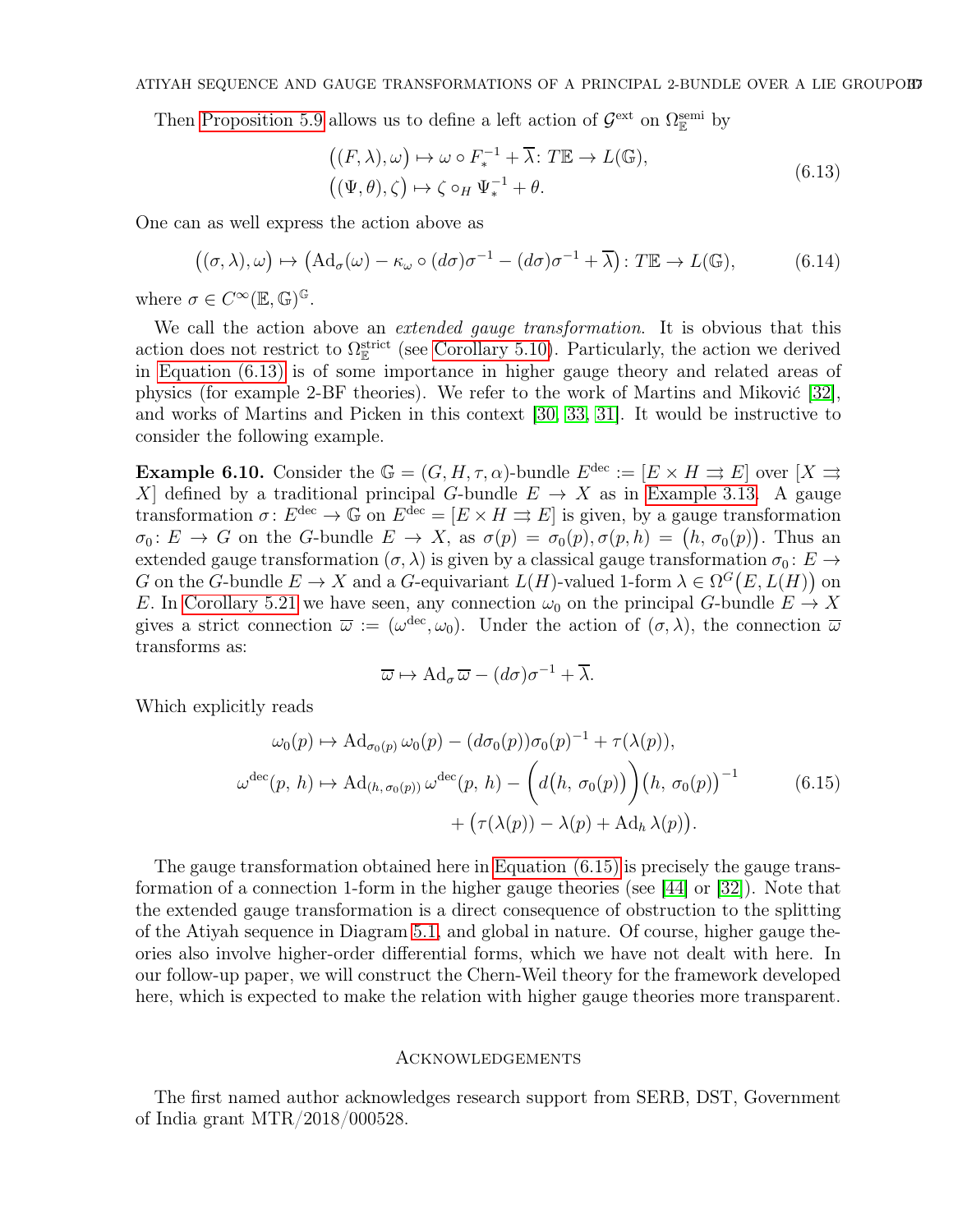Then Proposition 5.9 allows us to define a left action of $\mathcal{G}^{\text{ext}}$ on $\Omega^{\text{semi}}_{\mathbb{E}}$ by

$$
\begin{aligned}
\big((F,\lambda),\omega\big) &\mapsto \omega \circ F_*^{-1} + \overline{\lambda}\colon T\mathbb{E} \to L(\mathbb{G}),\\
\big((\Psi,\theta),\zeta\big) &\mapsto \zeta \circ_H \Psi_*^{-1} + \theta.
\end{aligned}
\tag{6.13}
$$

One can as well express the action above as

$$
\big((\sigma,\lambda),\omega\big) \mapsto \big(\mathrm{Ad}_\sigma(\omega) - \kappa_\omega \circ (d\sigma)\sigma^{-1} - (d\sigma)\sigma^{-1} + \overline{\lambda}\big)\colon T\mathbb{E} \to L(\mathbb{G}), \tag{6.14}
$$

where $\sigma \in C^\infty(\mathbb{E},\mathbb{G})^{\mathbb{G}}$.

We call the action above an *extended gauge transformation*. It is obvious that this action does not restrict to $\Omega^{\text{strict}}_{\mathbb{E}}$ (see Corollary 5.10). Particularly, the action we derived in Equation (6.13) is of some importance in higher gauge theory and related areas of physics (for example 2-BF theories). We refer to the work of Martins and Miković [32], and works of Martins and Picken in this context [30, 33, 31]. It would be instructive to consider the following example.

**Example 6.10.** Consider the $\mathbb{G} = (G,H,\tau,\alpha)$-bundle $E^{\text{dec}} := [E \times H \rightrightarrows E]$ over $[X \rightrightarrows X]$ defined by a traditional principal $G$-bundle $E \to X$ as in Example 3.13. A gauge transformation $\sigma\colon E^{\text{dec}} \to \mathbb{G}$ on $E^{\text{dec}} = [E \times H \rightrightarrows E]$ is given, by a gauge transformation $\sigma_0\colon E \to G$ on the $G$-bundle $E \to X$, as $\sigma(p) = \sigma_0(p), \sigma(p,h) = \big(h, \sigma_0(p)\big)$. Thus an extended gauge transformation $(\sigma,\lambda)$ is given by a classical gauge transformation $\sigma_0\colon E \to G$ on the $G$-bundle $E \to X$ and a $G$-equivariant $L(H)$-valued 1-form $\lambda \in \Omega^G\big(E, L(H)\big)$ on $E$. In Corollary 5.21 we have seen, any connection $\omega_0$ on the principal $G$-bundle $E \to X$ gives a strict connection $\overline{\omega} := (\omega^{\text{dec}}, \omega_0)$. Under the action of $(\sigma,\lambda)$, the connection $\overline{\omega}$ transforms as:

$$
\overline{\omega} \mapsto \mathrm{Ad}_\sigma \overline{\omega} - (d\sigma)\sigma^{-1} + \overline{\lambda}.
$$

Which explicitly reads

$$
\begin{aligned}
\omega_0(p) &\mapsto \mathrm{Ad}_{\sigma_0(p)}\, \omega_0(p) - (d\sigma_0(p))\sigma_0(p)^{-1} + \tau(\lambda(p)),\\
\omega^{\text{dec}}(p,\,h) &\mapsto \mathrm{Ad}_{(h,\,\sigma_0(p))}\, \omega^{\text{dec}}(p,\,h) - \Big(d\big(h,\,\sigma_0(p)\big)\Big)\big(h,\,\sigma_0(p)\big)^{-1}\\
&\qquad + \big(\tau(\lambda(p)) - \lambda(p) + \mathrm{Ad}_h\, \lambda(p)\big).
\end{aligned}
\tag{6.15}
$$

The gauge transformation obtained here in Equation (6.15) is precisely the gauge transformation of a connection 1-form in the higher gauge theories (see [44] or [32]). Note that the extended gauge transformation is a direct consequence of obstruction to the splitting of the Atiyah sequence in Diagram 5.1, and global in nature. Of course, higher gauge theories also involve higher-order differential forms, which we have not dealt with here. In our follow-up paper, we will construct the Chern-Weil theory for the framework developed here, which is expected to make the relation with higher gauge theories more transparent.

## Acknowledgements

The first named author acknowledges research support from SERB, DST, Government of India grant MTR/2018/000528.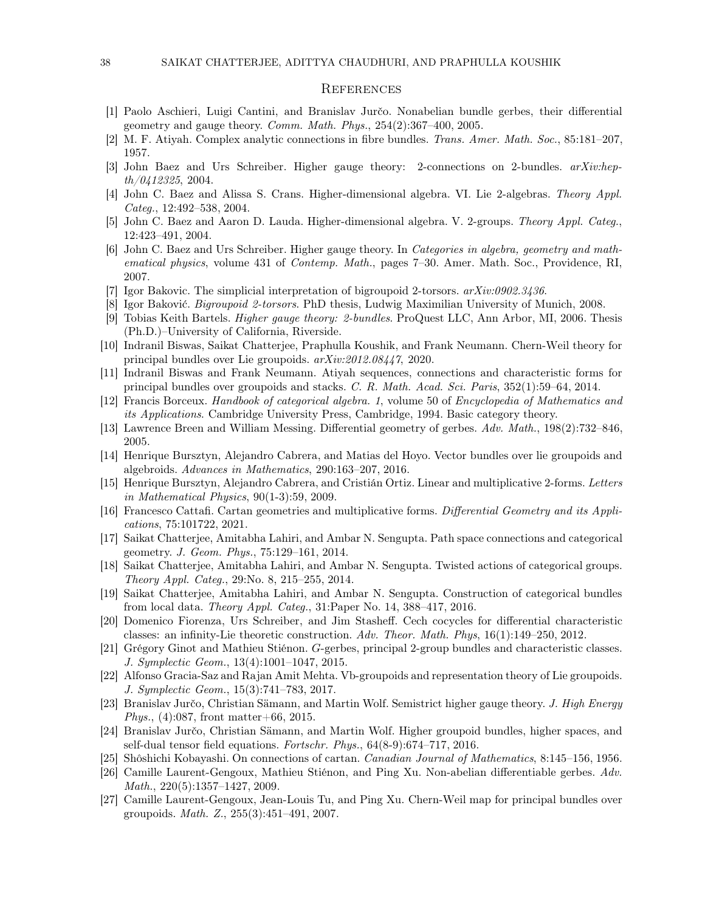## References

[1] Paolo Aschieri, Luigi Cantini, and Branislav Jurčo. Nonabelian bundle gerbes, their differential geometry and gauge theory. *Comm. Math. Phys.*, 254(2):367–400, 2005.

[2] M. F. Atiyah. Complex analytic connections in fibre bundles. *Trans. Amer. Math. Soc.*, 85:181–207, 1957.

[3] John Baez and Urs Schreiber. Higher gauge theory: 2-connections on 2-bundles. *arXiv:hep-th/0412325*, 2004.

[4] John C. Baez and Alissa S. Crans. Higher-dimensional algebra. VI. Lie 2-algebras. *Theory Appl. Categ.*, 12:492–538, 2004.

[5] John C. Baez and Aaron D. Lauda. Higher-dimensional algebra. V. 2-groups. *Theory Appl. Categ.*, 12:423–491, 2004.

[6] John C. Baez and Urs Schreiber. Higher gauge theory. In *Categories in algebra, geometry and mathematical physics*, volume 431 of *Contemp. Math.*, pages 7–30. Amer. Math. Soc., Providence, RI, 2007.

[7] Igor Bakovic. The simplicial interpretation of bigroupoid 2-torsors. *arXiv:0902.3436*.

[8] Igor Baković. *Bigroupoid 2-torsors*. PhD thesis, Ludwig Maximilian University of Munich, 2008.

[9] Tobias Keith Bartels. *Higher gauge theory: 2-bundles*. ProQuest LLC, Ann Arbor, MI, 2006. Thesis (Ph.D.)–University of California, Riverside.

[10] Indranil Biswas, Saikat Chatterjee, Praphulla Koushik, and Frank Neumann. Chern-Weil theory for principal bundles over Lie groupoids. *arXiv:2012.08447*, 2020.

[11] Indranil Biswas and Frank Neumann. Atiyah sequences, connections and characteristic forms for principal bundles over groupoids and stacks. *C. R. Math. Acad. Sci. Paris*, 352(1):59–64, 2014.

[12] Francis Borceux. *Handbook of categorical algebra. 1*, volume 50 of *Encyclopedia of Mathematics and its Applications*. Cambridge University Press, Cambridge, 1994. Basic category theory.

[13] Lawrence Breen and William Messing. Differential geometry of gerbes. *Adv. Math.*, 198(2):732–846, 2005.

[14] Henrique Bursztyn, Alejandro Cabrera, and Matias del Hoyo. Vector bundles over lie groupoids and algebroids. *Advances in Mathematics*, 290:163–207, 2016.

[15] Henrique Bursztyn, Alejandro Cabrera, and Cristián Ortiz. Linear and multiplicative 2-forms. *Letters in Mathematical Physics*, 90(1-3):59, 2009.

[16] Francesco Cattafi. Cartan geometries and multiplicative forms. *Differential Geometry and its Applications*, 75:101722, 2021.

[17] Saikat Chatterjee, Amitabha Lahiri, and Ambar N. Sengupta. Path space connections and categorical geometry. *J. Geom. Phys.*, 75:129–161, 2014.

[18] Saikat Chatterjee, Amitabha Lahiri, and Ambar N. Sengupta. Twisted actions of categorical groups. *Theory Appl. Categ.*, 29:No. 8, 215–255, 2014.

[19] Saikat Chatterjee, Amitabha Lahiri, and Ambar N. Sengupta. Construction of categorical bundles from local data. *Theory Appl. Categ.*, 31:Paper No. 14, 388–417, 2016.

[20] Domenico Fiorenza, Urs Schreiber, and Jim Stasheff. Cech cocycles for differential characteristic classes: an infinity-Lie theoretic construction. *Adv. Theor. Math. Phys*, 16(1):149–250, 2012.

[21] Grégory Ginot and Mathieu Stiénon. *G*-gerbes, principal 2-group bundles and characteristic classes. *J. Symplectic Geom.*, 13(4):1001–1047, 2015.

[22] Alfonso Gracia-Saz and Rajan Amit Mehta. Vb-groupoids and representation theory of Lie groupoids. *J. Symplectic Geom.*, 15(3):741–783, 2017.

[23] Branislav Jurčo, Christian Sämann, and Martin Wolf. Semistrict higher gauge theory. *J. High Energy Phys.*, (4):087, front matter+66, 2015.

[24] Branislav Jurčo, Christian Sämann, and Martin Wolf. Higher groupoid bundles, higher spaces, and self-dual tensor field equations. *Fortschr. Phys.*, 64(8-9):674–717, 2016.

[25] Shôshichi Kobayashi. On connections of cartan. *Canadian Journal of Mathematics*, 8:145–156, 1956.

[26] Camille Laurent-Gengoux, Mathieu Stiénon, and Ping Xu. Non-abelian differentiable gerbes. *Adv. Math.*, 220(5):1357–1427, 2009.

[27] Camille Laurent-Gengoux, Jean-Louis Tu, and Ping Xu. Chern-Weil map for principal bundles over groupoids. *Math. Z.*, 255(3):451–491, 2007.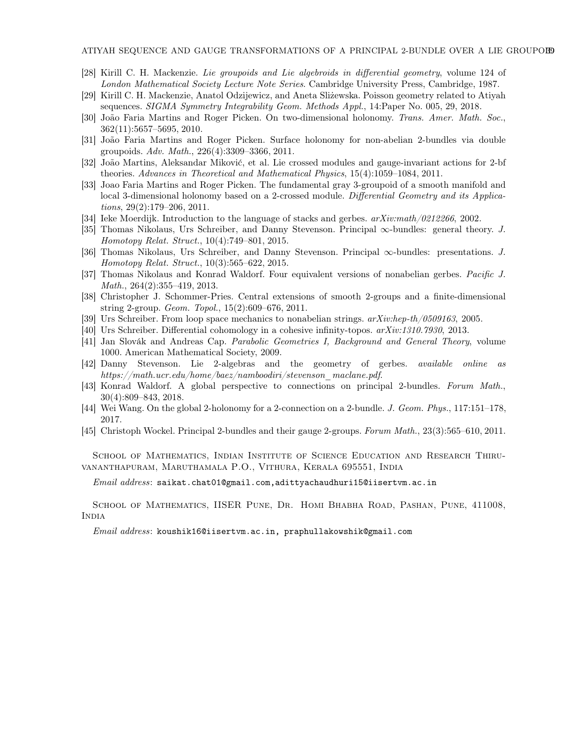[28] Kirill C. H. Mackenzie. *Lie groupoids and Lie algebroids in differential geometry*, volume 124 of *London Mathematical Society Lecture Note Series*. Cambridge University Press, Cambridge, 1987.

[29] Kirill C. H. Mackenzie, Anatol Odzijewicz, and Aneta Sliżewska. Poisson geometry related to Atiyah sequences. *SIGMA Symmetry Integrability Geom. Methods Appl.*, 14:Paper No. 005, 29, 2018.

[30] João Faria Martins and Roger Picken. On two-dimensional holonomy. *Trans. Amer. Math. Soc.*, 362(11):5657–5695, 2010.

[31] João Faria Martins and Roger Picken. Surface holonomy for non-abelian 2-bundles via double groupoids. *Adv. Math.*, 226(4):3309–3366, 2011.

[32] João Martins, Aleksandar Miković, et al. Lie crossed modules and gauge-invariant actions for 2-bf theories. *Advances in Theoretical and Mathematical Physics*, 15(4):1059–1084, 2011.

[33] Joao Faria Martins and Roger Picken. The fundamental gray 3-groupoid of a smooth manifold and local 3-dimensional holonomy based on a 2-crossed module. *Differential Geometry and its Applications*, 29(2):179–206, 2011.

[34] Ieke Moerdijk. Introduction to the language of stacks and gerbes. *arXiv:math/0212266*, 2002.

[35] Thomas Nikolaus, Urs Schreiber, and Danny Stevenson. Principal $\infty$-bundles: general theory. *J. Homotopy Relat. Struct.*, 10(4):749–801, 2015.

[36] Thomas Nikolaus, Urs Schreiber, and Danny Stevenson. Principal $\infty$-bundles: presentations. *J. Homotopy Relat. Struct.*, 10(3):565–622, 2015.

[37] Thomas Nikolaus and Konrad Waldorf. Four equivalent versions of nonabelian gerbes. *Pacific J. Math.*, 264(2):355–419, 2013.

[38] Christopher J. Schommer-Pries. Central extensions of smooth 2-groups and a finite-dimensional string 2-group. *Geom. Topol.*, 15(2):609–676, 2011.

[39] Urs Schreiber. From loop space mechanics to nonabelian strings. *arXiv:hep-th/0509163*, 2005.

[40] Urs Schreiber. Differential cohomology in a cohesive infinity-topos. *arXiv:1310.7930*, 2013.

[41] Jan Slovák and Andreas Cap. *Parabolic Geometries I, Background and General Theory*, volume 1000. American Mathematical Society, 2009.

[42] Danny Stevenson. Lie 2-algebras and the geometry of gerbes. *available online as https://math.ucr.edu/home/baez/namboodiri/stevenson_maclane.pdf*.

[43] Konrad Waldorf. A global perspective to connections on principal 2-bundles. *Forum Math.*, 30(4):809–843, 2018.

[44] Wei Wang. On the global 2-holonomy for a 2-connection on a 2-bundle. *J. Geom. Phys.*, 117:151–178, 2017.

[45] Christoph Wockel. Principal 2-bundles and their gauge 2-groups. *Forum Math.*, 23(3):565–610, 2011.

School of Mathematics, Indian Institute of Science Education and Research Thiruvananthapuram, Maruthamala P.O., Vithura, Kerala 695551, India

*Email address*: saikat.chat01@gmail.com,adittyachaudhuri15@iisertvm.ac.in

School of Mathematics, IISER Pune, Dr. Homi Bhabha Road, Pashan, Pune, 411008, India

*Email address*: koushik16@iisertvm.ac.in, praphullakowshik@gmail.com